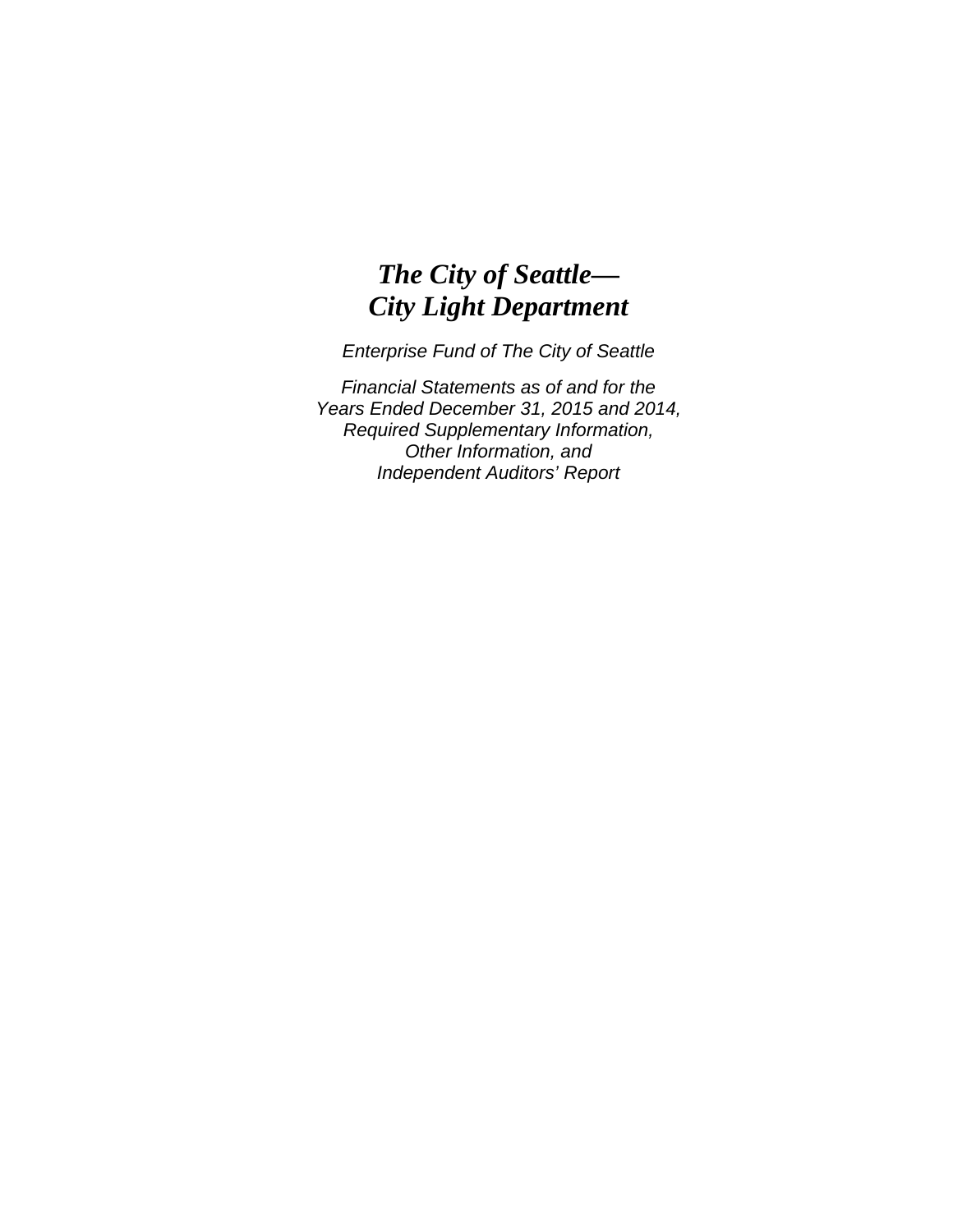# *The City of Seattle— City Light Department*

*Enterprise Fund of The City of Seattle*

*Financial Statements as of and for the Years Ended December 31, 2015 and 2014, Required Supplementary Information, Other Information, and Independent Auditors' Report*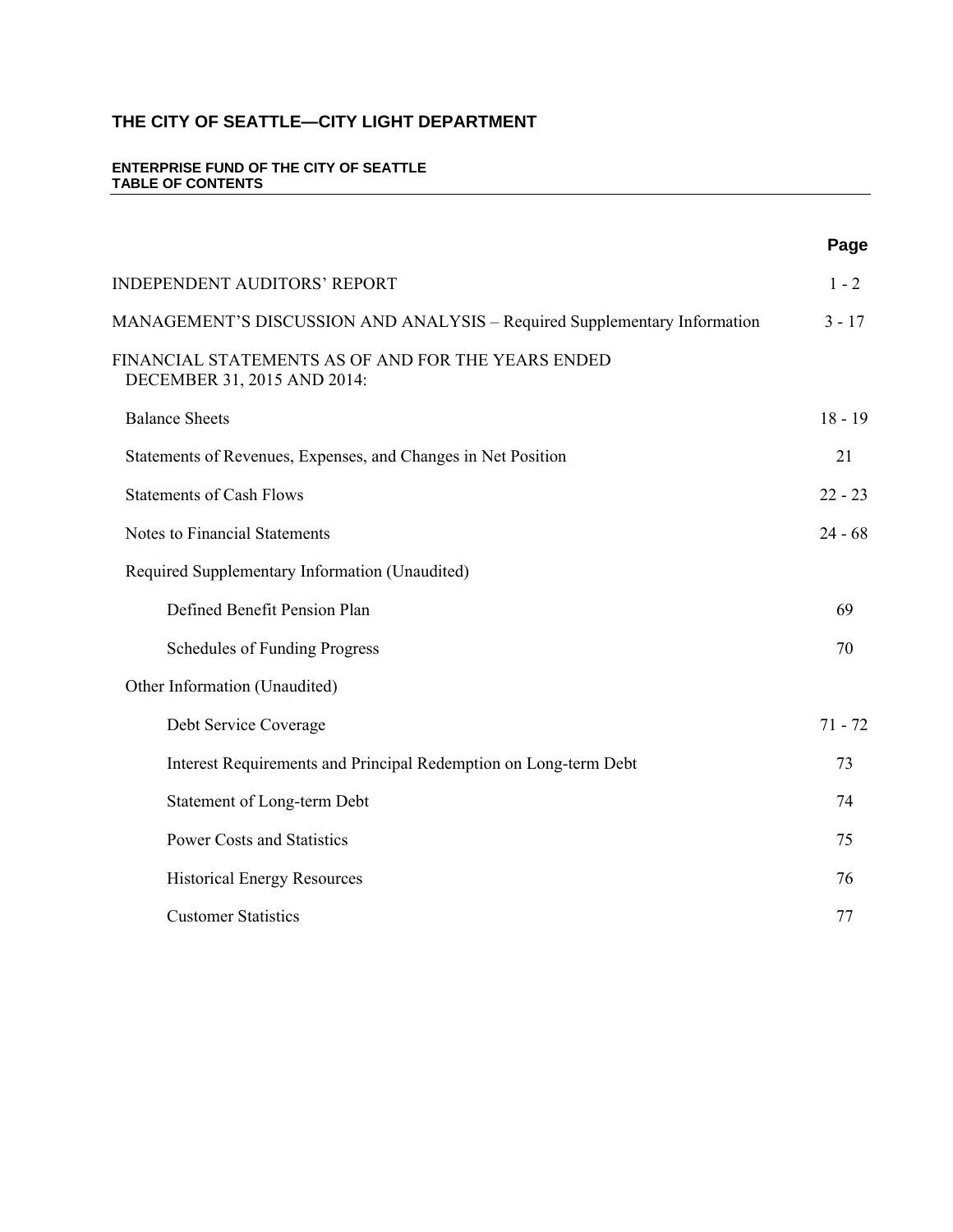# THE CITY OF SEATTLE—CITY LIGHT DEPARTMENT

**ENTERPRISE FUND OF THE CITY OF SEATTLE**
**TABLE OF CONTENTS**

| | Page |
|---|---|
| INDEPENDENT AUDITORS' REPORT | 1 - 2 |
| MANAGEMENT'S DISCUSSION AND ANALYSIS – Required Supplementary Information | 3 - 17 |
| FINANCIAL STATEMENTS AS OF AND FOR THE YEARS ENDED DECEMBER 31, 2015 AND 2014: | |
| Balance Sheets | 18 - 19 |
| Statements of Revenues, Expenses, and Changes in Net Position | 21 |
| Statements of Cash Flows | 22 - 23 |
| Notes to Financial Statements | 24 - 68 |
| Required Supplementary Information (Unaudited) | |
| Defined Benefit Pension Plan | 69 |
| Schedules of Funding Progress | 70 |
| Other Information (Unaudited) | |
| Debt Service Coverage | 71 - 72 |
| Interest Requirements and Principal Redemption on Long-term Debt | 73 |
| Statement of Long-term Debt | 74 |
| Power Costs and Statistics | 75 |
| Historical Energy Resources | 76 |
| Customer Statistics | 77 |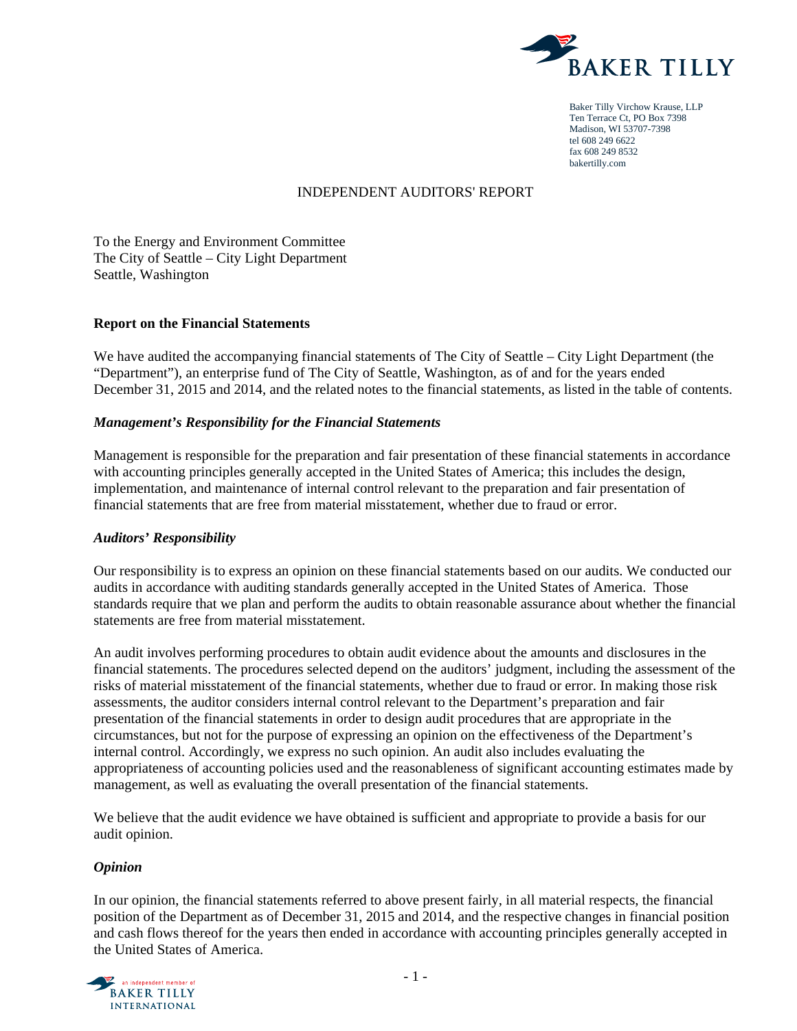Baker Tilly Virchow Krause, LLP
Ten Terrace Ct, PO Box 7398
Madison, WI 53707-7398
tel 608 249 6622
fax 608 249 8532
bakertilly.com

# INDEPENDENT AUDITORS' REPORT

To the Energy and Environment Committee
The City of Seattle – City Light Department
Seattle, Washington

## Report on the Financial Statements

We have audited the accompanying financial statements of The City of Seattle – City Light Department (the "Department"), an enterprise fund of The City of Seattle, Washington, as of and for the years ended December 31, 2015 and 2014, and the related notes to the financial statements, as listed in the table of contents.

### *Management's Responsibility for the Financial Statements*

Management is responsible for the preparation and fair presentation of these financial statements in accordance with accounting principles generally accepted in the United States of America; this includes the design, implementation, and maintenance of internal control relevant to the preparation and fair presentation of financial statements that are free from material misstatement, whether due to fraud or error.

### *Auditors' Responsibility*

Our responsibility is to express an opinion on these financial statements based on our audits. We conducted our audits in accordance with auditing standards generally accepted in the United States of America. Those standards require that we plan and perform the audits to obtain reasonable assurance about whether the financial statements are free from material misstatement.

An audit involves performing procedures to obtain audit evidence about the amounts and disclosures in the financial statements. The procedures selected depend on the auditors' judgment, including the assessment of the risks of material misstatement of the financial statements, whether due to fraud or error. In making those risk assessments, the auditor considers internal control relevant to the Department's preparation and fair presentation of the financial statements in order to design audit procedures that are appropriate in the circumstances, but not for the purpose of expressing an opinion on the effectiveness of the Department's internal control. Accordingly, we express no such opinion. An audit also includes evaluating the appropriateness of accounting policies used and the reasonableness of significant accounting estimates made by management, as well as evaluating the overall presentation of the financial statements.

We believe that the audit evidence we have obtained is sufficient and appropriate to provide a basis for our audit opinion.

### *Opinion*

In our opinion, the financial statements referred to above present fairly, in all material respects, the financial position of the Department as of December 31, 2015 and 2014, and the respective changes in financial position and cash flows thereof for the years then ended in accordance with accounting principles generally accepted in the United States of America.

an independent member of BAKER TILLY INTERNATIONAL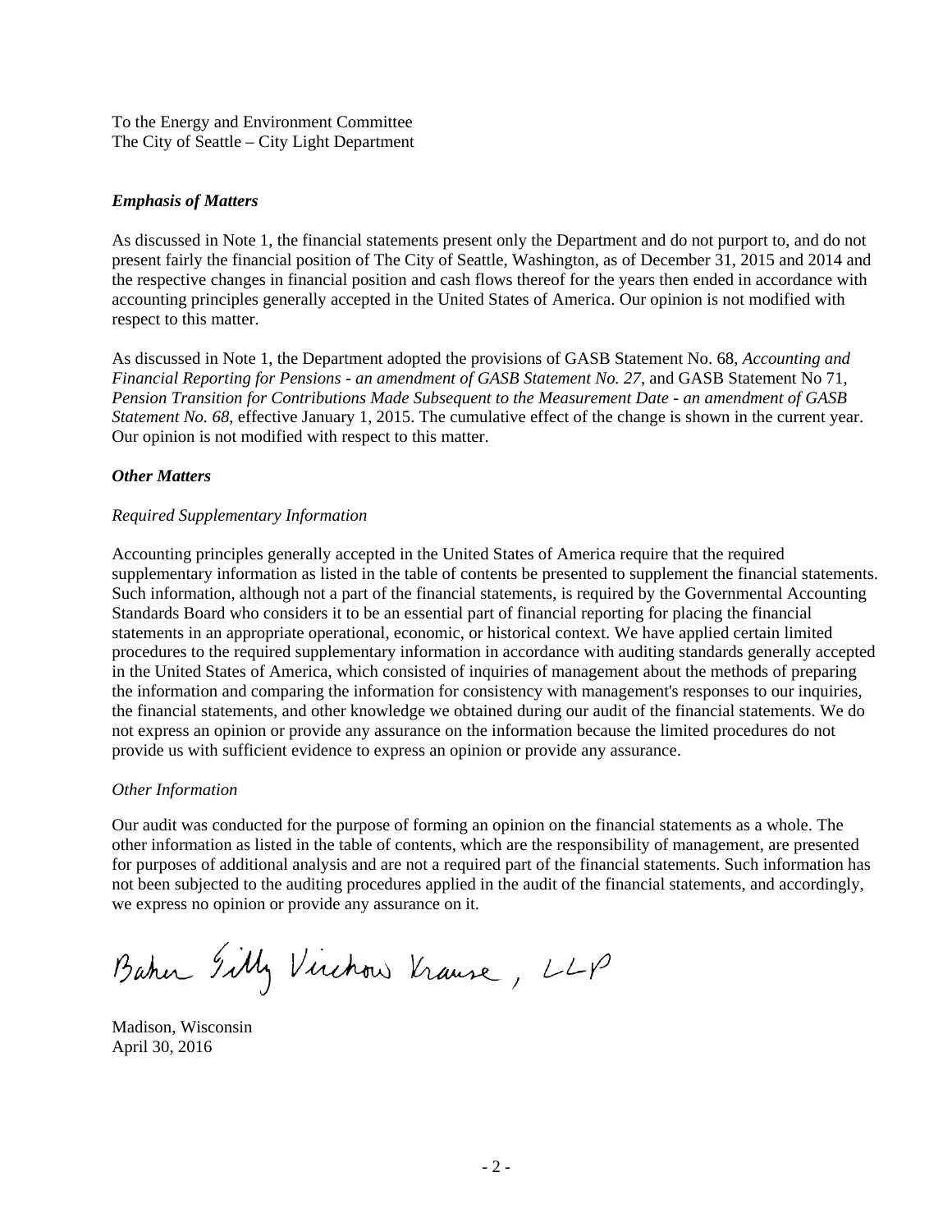To the Energy and Environment Committee
The City of Seattle – City Light Department

***Emphasis of Matters***

As discussed in Note 1, the financial statements present only the Department and do not purport to, and do not present fairly the financial position of The City of Seattle, Washington, as of December 31, 2015 and 2014 and the respective changes in financial position and cash flows thereof for the years then ended in accordance with accounting principles generally accepted in the United States of America. Our opinion is not modified with respect to this matter.

As discussed in Note 1, the Department adopted the provisions of GASB Statement No. 68, *Accounting and Financial Reporting for Pensions - an amendment of GASB Statement No. 27*, and GASB Statement No 71, *Pension Transition for Contributions Made Subsequent to the Measurement Date - an amendment of GASB Statement No. 68*, effective January 1, 2015. The cumulative effect of the change is shown in the current year. Our opinion is not modified with respect to this matter.

***Other Matters***

*Required Supplementary Information*

Accounting principles generally accepted in the United States of America require that the required supplementary information as listed in the table of contents be presented to supplement the financial statements. Such information, although not a part of the financial statements, is required by the Governmental Accounting Standards Board who considers it to be an essential part of financial reporting for placing the financial statements in an appropriate operational, economic, or historical context. We have applied certain limited procedures to the required supplementary information in accordance with auditing standards generally accepted in the United States of America, which consisted of inquiries of management about the methods of preparing the information and comparing the information for consistency with management's responses to our inquiries, the financial statements, and other knowledge we obtained during our audit of the financial statements. We do not express an opinion or provide any assurance on the information because the limited procedures do not provide us with sufficient evidence to express an opinion or provide any assurance.

*Other Information*

Our audit was conducted for the purpose of forming an opinion on the financial statements as a whole. The other information as listed in the table of contents, which are the responsibility of management, are presented for purposes of additional analysis and are not a required part of the financial statements. Such information has not been subjected to the auditing procedures applied in the audit of the financial statements, and accordingly, we express no opinion or provide any assurance on it.

Baker Tilly Virchow Krause, LLP

Madison, Wisconsin
April 30, 2016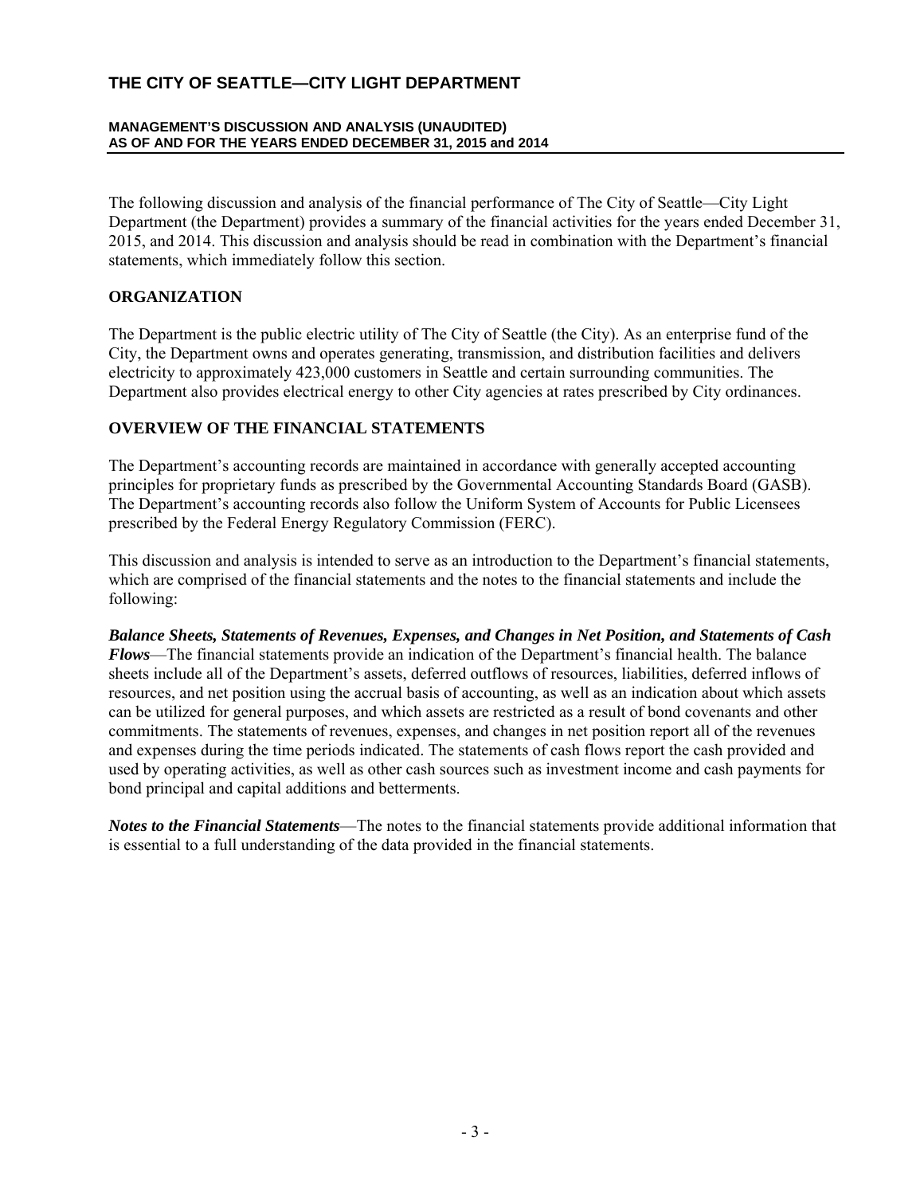# THE CITY OF SEATTLE—CITY LIGHT DEPARTMENT

**MANAGEMENT'S DISCUSSION AND ANALYSIS (UNAUDITED)**
**AS OF AND FOR THE YEARS ENDED DECEMBER 31, 2015 and 2014**

The following discussion and analysis of the financial performance of The City of Seattle—City Light Department (the Department) provides a summary of the financial activities for the years ended December 31, 2015, and 2014. This discussion and analysis should be read in combination with the Department's financial statements, which immediately follow this section.

## ORGANIZATION

The Department is the public electric utility of The City of Seattle (the City). As an enterprise fund of the City, the Department owns and operates generating, transmission, and distribution facilities and delivers electricity to approximately 423,000 customers in Seattle and certain surrounding communities. The Department also provides electrical energy to other City agencies at rates prescribed by City ordinances.

## OVERVIEW OF THE FINANCIAL STATEMENTS

The Department's accounting records are maintained in accordance with generally accepted accounting principles for proprietary funds as prescribed by the Governmental Accounting Standards Board (GASB). The Department's accounting records also follow the Uniform System of Accounts for Public Licensees prescribed by the Federal Energy Regulatory Commission (FERC).

This discussion and analysis is intended to serve as an introduction to the Department's financial statements, which are comprised of the financial statements and the notes to the financial statements and include the following:

***Balance Sheets, Statements of Revenues, Expenses, and Changes in Net Position, and Statements of Cash Flows***—The financial statements provide an indication of the Department's financial health. The balance sheets include all of the Department's assets, deferred outflows of resources, liabilities, deferred inflows of resources, and net position using the accrual basis of accounting, as well as an indication about which assets can be utilized for general purposes, and which assets are restricted as a result of bond covenants and other commitments. The statements of revenues, expenses, and changes in net position report all of the revenues and expenses during the time periods indicated. The statements of cash flows report the cash provided and used by operating activities, as well as other cash sources such as investment income and cash payments for bond principal and capital additions and betterments.

***Notes to the Financial Statements***—The notes to the financial statements provide additional information that is essential to a full understanding of the data provided in the financial statements.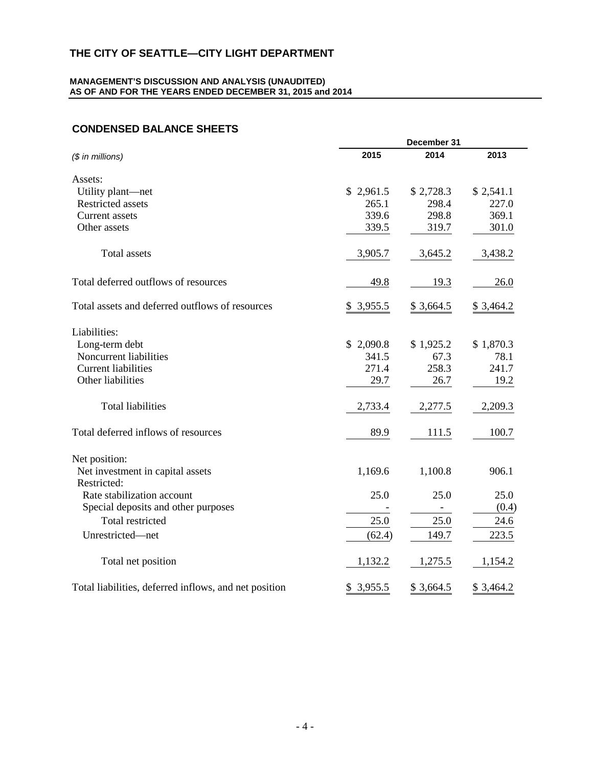# THE CITY OF SEATTLE—CITY LIGHT DEPARTMENT

**MANAGEMENT'S DISCUSSION AND ANALYSIS (UNAUDITED)**
**AS OF AND FOR THE YEARS ENDED DECEMBER 31, 2015 and 2014**

## CONDENSED BALANCE SHEETS

| *($ in millions)* | December 31 2015 | 2014 | 2013 |
|---|---|---|---|
| Assets: | | | |
| Utility plant—net | $ 2,961.5 | $ 2,728.3 | $ 2,541.1 |
| Restricted assets | 265.1 | 298.4 | 227.0 |
| Current assets | 339.6 | 298.8 | 369.1 |
| Other assets | 339.5 | 319.7 | 301.0 |
| Total assets | 3,905.7 | 3,645.2 | 3,438.2 |
| Total deferred outflows of resources | 49.8 | 19.3 | 26.0 |
| Total assets and deferred outflows of resources | $ 3,955.5 | $ 3,664.5 | $ 3,464.2 |
| Liabilities: | | | |
| Long-term debt | $ 2,090.8 | $ 1,925.2 | $ 1,870.3 |
| Noncurrent liabilities | 341.5 | 67.3 | 78.1 |
| Current liabilities | 271.4 | 258.3 | 241.7 |
| Other liabilities | 29.7 | 26.7 | 19.2 |
| Total liabilities | 2,733.4 | 2,277.5 | 2,209.3 |
| Total deferred inflows of resources | 89.9 | 111.5 | 100.7 |
| Net position: | | | |
| Net investment in capital assets | 1,169.6 | 1,100.8 | 906.1 |
| Restricted: | | | |
| Rate stabilization account | 25.0 | 25.0 | 25.0 |
| Special deposits and other purposes | - | - | (0.4) |
| Total restricted | 25.0 | 25.0 | 24.6 |
| Unrestricted—net | (62.4) | 149.7 | 223.5 |
| Total net position | 1,132.2 | 1,275.5 | 1,154.2 |
| Total liabilities, deferred inflows, and net position | $ 3,955.5 | $ 3,664.5 | $ 3,464.2 |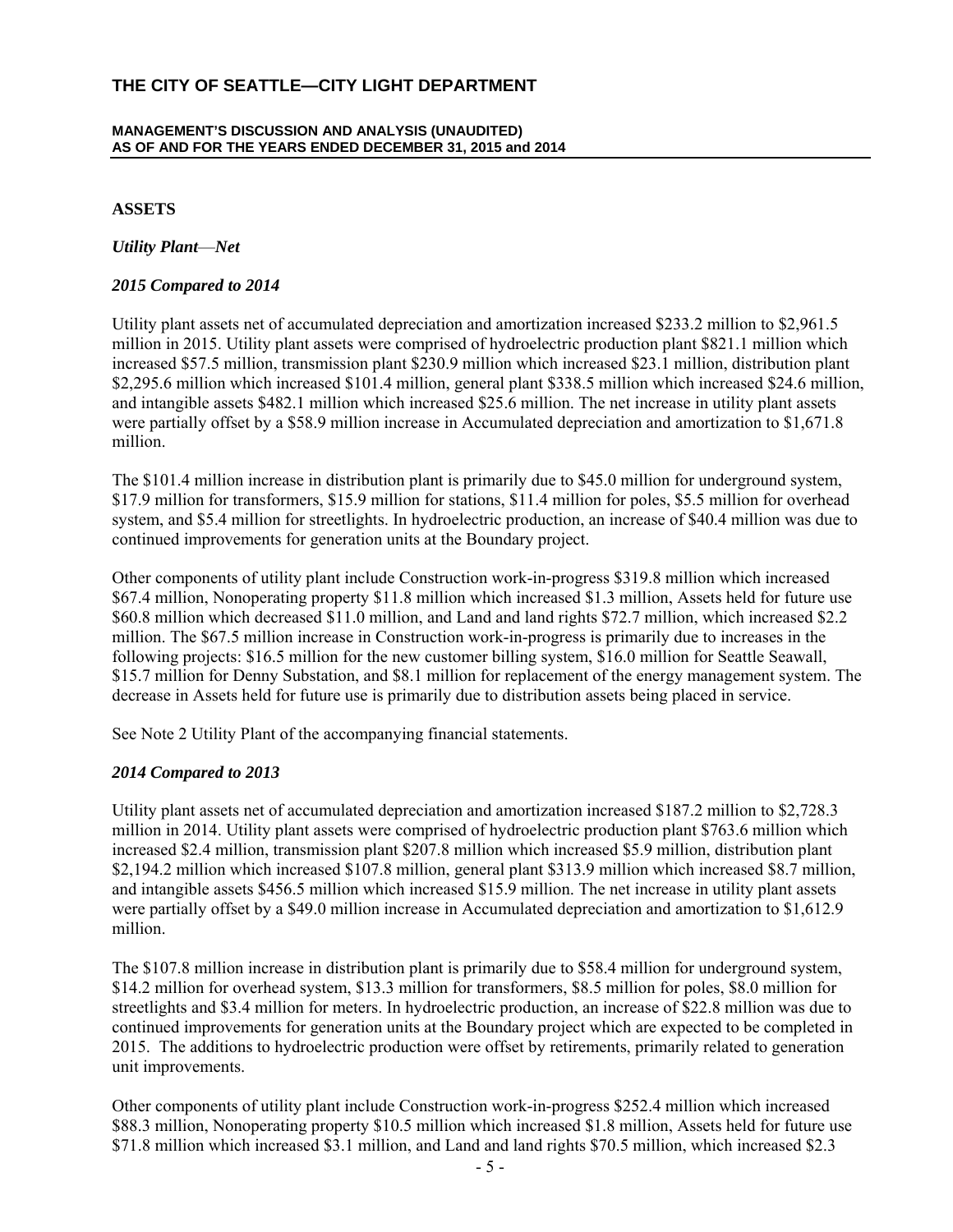## ASSETS

### *Utility Plant—Net*

#### *2015 Compared to 2014*

Utility plant assets net of accumulated depreciation and amortization increased $233.2 million to $2,961.5 million in 2015. Utility plant assets were comprised of hydroelectric production plant $821.1 million which increased $57.5 million, transmission plant $230.9 million which increased $23.1 million, distribution plant $2,295.6 million which increased $101.4 million, general plant $338.5 million which increased $24.6 million, and intangible assets $482.1 million which increased $25.6 million. The net increase in utility plant assets were partially offset by a $58.9 million increase in Accumulated depreciation and amortization to $1,671.8 million.

The $101.4 million increase in distribution plant is primarily due to $45.0 million for underground system, $17.9 million for transformers, $15.9 million for stations, $11.4 million for poles, $5.5 million for overhead system, and $5.4 million for streetlights. In hydroelectric production, an increase of $40.4 million was due to continued improvements for generation units at the Boundary project.

Other components of utility plant include Construction work-in-progress $319.8 million which increased $67.4 million, Nonoperating property $11.8 million which increased $1.3 million, Assets held for future use $60.8 million which decreased $11.0 million, and Land and land rights $72.7 million, which increased $2.2 million. The $67.5 million increase in Construction work-in-progress is primarily due to increases in the following projects: $16.5 million for the new customer billing system, $16.0 million for Seattle Seawall, $15.7 million for Denny Substation, and $8.1 million for replacement of the energy management system. The decrease in Assets held for future use is primarily due to distribution assets being placed in service.

See Note 2 Utility Plant of the accompanying financial statements.

#### *2014 Compared to 2013*

Utility plant assets net of accumulated depreciation and amortization increased $187.2 million to $2,728.3 million in 2014. Utility plant assets were comprised of hydroelectric production plant $763.6 million which increased $2.4 million, transmission plant $207.8 million which increased $5.9 million, distribution plant $2,194.2 million which increased $107.8 million, general plant $313.9 million which increased $8.7 million, and intangible assets $456.5 million which increased $15.9 million. The net increase in utility plant assets were partially offset by a $49.0 million increase in Accumulated depreciation and amortization to $1,612.9 million.

The $107.8 million increase in distribution plant is primarily due to $58.4 million for underground system, $14.2 million for overhead system, $13.3 million for transformers, $8.5 million for poles, $8.0 million for streetlights and $3.4 million for meters. In hydroelectric production, an increase of $22.8 million was due to continued improvements for generation units at the Boundary project which are expected to be completed in 2015. The additions to hydroelectric production were offset by retirements, primarily related to generation unit improvements.

Other components of utility plant include Construction work-in-progress $252.4 million which increased $88.3 million, Nonoperating property $10.5 million which increased $1.8 million, Assets held for future use $71.8 million which increased $3.1 million, and Land and land rights $70.5 million, which increased $2.3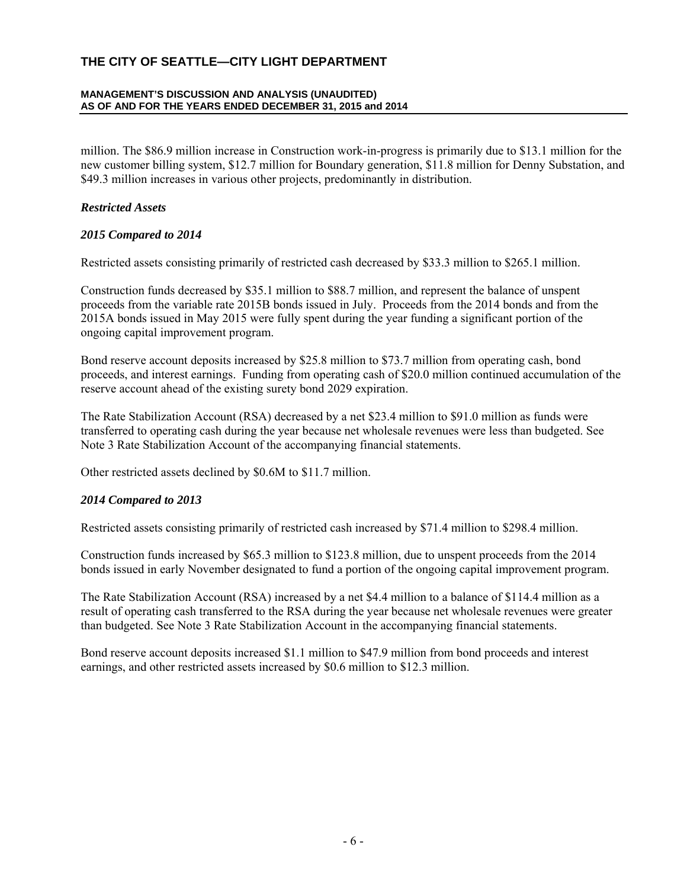million. The $86.9 million increase in Construction work-in-progress is primarily due to $13.1 million for the new customer billing system, $12.7 million for Boundary generation, $11.8 million for Denny Substation, and $49.3 million increases in various other projects, predominantly in distribution.

### *Restricted Assets*

### *2015 Compared to 2014*

Restricted assets consisting primarily of restricted cash decreased by $33.3 million to $265.1 million.

Construction funds decreased by $35.1 million to $88.7 million, and represent the balance of unspent proceeds from the variable rate 2015B bonds issued in July. Proceeds from the 2014 bonds and from the 2015A bonds issued in May 2015 were fully spent during the year funding a significant portion of the ongoing capital improvement program.

Bond reserve account deposits increased by $25.8 million to $73.7 million from operating cash, bond proceeds, and interest earnings. Funding from operating cash of $20.0 million continued accumulation of the reserve account ahead of the existing surety bond 2029 expiration.

The Rate Stabilization Account (RSA) decreased by a net $23.4 million to $91.0 million as funds were transferred to operating cash during the year because net wholesale revenues were less than budgeted. See Note 3 Rate Stabilization Account of the accompanying financial statements.

Other restricted assets declined by $0.6M to $11.7 million.

### *2014 Compared to 2013*

Restricted assets consisting primarily of restricted cash increased by $71.4 million to $298.4 million.

Construction funds increased by $65.3 million to $123.8 million, due to unspent proceeds from the 2014 bonds issued in early November designated to fund a portion of the ongoing capital improvement program.

The Rate Stabilization Account (RSA) increased by a net $4.4 million to a balance of $114.4 million as a result of operating cash transferred to the RSA during the year because net wholesale revenues were greater than budgeted. See Note 3 Rate Stabilization Account in the accompanying financial statements.

Bond reserve account deposits increased $1.1 million to $47.9 million from bond proceeds and interest earnings, and other restricted assets increased by $0.6 million to $12.3 million.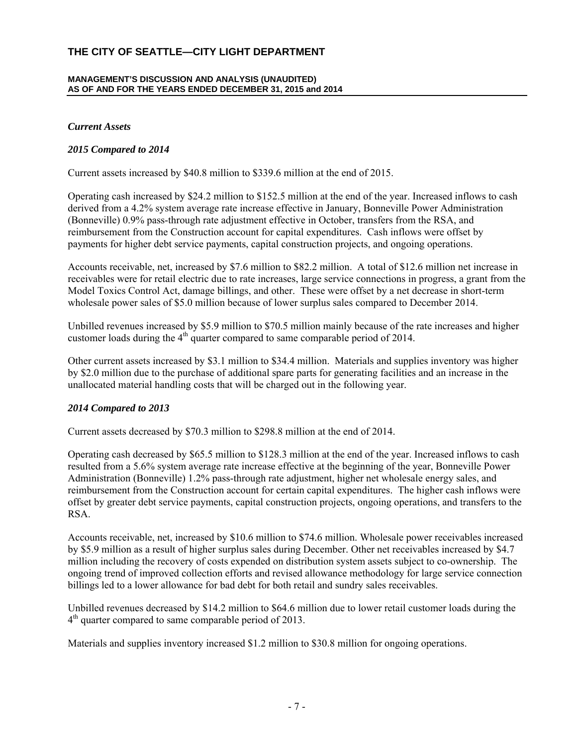*Current Assets*

*2015 Compared to 2014*

Current assets increased by $40.8 million to $339.6 million at the end of 2015.

Operating cash increased by $24.2 million to $152.5 million at the end of the year. Increased inflows to cash derived from a 4.2% system average rate increase effective in January, Bonneville Power Administration (Bonneville) 0.9% pass-through rate adjustment effective in October, transfers from the RSA, and reimbursement from the Construction account for capital expenditures. Cash inflows were offset by payments for higher debt service payments, capital construction projects, and ongoing operations.

Accounts receivable, net, increased by $7.6 million to $82.2 million. A total of $12.6 million net increase in receivables were for retail electric due to rate increases, large service connections in progress, a grant from the Model Toxics Control Act, damage billings, and other. These were offset by a net decrease in short-term wholesale power sales of $5.0 million because of lower surplus sales compared to December 2014.

Unbilled revenues increased by $5.9 million to $70.5 million mainly because of the rate increases and higher customer loads during the 4th quarter compared to same comparable period of 2014.

Other current assets increased by $3.1 million to $34.4 million. Materials and supplies inventory was higher by $2.0 million due to the purchase of additional spare parts for generating facilities and an increase in the unallocated material handling costs that will be charged out in the following year.

*2014 Compared to 2013*

Current assets decreased by $70.3 million to $298.8 million at the end of 2014.

Operating cash decreased by $65.5 million to $128.3 million at the end of the year. Increased inflows to cash resulted from a 5.6% system average rate increase effective at the beginning of the year, Bonneville Power Administration (Bonneville) 1.2% pass-through rate adjustment, higher net wholesale energy sales, and reimbursement from the Construction account for certain capital expenditures. The higher cash inflows were offset by greater debt service payments, capital construction projects, ongoing operations, and transfers to the RSA.

Accounts receivable, net, increased by $10.6 million to $74.6 million. Wholesale power receivables increased by $5.9 million as a result of higher surplus sales during December. Other net receivables increased by $4.7 million including the recovery of costs expended on distribution system assets subject to co-ownership. The ongoing trend of improved collection efforts and revised allowance methodology for large service connection billings led to a lower allowance for bad debt for both retail and sundry sales receivables.

Unbilled revenues decreased by $14.2 million to $64.6 million due to lower retail customer loads during the 4th quarter compared to same comparable period of 2013.

Materials and supplies inventory increased $1.2 million to $30.8 million for ongoing operations.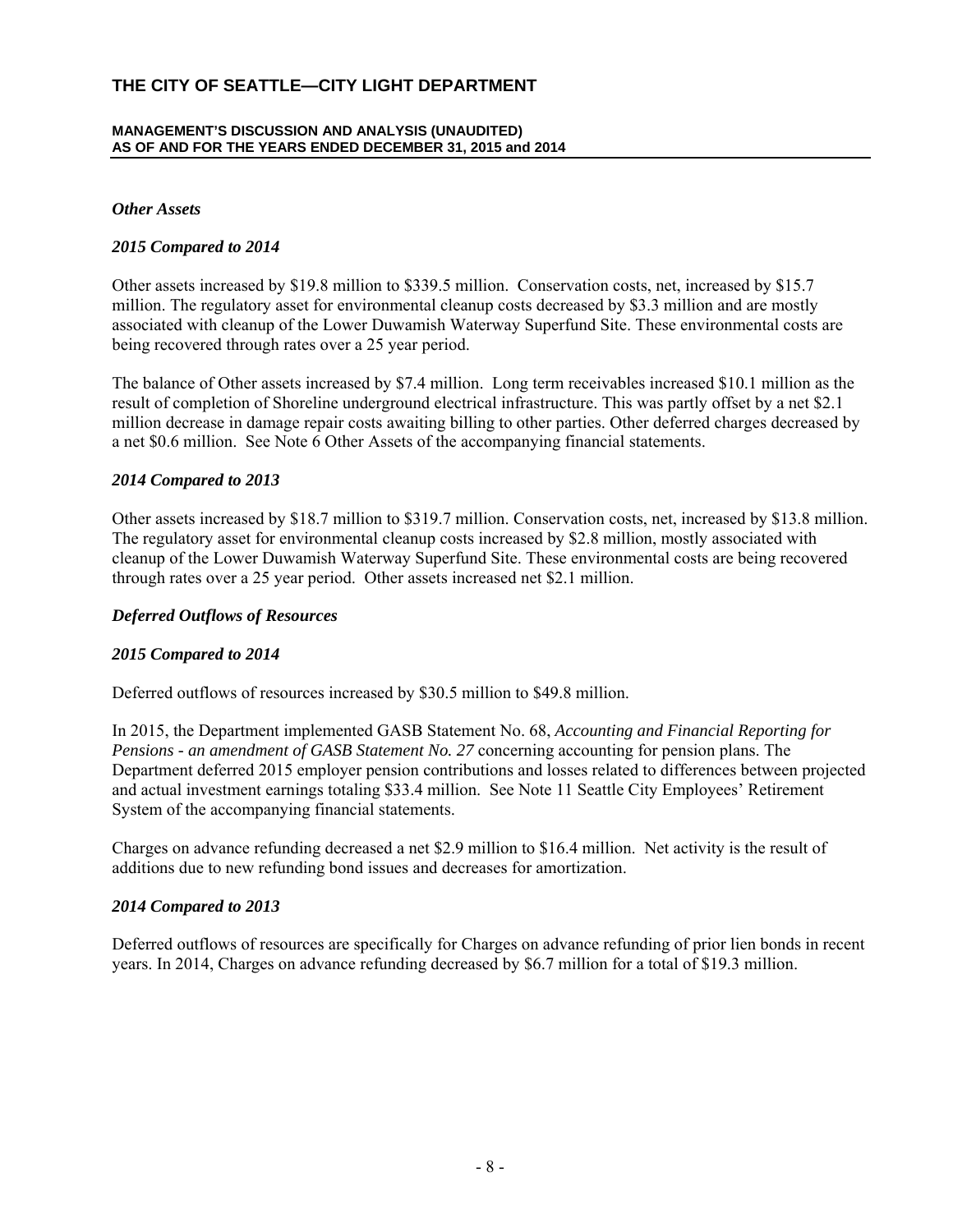### *Other Assets*

#### *2015 Compared to 2014*

Other assets increased by $19.8 million to $339.5 million. Conservation costs, net, increased by $15.7 million. The regulatory asset for environmental cleanup costs decreased by $3.3 million and are mostly associated with cleanup of the Lower Duwamish Waterway Superfund Site. These environmental costs are being recovered through rates over a 25 year period.

The balance of Other assets increased by $7.4 million. Long term receivables increased $10.1 million as the result of completion of Shoreline underground electrical infrastructure. This was partly offset by a net $2.1 million decrease in damage repair costs awaiting billing to other parties. Other deferred charges decreased by a net $0.6 million. See Note 6 Other Assets of the accompanying financial statements.

#### *2014 Compared to 2013*

Other assets increased by $18.7 million to $319.7 million. Conservation costs, net, increased by $13.8 million. The regulatory asset for environmental cleanup costs increased by $2.8 million, mostly associated with cleanup of the Lower Duwamish Waterway Superfund Site. These environmental costs are being recovered through rates over a 25 year period. Other assets increased net $2.1 million.

### *Deferred Outflows of Resources*

#### *2015 Compared to 2014*

Deferred outflows of resources increased by $30.5 million to $49.8 million.

In 2015, the Department implemented GASB Statement No. 68, *Accounting and Financial Reporting for Pensions - an amendment of GASB Statement No. 27* concerning accounting for pension plans. The Department deferred 2015 employer pension contributions and losses related to differences between projected and actual investment earnings totaling $33.4 million. See Note 11 Seattle City Employees' Retirement System of the accompanying financial statements.

Charges on advance refunding decreased a net $2.9 million to $16.4 million. Net activity is the result of additions due to new refunding bond issues and decreases for amortization.

#### *2014 Compared to 2013*

Deferred outflows of resources are specifically for Charges on advance refunding of prior lien bonds in recent years. In 2014, Charges on advance refunding decreased by $6.7 million for a total of $19.3 million.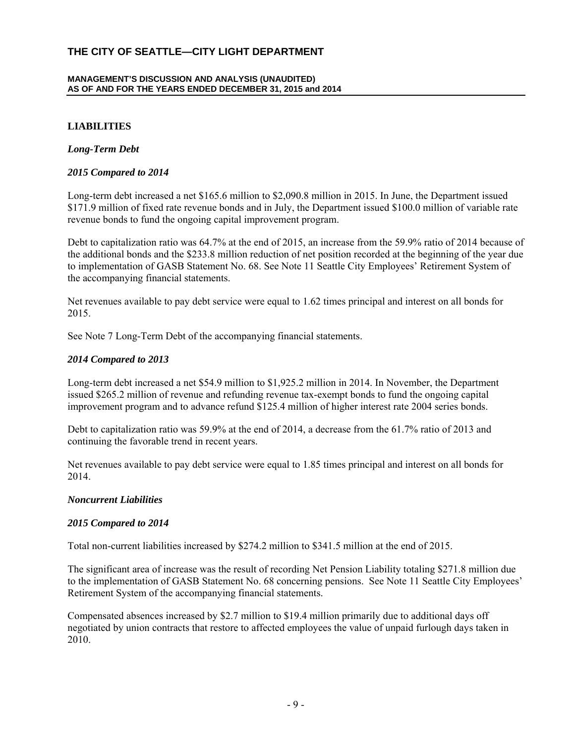## LIABILITIES

### *Long-Term Debt*

### *2015 Compared to 2014*

Long-term debt increased a net $165.6 million to $2,090.8 million in 2015. In June, the Department issued $171.9 million of fixed rate revenue bonds and in July, the Department issued $100.0 million of variable rate revenue bonds to fund the ongoing capital improvement program.

Debt to capitalization ratio was 64.7% at the end of 2015, an increase from the 59.9% ratio of 2014 because of the additional bonds and the $233.8 million reduction of net position recorded at the beginning of the year due to implementation of GASB Statement No. 68. See Note 11 Seattle City Employees' Retirement System of the accompanying financial statements.

Net revenues available to pay debt service were equal to 1.62 times principal and interest on all bonds for 2015.

See Note 7 Long-Term Debt of the accompanying financial statements.

### *2014 Compared to 2013*

Long-term debt increased a net $54.9 million to $1,925.2 million in 2014. In November, the Department issued $265.2 million of revenue and refunding revenue tax-exempt bonds to fund the ongoing capital improvement program and to advance refund $125.4 million of higher interest rate 2004 series bonds.

Debt to capitalization ratio was 59.9% at the end of 2014, a decrease from the 61.7% ratio of 2013 and continuing the favorable trend in recent years.

Net revenues available to pay debt service were equal to 1.85 times principal and interest on all bonds for 2014.

### *Noncurrent Liabilities*

### *2015 Compared to 2014*

Total non-current liabilities increased by $274.2 million to $341.5 million at the end of 2015.

The significant area of increase was the result of recording Net Pension Liability totaling $271.8 million due to the implementation of GASB Statement No. 68 concerning pensions. See Note 11 Seattle City Employees' Retirement System of the accompanying financial statements.

Compensated absences increased by $2.7 million to $19.4 million primarily due to additional days off negotiated by union contracts that restore to affected employees the value of unpaid furlough days taken in 2010.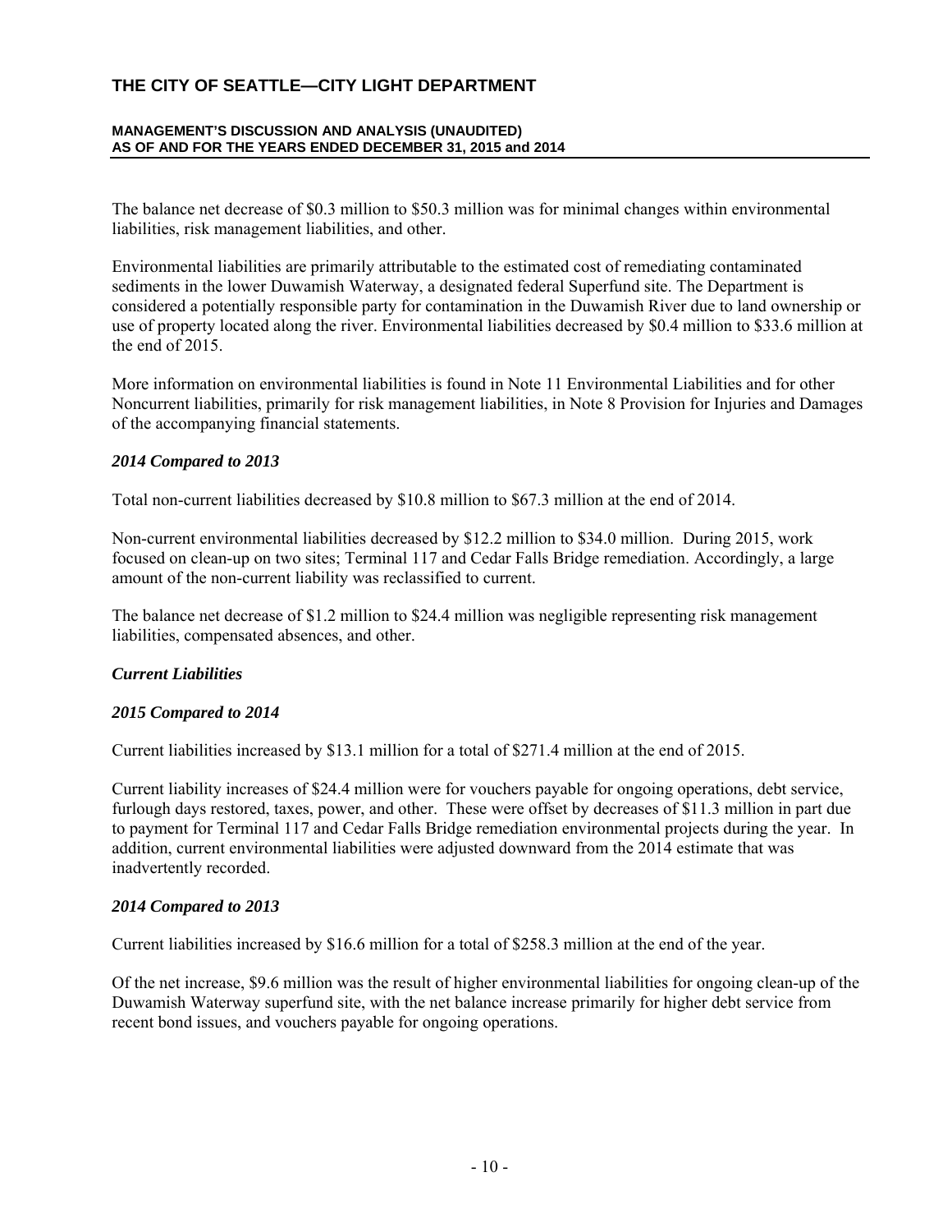The balance net decrease of \$0.3 million to \$50.3 million was for minimal changes within environmental liabilities, risk management liabilities, and other.

Environmental liabilities are primarily attributable to the estimated cost of remediating contaminated sediments in the lower Duwamish Waterway, a designated federal Superfund site. The Department is considered a potentially responsible party for contamination in the Duwamish River due to land ownership or use of property located along the river. Environmental liabilities decreased by \$0.4 million to \$33.6 million at the end of 2015.

More information on environmental liabilities is found in Note 11 Environmental Liabilities and for other Noncurrent liabilities, primarily for risk management liabilities, in Note 8 Provision for Injuries and Damages of the accompanying financial statements.

### *2014 Compared to 2013*

Total non-current liabilities decreased by \$10.8 million to \$67.3 million at the end of 2014.

Non-current environmental liabilities decreased by \$12.2 million to \$34.0 million. During 2015, work focused on clean-up on two sites; Terminal 117 and Cedar Falls Bridge remediation. Accordingly, a large amount of the non-current liability was reclassified to current.

The balance net decrease of \$1.2 million to \$24.4 million was negligible representing risk management liabilities, compensated absences, and other.

### *Current Liabilities*

### *2015 Compared to 2014*

Current liabilities increased by \$13.1 million for a total of \$271.4 million at the end of 2015.

Current liability increases of \$24.4 million were for vouchers payable for ongoing operations, debt service, furlough days restored, taxes, power, and other. These were offset by decreases of \$11.3 million in part due to payment for Terminal 117 and Cedar Falls Bridge remediation environmental projects during the year. In addition, current environmental liabilities were adjusted downward from the 2014 estimate that was inadvertently recorded.

### *2014 Compared to 2013*

Current liabilities increased by \$16.6 million for a total of \$258.3 million at the end of the year.

Of the net increase, \$9.6 million was the result of higher environmental liabilities for ongoing clean-up of the Duwamish Waterway superfund site, with the net balance increase primarily for higher debt service from recent bond issues, and vouchers payable for ongoing operations.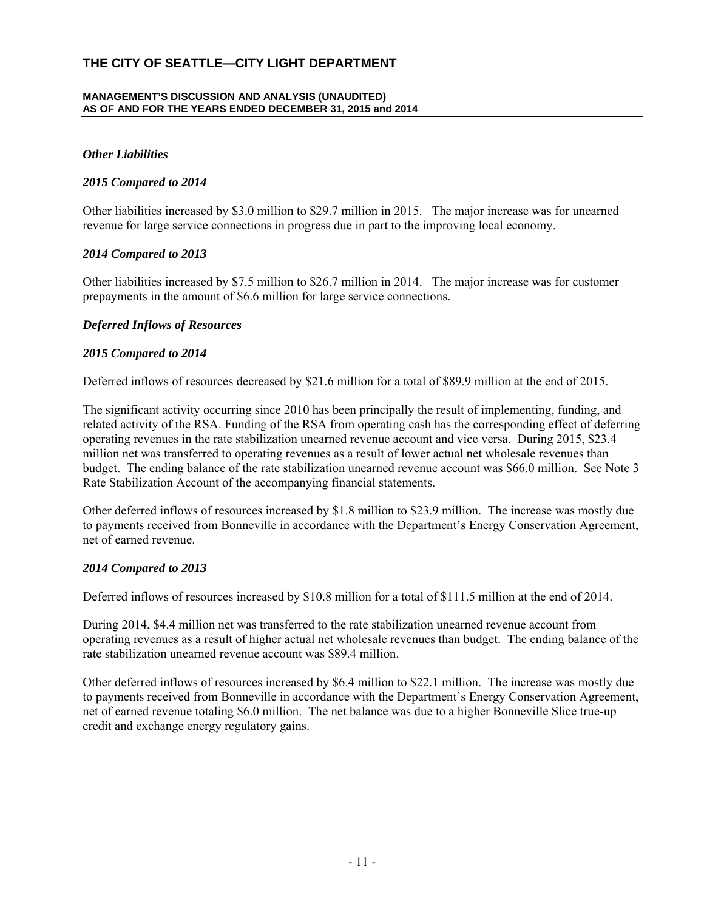### *Other Liabilities*

### *2015 Compared to 2014*

Other liabilities increased by $3.0 million to $29.7 million in 2015. The major increase was for unearned revenue for large service connections in progress due in part to the improving local economy.

### *2014 Compared to 2013*

Other liabilities increased by $7.5 million to $26.7 million in 2014. The major increase was for customer prepayments in the amount of $6.6 million for large service connections.

### *Deferred Inflows of Resources*

### *2015 Compared to 2014*

Deferred inflows of resources decreased by $21.6 million for a total of $89.9 million at the end of 2015.

The significant activity occurring since 2010 has been principally the result of implementing, funding, and related activity of the RSA. Funding of the RSA from operating cash has the corresponding effect of deferring operating revenues in the rate stabilization unearned revenue account and vice versa. During 2015, $23.4 million net was transferred to operating revenues as a result of lower actual net wholesale revenues than budget. The ending balance of the rate stabilization unearned revenue account was $66.0 million. See Note 3 Rate Stabilization Account of the accompanying financial statements.

Other deferred inflows of resources increased by $1.8 million to $23.9 million. The increase was mostly due to payments received from Bonneville in accordance with the Department's Energy Conservation Agreement, net of earned revenue.

### *2014 Compared to 2013*

Deferred inflows of resources increased by $10.8 million for a total of $111.5 million at the end of 2014.

During 2014, $4.4 million net was transferred to the rate stabilization unearned revenue account from operating revenues as a result of higher actual net wholesale revenues than budget. The ending balance of the rate stabilization unearned revenue account was $89.4 million.

Other deferred inflows of resources increased by $6.4 million to $22.1 million. The increase was mostly due to payments received from Bonneville in accordance with the Department's Energy Conservation Agreement, net of earned revenue totaling $6.0 million. The net balance was due to a higher Bonneville Slice true-up credit and exchange energy regulatory gains.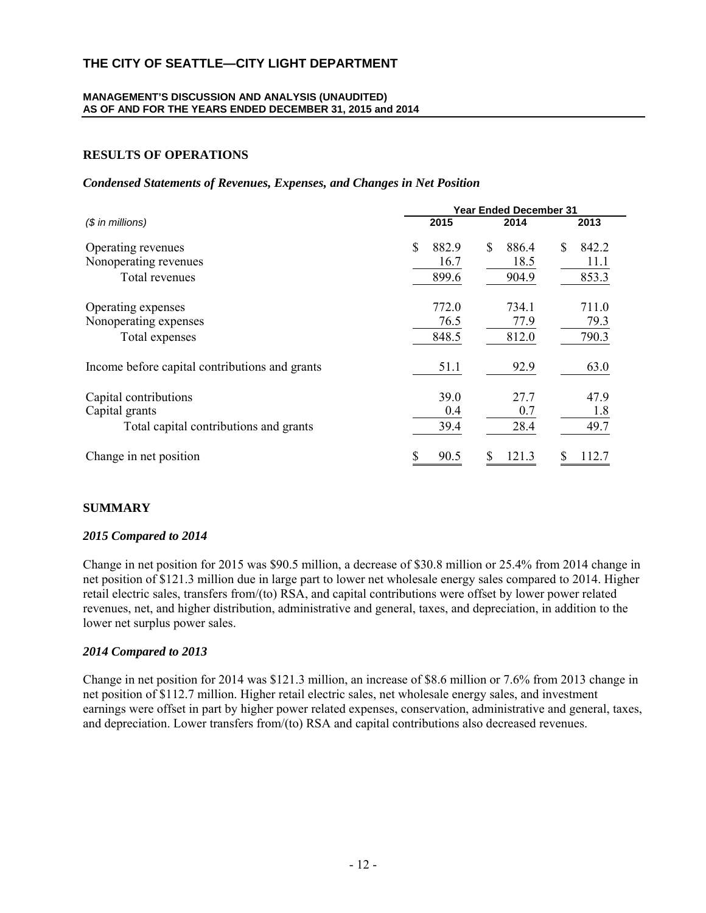# THE CITY OF SEATTLE—CITY LIGHT DEPARTMENT

**MANAGEMENT'S DISCUSSION AND ANALYSIS (UNAUDITED)**
**AS OF AND FOR THE YEARS ENDED DECEMBER 31, 2015 and 2014**

## RESULTS OF OPERATIONS

### *Condensed Statements of Revenues, Expenses, and Changes in Net Position*

| *($ in millions)* | Year Ended December 31 | | |
|---|---|---|---|
| | **2015** | **2014** | **2013** |
| Operating revenues | $ 882.9 | $ 886.4 | $ 842.2 |
| Nonoperating revenues | 16.7 | 18.5 | 11.1 |
| Total revenues | 899.6 | 904.9 | 853.3 |
| Operating expenses | 772.0 | 734.1 | 711.0 |
| Nonoperating expenses | 76.5 | 77.9 | 79.3 |
| Total expenses | 848.5 | 812.0 | 790.3 |
| Income before capital contributions and grants | 51.1 | 92.9 | 63.0 |
| Capital contributions | 39.0 | 27.7 | 47.9 |
| Capital grants | 0.4 | 0.7 | 1.8 |
| Total capital contributions and grants | 39.4 | 28.4 | 49.7 |
| Change in net position | $ 90.5 | $ 121.3 | $ 112.7 |

## SUMMARY

### *2015 Compared to 2014*

Change in net position for 2015 was $90.5 million, a decrease of $30.8 million or 25.4% from 2014 change in net position of $121.3 million due in large part to lower net wholesale energy sales compared to 2014. Higher retail electric sales, transfers from/(to) RSA, and capital contributions were offset by lower power related revenues, net, and higher distribution, administrative and general, taxes, and depreciation, in addition to the lower net surplus power sales.

### *2014 Compared to 2013*

Change in net position for 2014 was $121.3 million, an increase of $8.6 million or 7.6% from 2013 change in net position of $112.7 million. Higher retail electric sales, net wholesale energy sales, and investment earnings were offset in part by higher power related expenses, conservation, administrative and general, taxes, and depreciation. Lower transfers from/(to) RSA and capital contributions also decreased revenues.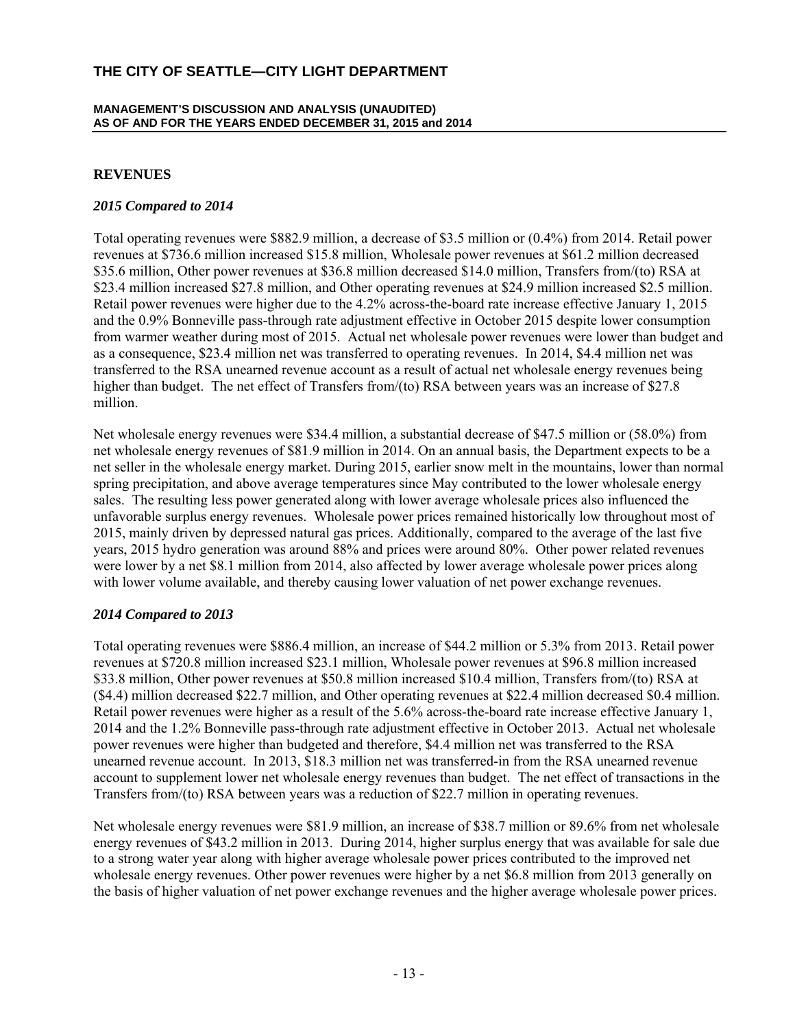## REVENUES

### *2015 Compared to 2014*

Total operating revenues were $882.9 million, a decrease of $3.5 million or (0.4%) from 2014. Retail power revenues at $736.6 million increased $15.8 million, Wholesale power revenues at $61.2 million decreased $35.6 million, Other power revenues at $36.8 million decreased $14.0 million, Transfers from/(to) RSA at $23.4 million increased $27.8 million, and Other operating revenues at $24.9 million increased $2.5 million. Retail power revenues were higher due to the 4.2% across-the-board rate increase effective January 1, 2015 and the 0.9% Bonneville pass-through rate adjustment effective in October 2015 despite lower consumption from warmer weather during most of 2015. Actual net wholesale power revenues were lower than budget and as a consequence, $23.4 million net was transferred to operating revenues. In 2014, $4.4 million net was transferred to the RSA unearned revenue account as a result of actual net wholesale energy revenues being higher than budget. The net effect of Transfers from/(to) RSA between years was an increase of $27.8 million.

Net wholesale energy revenues were $34.4 million, a substantial decrease of $47.5 million or (58.0%) from net wholesale energy revenues of $81.9 million in 2014. On an annual basis, the Department expects to be a net seller in the wholesale energy market. During 2015, earlier snow melt in the mountains, lower than normal spring precipitation, and above average temperatures since May contributed to the lower wholesale energy sales. The resulting less power generated along with lower average wholesale prices also influenced the unfavorable surplus energy revenues. Wholesale power prices remained historically low throughout most of 2015, mainly driven by depressed natural gas prices. Additionally, compared to the average of the last five years, 2015 hydro generation was around 88% and prices were around 80%. Other power related revenues were lower by a net $8.1 million from 2014, also affected by lower average wholesale power prices along with lower volume available, and thereby causing lower valuation of net power exchange revenues.

### *2014 Compared to 2013*

Total operating revenues were $886.4 million, an increase of $44.2 million or 5.3% from 2013. Retail power revenues at $720.8 million increased $23.1 million, Wholesale power revenues at $96.8 million increased $33.8 million, Other power revenues at $50.8 million increased $10.4 million, Transfers from/(to) RSA at ($4.4) million decreased $22.7 million, and Other operating revenues at $22.4 million decreased $0.4 million. Retail power revenues were higher as a result of the 5.6% across-the-board rate increase effective January 1, 2014 and the 1.2% Bonneville pass-through rate adjustment effective in October 2013. Actual net wholesale power revenues were higher than budgeted and therefore, $4.4 million net was transferred to the RSA unearned revenue account. In 2013, $18.3 million net was transferred-in from the RSA unearned revenue account to supplement lower net wholesale energy revenues than budget. The net effect of transactions in the Transfers from/(to) RSA between years was a reduction of $22.7 million in operating revenues.

Net wholesale energy revenues were $81.9 million, an increase of $38.7 million or 89.6% from net wholesale energy revenues of $43.2 million in 2013. During 2014, higher surplus energy that was available for sale due to a strong water year along with higher average wholesale power prices contributed to the improved net wholesale energy revenues. Other power revenues were higher by a net $6.8 million from 2013 generally on the basis of higher valuation of net power exchange revenues and the higher average wholesale power prices.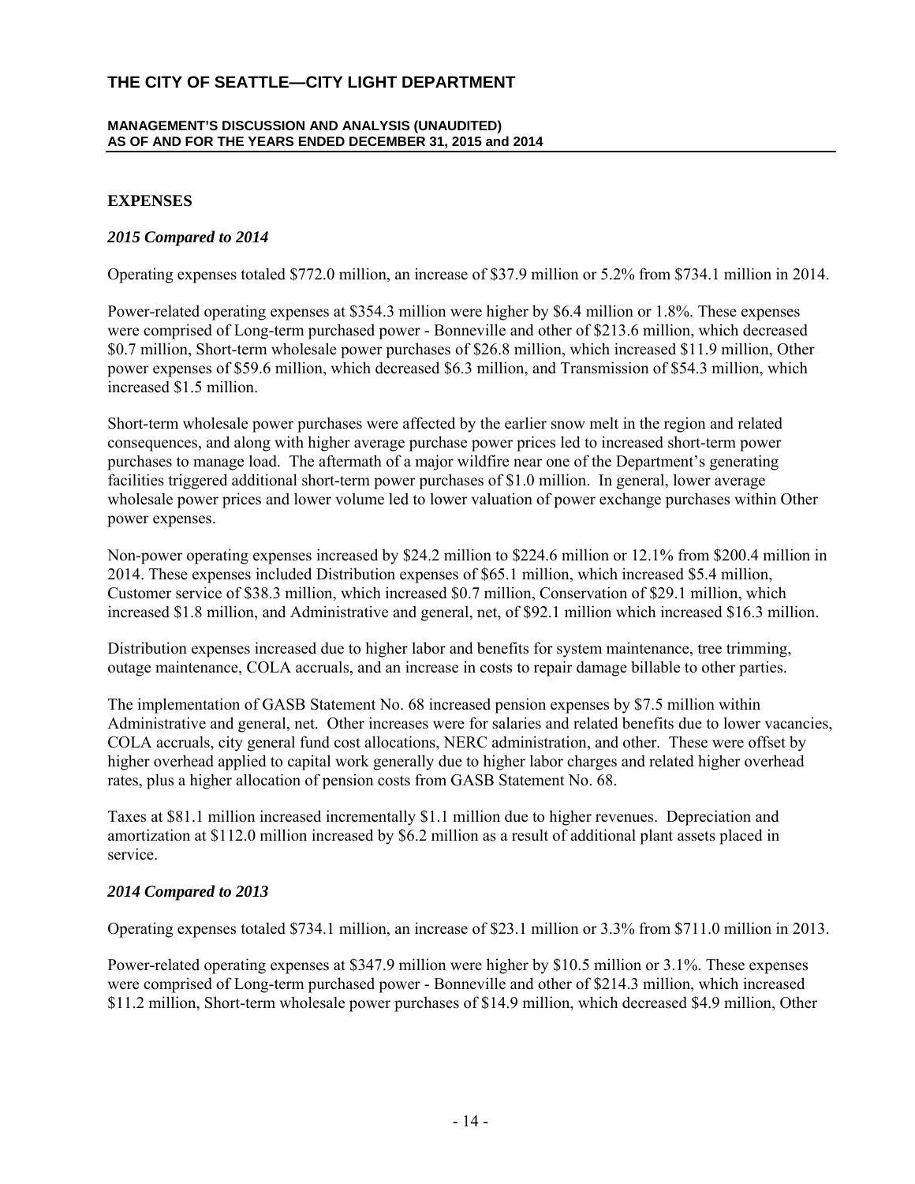## EXPENSES

### *2015 Compared to 2014*

Operating expenses totaled $772.0 million, an increase of $37.9 million or 5.2% from $734.1 million in 2014.

Power-related operating expenses at $354.3 million were higher by $6.4 million or 1.8%. These expenses were comprised of Long-term purchased power - Bonneville and other of $213.6 million, which decreased $0.7 million, Short-term wholesale power purchases of $26.8 million, which increased $11.9 million, Other power expenses of $59.6 million, which decreased $6.3 million, and Transmission of $54.3 million, which increased $1.5 million.

Short-term wholesale power purchases were affected by the earlier snow melt in the region and related consequences, and along with higher average purchase power prices led to increased short-term power purchases to manage load. The aftermath of a major wildfire near one of the Department's generating facilities triggered additional short-term power purchases of $1.0 million. In general, lower average wholesale power prices and lower volume led to lower valuation of power exchange purchases within Other power expenses.

Non-power operating expenses increased by $24.2 million to $224.6 million or 12.1% from $200.4 million in 2014. These expenses included Distribution expenses of $65.1 million, which increased $5.4 million, Customer service of $38.3 million, which increased $0.7 million, Conservation of $29.1 million, which increased $1.8 million, and Administrative and general, net, of $92.1 million which increased $16.3 million.

Distribution expenses increased due to higher labor and benefits for system maintenance, tree trimming, outage maintenance, COLA accruals, and an increase in costs to repair damage billable to other parties.

The implementation of GASB Statement No. 68 increased pension expenses by $7.5 million within Administrative and general, net. Other increases were for salaries and related benefits due to lower vacancies, COLA accruals, city general fund cost allocations, NERC administration, and other. These were offset by higher overhead applied to capital work generally due to higher labor charges and related higher overhead rates, plus a higher allocation of pension costs from GASB Statement No. 68.

Taxes at $81.1 million increased incrementally $1.1 million due to higher revenues. Depreciation and amortization at $112.0 million increased by $6.2 million as a result of additional plant assets placed in service.

### *2014 Compared to 2013*

Operating expenses totaled $734.1 million, an increase of $23.1 million or 3.3% from $711.0 million in 2013.

Power-related operating expenses at $347.9 million were higher by $10.5 million or 3.1%. These expenses were comprised of Long-term purchased power - Bonneville and other of $214.3 million, which increased $11.2 million, Short-term wholesale power purchases of $14.9 million, which decreased $4.9 million, Other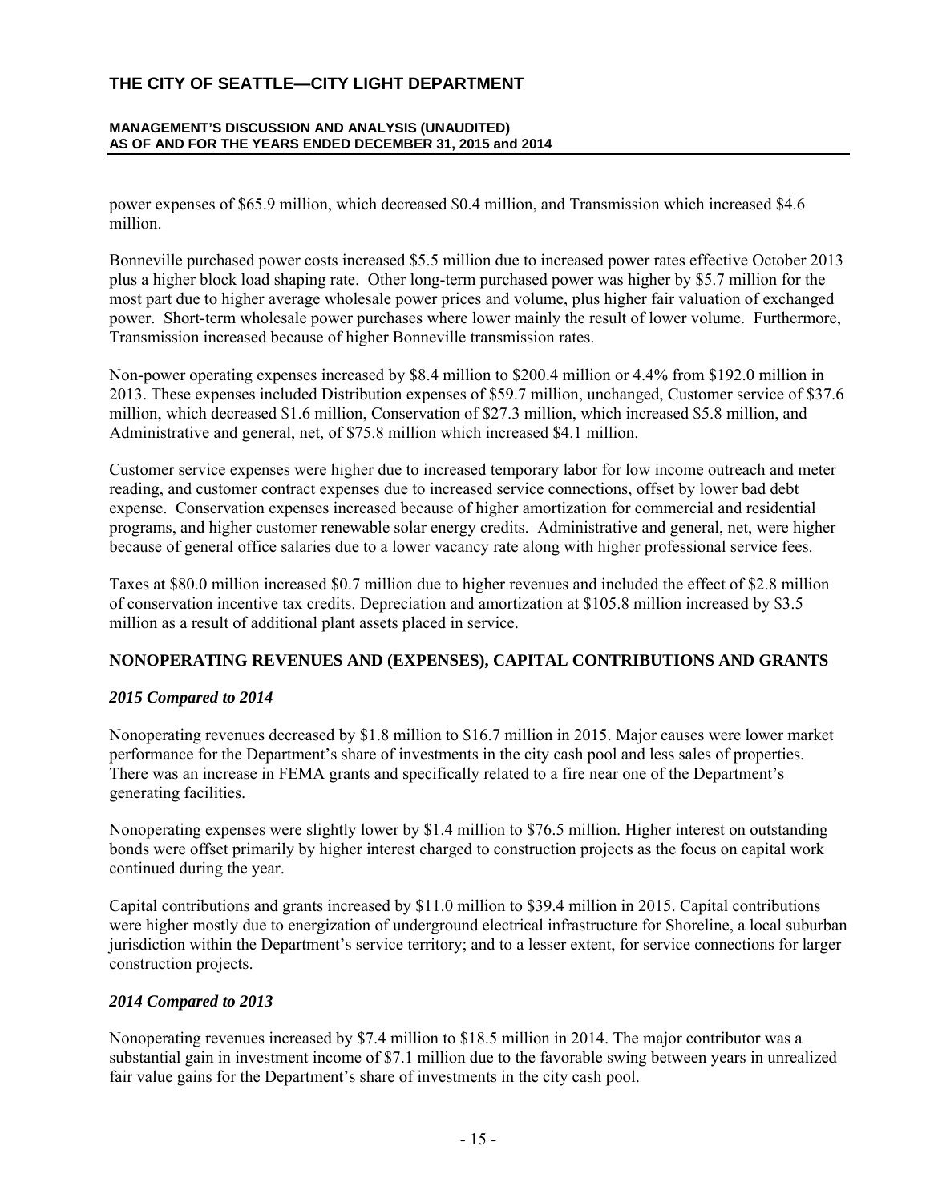power expenses of $65.9 million, which decreased $0.4 million, and Transmission which increased $4.6 million.

Bonneville purchased power costs increased $5.5 million due to increased power rates effective October 2013 plus a higher block load shaping rate. Other long-term purchased power was higher by $5.7 million for the most part due to higher average wholesale power prices and volume, plus higher fair valuation of exchanged power. Short-term wholesale power purchases where lower mainly the result of lower volume. Furthermore, Transmission increased because of higher Bonneville transmission rates.

Non-power operating expenses increased by $8.4 million to $200.4 million or 4.4% from $192.0 million in 2013. These expenses included Distribution expenses of $59.7 million, unchanged, Customer service of $37.6 million, which decreased $1.6 million, Conservation of $27.3 million, which increased $5.8 million, and Administrative and general, net, of $75.8 million which increased $4.1 million.

Customer service expenses were higher due to increased temporary labor for low income outreach and meter reading, and customer contract expenses due to increased service connections, offset by lower bad debt expense. Conservation expenses increased because of higher amortization for commercial and residential programs, and higher customer renewable solar energy credits. Administrative and general, net, were higher because of general office salaries due to a lower vacancy rate along with higher professional service fees.

Taxes at $80.0 million increased $0.7 million due to higher revenues and included the effect of $2.8 million of conservation incentive tax credits. Depreciation and amortization at $105.8 million increased by $3.5 million as a result of additional plant assets placed in service.

## NONOPERATING REVENUES AND (EXPENSES), CAPITAL CONTRIBUTIONS AND GRANTS

### *2015 Compared to 2014*

Nonoperating revenues decreased by $1.8 million to $16.7 million in 2015. Major causes were lower market performance for the Department's share of investments in the city cash pool and less sales of properties. There was an increase in FEMA grants and specifically related to a fire near one of the Department's generating facilities.

Nonoperating expenses were slightly lower by $1.4 million to $76.5 million. Higher interest on outstanding bonds were offset primarily by higher interest charged to construction projects as the focus on capital work continued during the year.

Capital contributions and grants increased by $11.0 million to $39.4 million in 2015. Capital contributions were higher mostly due to energization of underground electrical infrastructure for Shoreline, a local suburban jurisdiction within the Department's service territory; and to a lesser extent, for service connections for larger construction projects.

### *2014 Compared to 2013*

Nonoperating revenues increased by $7.4 million to $18.5 million in 2014. The major contributor was a substantial gain in investment income of $7.1 million due to the favorable swing between years in unrealized fair value gains for the Department's share of investments in the city cash pool.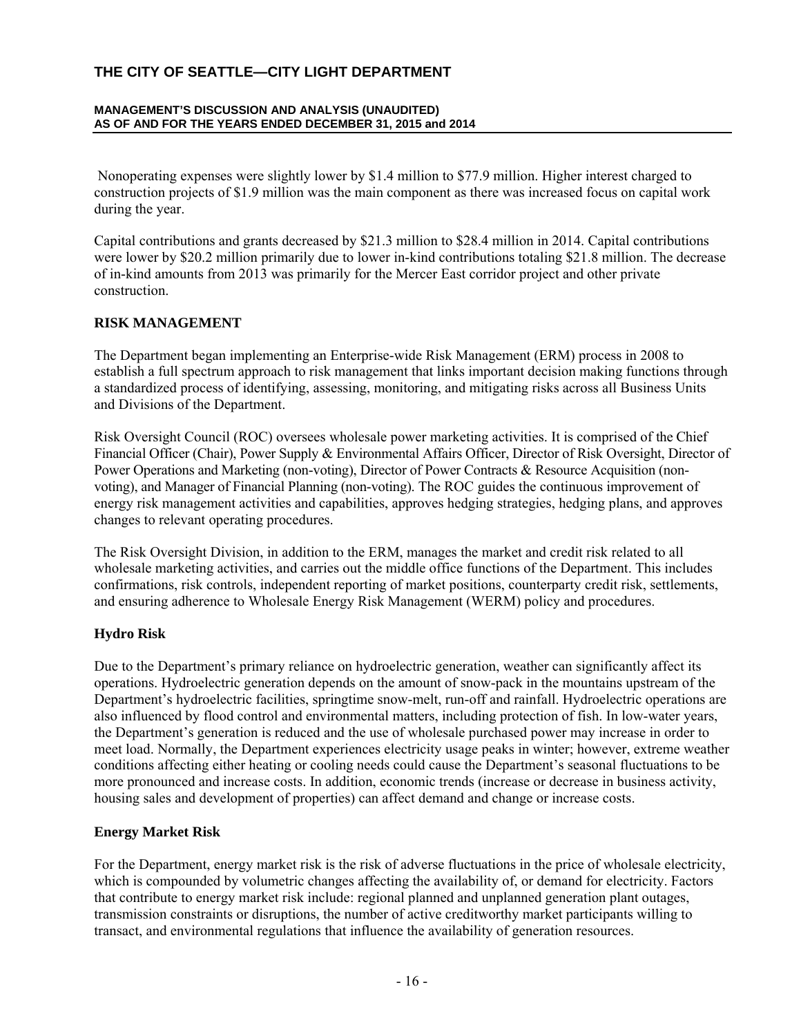Nonoperating expenses were slightly lower by $1.4 million to $77.9 million. Higher interest charged to construction projects of $1.9 million was the main component as there was increased focus on capital work during the year.

Capital contributions and grants decreased by $21.3 million to $28.4 million in 2014. Capital contributions were lower by $20.2 million primarily due to lower in-kind contributions totaling $21.8 million. The decrease of in-kind amounts from 2013 was primarily for the Mercer East corridor project and other private construction.

## RISK MANAGEMENT

The Department began implementing an Enterprise-wide Risk Management (ERM) process in 2008 to establish a full spectrum approach to risk management that links important decision making functions through a standardized process of identifying, assessing, monitoring, and mitigating risks across all Business Units and Divisions of the Department.

Risk Oversight Council (ROC) oversees wholesale power marketing activities. It is comprised of the Chief Financial Officer (Chair), Power Supply & Environmental Affairs Officer, Director of Risk Oversight, Director of Power Operations and Marketing (non-voting), Director of Power Contracts & Resource Acquisition (non-voting), and Manager of Financial Planning (non-voting). The ROC guides the continuous improvement of energy risk management activities and capabilities, approves hedging strategies, hedging plans, and approves changes to relevant operating procedures.

The Risk Oversight Division, in addition to the ERM, manages the market and credit risk related to all wholesale marketing activities, and carries out the middle office functions of the Department. This includes confirmations, risk controls, independent reporting of market positions, counterparty credit risk, settlements, and ensuring adherence to Wholesale Energy Risk Management (WERM) policy and procedures.

### Hydro Risk

Due to the Department's primary reliance on hydroelectric generation, weather can significantly affect its operations. Hydroelectric generation depends on the amount of snow-pack in the mountains upstream of the Department's hydroelectric facilities, springtime snow-melt, run-off and rainfall. Hydroelectric operations are also influenced by flood control and environmental matters, including protection of fish. In low-water years, the Department's generation is reduced and the use of wholesale purchased power may increase in order to meet load. Normally, the Department experiences electricity usage peaks in winter; however, extreme weather conditions affecting either heating or cooling needs could cause the Department's seasonal fluctuations to be more pronounced and increase costs. In addition, economic trends (increase or decrease in business activity, housing sales and development of properties) can affect demand and change or increase costs.

### Energy Market Risk

For the Department, energy market risk is the risk of adverse fluctuations in the price of wholesale electricity, which is compounded by volumetric changes affecting the availability of, or demand for electricity. Factors that contribute to energy market risk include: regional planned and unplanned generation plant outages, transmission constraints or disruptions, the number of active creditworthy market participants willing to transact, and environmental regulations that influence the availability of generation resources.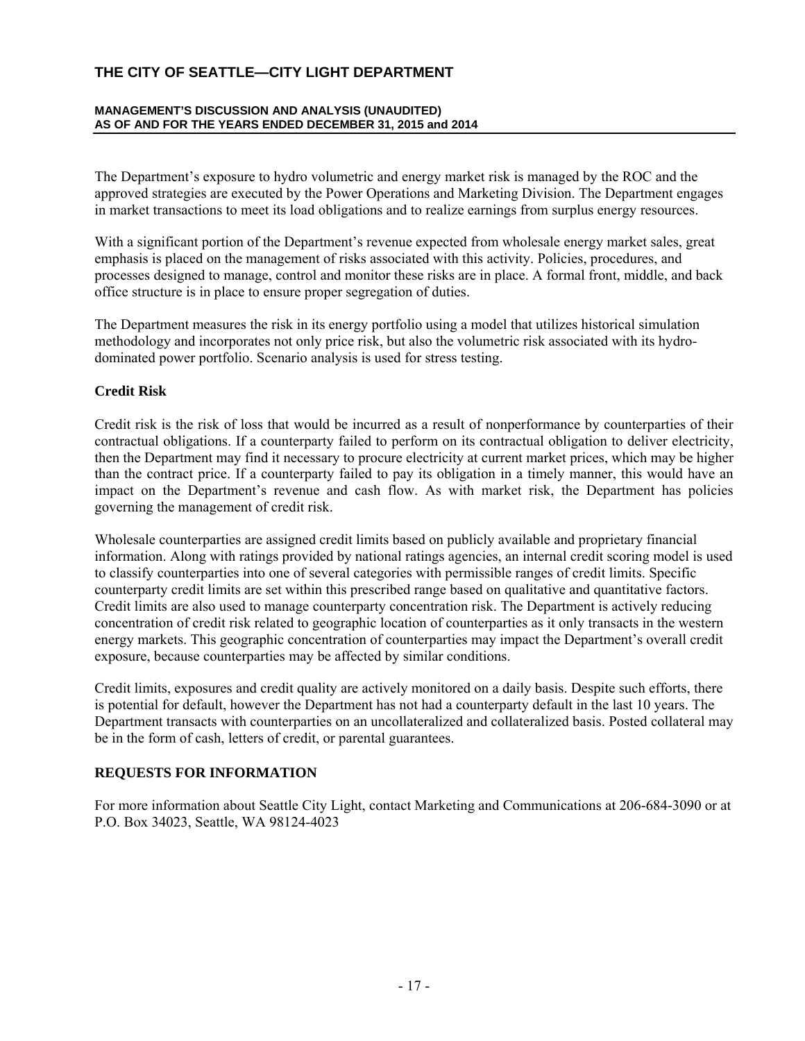The Department's exposure to hydro volumetric and energy market risk is managed by the ROC and the approved strategies are executed by the Power Operations and Marketing Division. The Department engages in market transactions to meet its load obligations and to realize earnings from surplus energy resources.

With a significant portion of the Department's revenue expected from wholesale energy market sales, great emphasis is placed on the management of risks associated with this activity. Policies, procedures, and processes designed to manage, control and monitor these risks are in place. A formal front, middle, and back office structure is in place to ensure proper segregation of duties.

The Department measures the risk in its energy portfolio using a model that utilizes historical simulation methodology and incorporates not only price risk, but also the volumetric risk associated with its hydro-dominated power portfolio. Scenario analysis is used for stress testing.

### Credit Risk

Credit risk is the risk of loss that would be incurred as a result of nonperformance by counterparties of their contractual obligations. If a counterparty failed to perform on its contractual obligation to deliver electricity, then the Department may find it necessary to procure electricity at current market prices, which may be higher than the contract price. If a counterparty failed to pay its obligation in a timely manner, this would have an impact on the Department's revenue and cash flow. As with market risk, the Department has policies governing the management of credit risk.

Wholesale counterparties are assigned credit limits based on publicly available and proprietary financial information. Along with ratings provided by national ratings agencies, an internal credit scoring model is used to classify counterparties into one of several categories with permissible ranges of credit limits. Specific counterparty credit limits are set within this prescribed range based on qualitative and quantitative factors. Credit limits are also used to manage counterparty concentration risk. The Department is actively reducing concentration of credit risk related to geographic location of counterparties as it only transacts in the western energy markets. This geographic concentration of counterparties may impact the Department's overall credit exposure, because counterparties may be affected by similar conditions.

Credit limits, exposures and credit quality are actively monitored on a daily basis. Despite such efforts, there is potential for default, however the Department has not had a counterparty default in the last 10 years. The Department transacts with counterparties on an uncollateralized and collateralized basis. Posted collateral may be in the form of cash, letters of credit, or parental guarantees.

## REQUESTS FOR INFORMATION

For more information about Seattle City Light, contact Marketing and Communications at 206-684-3090 or at P.O. Box 34023, Seattle, WA 98124-4023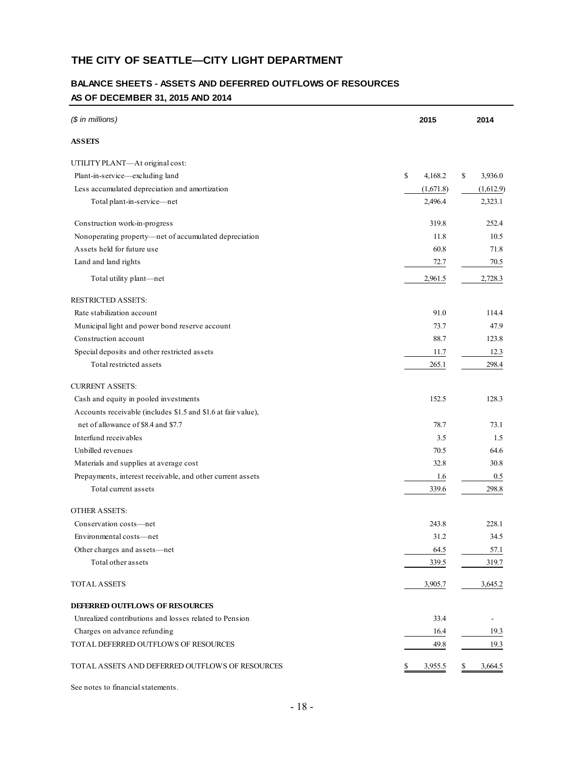# THE CITY OF SEATTLE—CITY LIGHT DEPARTMENT

## BALANCE SHEETS - ASSETS AND DEFERRED OUTFLOWS OF RESOURCES

## AS OF DECEMBER 31, 2015 AND 2014

| *($ in millions)* | 2015 | 2014 |
|---|---|---|
| **ASSETS** | | |
| UTILITY PLANT—At original cost: | | |
| Plant-in-service—excluding land | $ 4,168.2 | $ 3,936.0 |
| Less accumulated depreciation and amortization | (1,671.8) | (1,612.9) |
| Total plant-in-service—net | 2,496.4 | 2,323.1 |
| Construction work-in-progress | 319.8 | 252.4 |
| Nonoperating property—net of accumulated depreciation | 11.8 | 10.5 |
| Assets held for future use | 60.8 | 71.8 |
| Land and land rights | 72.7 | 70.5 |
| Total utility plant—net | 2,961.5 | 2,728.3 |
| RESTRICTED ASSETS: | | |
| Rate stabilization account | 91.0 | 114.4 |
| Municipal light and power bond reserve account | 73.7 | 47.9 |
| Construction account | 88.7 | 123.8 |
| Special deposits and other restricted assets | 11.7 | 12.3 |
| Total restricted assets | 265.1 | 298.4 |
| CURRENT ASSETS: | | |
| Cash and equity in pooled investments | 152.5 | 128.3 |
| Accounts receivable (includes $1.5 and $1.6 at fair value), net of allowance of $8.4 and $7.7 | 78.7 | 73.1 |
| Interfund receivables | 3.5 | 1.5 |
| Unbilled revenues | 70.5 | 64.6 |
| Materials and supplies at average cost | 32.8 | 30.8 |
| Prepayments, interest receivable, and other current assets | 1.6 | 0.5 |
| Total current assets | 339.6 | 298.8 |
| OTHER ASSETS: | | |
| Conservation costs—net | 243.8 | 228.1 |
| Environmental costs—net | 31.2 | 34.5 |
| Other charges and assets—net | 64.5 | 57.1 |
| Total other assets | 339.5 | 319.7 |
| TOTAL ASSETS | 3,905.7 | 3,645.2 |
| **DEFERRED OUTFLOWS OF RESOURCES** | | |
| Unrealized contributions and losses related to Pension | 33.4 | - |
| Charges on advance refunding | 16.4 | 19.3 |
| TOTAL DEFERRED OUTFLOWS OF RESOURCES | 49.8 | 19.3 |
| TOTAL ASSETS AND DEFERRED OUTFLOWS OF RESOURCES | $ 3,955.5 | $ 3,664.5 |

See notes to financial statements.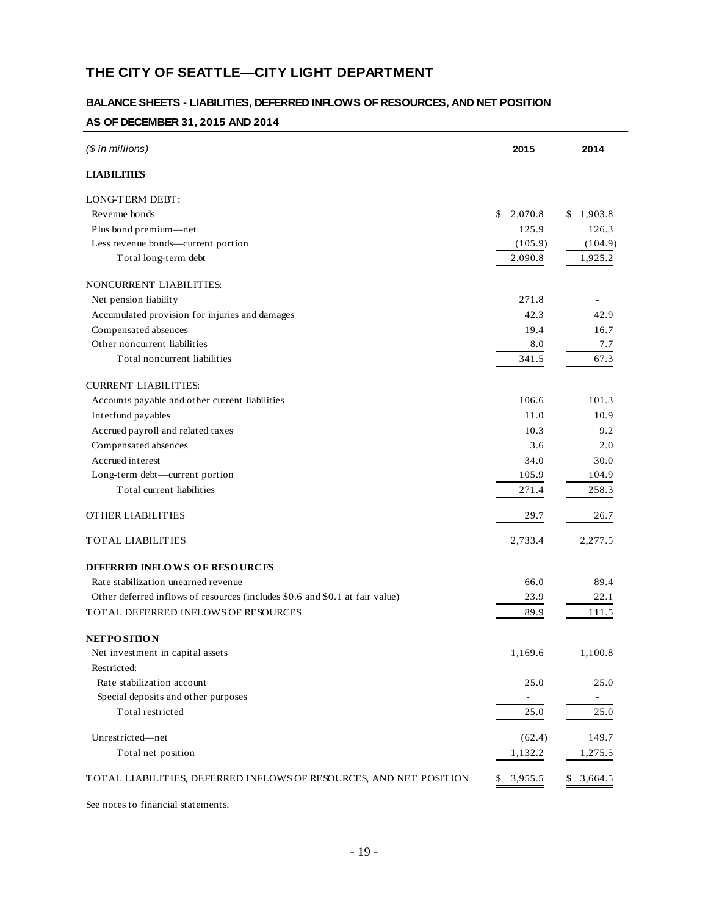# THE CITY OF SEATTLE—CITY LIGHT DEPARTMENT

## BALANCE SHEETS - LIABILITIES, DEFERRED INFLOWS OF RESOURCES, AND NET POSITION

## AS OF DECEMBER 31, 2015 AND 2014

| *($ in millions)* | 2015 | 2014 |
|---|---|---|
| **LIABILITIES** | | |
| LONG-TERM DEBT: | | |
| Revenue bonds | $ 2,070.8 | $ 1,903.8 |
| Plus bond premium—net | 125.9 | 126.3 |
| Less revenue bonds—current portion | (105.9) | (104.9) |
| Total long-term debt | 2,090.8 | 1,925.2 |
| NONCURRENT LIABILITIES: | | |
| Net pension liability | 271.8 | - |
| Accumulated provision for injuries and damages | 42.3 | 42.9 |
| Compensated absences | 19.4 | 16.7 |
| Other noncurrent liabilities | 8.0 | 7.7 |
| Total noncurrent liabilities | 341.5 | 67.3 |
| CURRENT LIABILITIES: | | |
| Accounts payable and other current liabilities | 106.6 | 101.3 |
| Interfund payables | 11.0 | 10.9 |
| Accrued payroll and related taxes | 10.3 | 9.2 |
| Compensated absences | 3.6 | 2.0 |
| Accrued interest | 34.0 | 30.0 |
| Long-term debt—current portion | 105.9 | 104.9 |
| Total current liabilities | 271.4 | 258.3 |
| OTHER LIABILITIES | 29.7 | 26.7 |
| TOTAL LIABILITIES | 2,733.4 | 2,277.5 |
| **DEFERRED INFLOWS OF RESOURCES** | | |
| Rate stabilization unearned revenue | 66.0 | 89.4 |
| Other deferred inflows of resources (includes $0.6 and $0.1 at fair value) | 23.9 | 22.1 |
| TOTAL DEFERRED INFLOWS OF RESOURCES | 89.9 | 111.5 |
| **NET POSITION** | | |
| Net investment in capital assets | 1,169.6 | 1,100.8 |
| Restricted: | | |
| Rate stabilization account | 25.0 | 25.0 |
| Special deposits and other purposes | - | - |
| Total restricted | 25.0 | 25.0 |
| Unrestricted—net | (62.4) | 149.7 |
| Total net position | 1,132.2 | 1,275.5 |
| TOTAL LIABILITIES, DEFERRED INFLOWS OF RESOURCES, AND NET POSITION | $ 3,955.5 | $ 3,664.5 |

See notes to financial statements.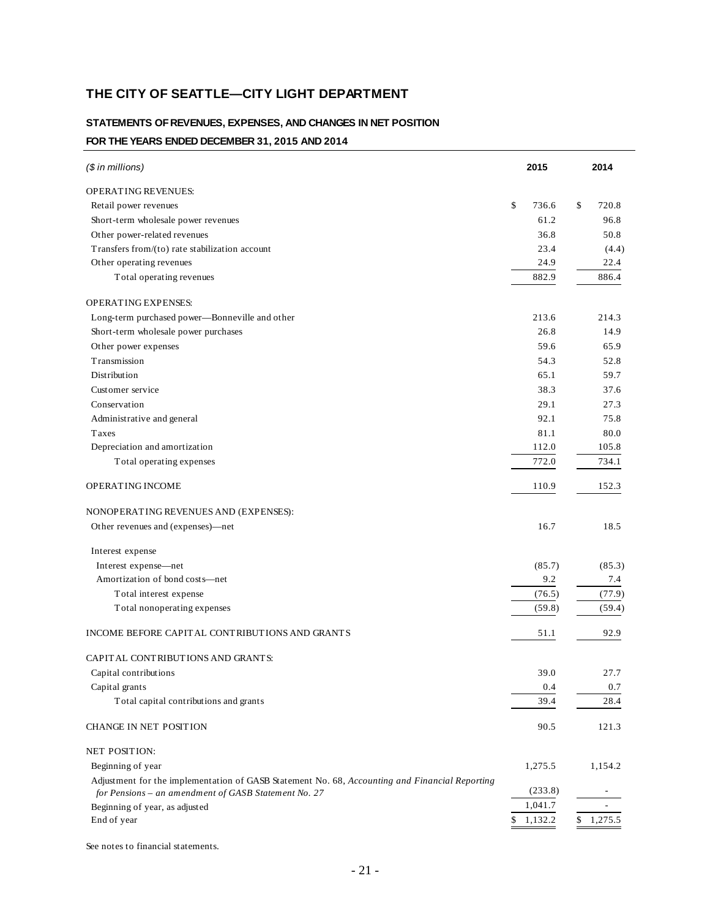# THE CITY OF SEATTLE—CITY LIGHT DEPARTMENT

## STATEMENTS OF REVENUES, EXPENSES, AND CHANGES IN NET POSITION

### FOR THE YEARS ENDED DECEMBER 31, 2015 AND 2014

| *($ in millions)* | 2015 | 2014 |
|---|---|---|
| OPERATING REVENUES: | | |
| Retail power revenues | $ 736.6 | $ 720.8 |
| Short-term wholesale power revenues | 61.2 | 96.8 |
| Other power-related revenues | 36.8 | 50.8 |
| Transfers from/(to) rate stabilization account | 23.4 | (4.4) |
| Other operating revenues | 24.9 | 22.4 |
| Total operating revenues | 882.9 | 886.4 |
| OPERATING EXPENSES: | | |
| Long-term purchased power—Bonneville and other | 213.6 | 214.3 |
| Short-term wholesale power purchases | 26.8 | 14.9 |
| Other power expenses | 59.6 | 65.9 |
| Transmission | 54.3 | 52.8 |
| Distribution | 65.1 | 59.7 |
| Customer service | 38.3 | 37.6 |
| Conservation | 29.1 | 27.3 |
| Administrative and general | 92.1 | 75.8 |
| Taxes | 81.1 | 80.0 |
| Depreciation and amortization | 112.0 | 105.8 |
| Total operating expenses | 772.0 | 734.1 |
| OPERATING INCOME | 110.9 | 152.3 |
| NONOPERATING REVENUES AND (EXPENSES): | | |
| Other revenues and (expenses)—net | 16.7 | 18.5 |
| Interest expense | | |
| Interest expense—net | (85.7) | (85.3) |
| Amortization of bond costs—net | 9.2 | 7.4 |
| Total interest expense | (76.5) | (77.9) |
| Total nonoperating expenses | (59.8) | (59.4) |
| INCOME BEFORE CAPITAL CONTRIBUTIONS AND GRANTS | 51.1 | 92.9 |
| CAPITAL CONTRIBUTIONS AND GRANTS: | | |
| Capital contributions | 39.0 | 27.7 |
| Capital grants | 0.4 | 0.7 |
| Total capital contributions and grants | 39.4 | 28.4 |
| CHANGE IN NET POSITION | 90.5 | 121.3 |
| NET POSITION: | | |
| Beginning of year | 1,275.5 | 1,154.2 |
| Adjustment for the implementation of GASB Statement No. 68, *Accounting and Financial Reporting for Pensions – an amendment of GASB Statement No. 27* | (233.8) | - |
| Beginning of year, as adjusted | 1,041.7 | - |
| End of year | $ 1,132.2 | $ 1,275.5 |

See notes to financial statements.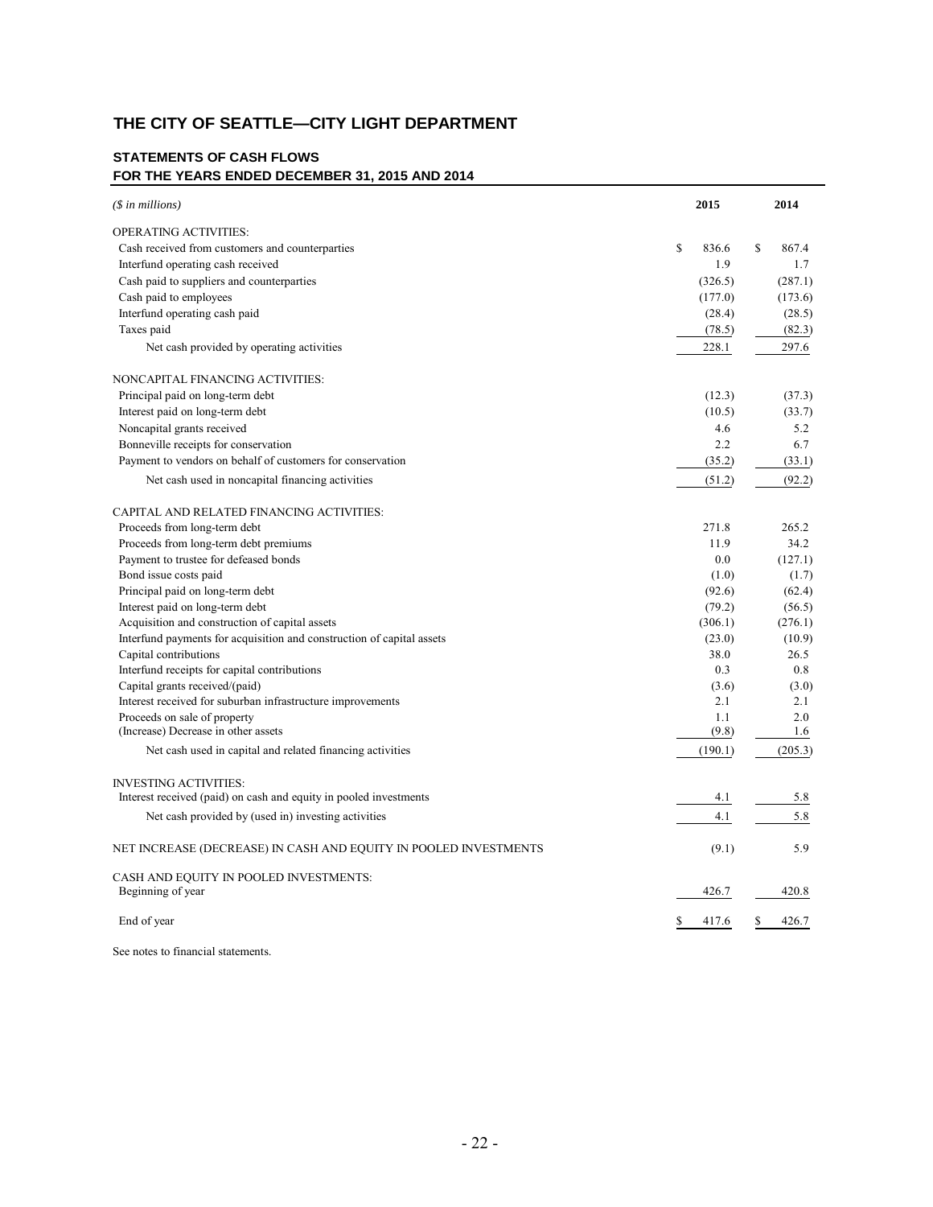# THE CITY OF SEATTLE—CITY LIGHT DEPARTMENT

## STATEMENTS OF CASH FLOWS
## FOR THE YEARS ENDED DECEMBER 31, 2015 AND 2014

| *($ in millions)* | 2015 | 2014 |
|---|---|---|
| OPERATING ACTIVITIES: | | |
| Cash received from customers and counterparties | $ 836.6 | $ 867.4 |
| Interfund operating cash received | 1.9 | 1.7 |
| Cash paid to suppliers and counterparties | (326.5) | (287.1) |
| Cash paid to employees | (177.0) | (173.6) |
| Interfund operating cash paid | (28.4) | (28.5) |
| Taxes paid | (78.5) | (82.3) |
| Net cash provided by operating activities | 228.1 | 297.6 |
| NONCAPITAL FINANCING ACTIVITIES: | | |
| Principal paid on long-term debt | (12.3) | (37.3) |
| Interest paid on long-term debt | (10.5) | (33.7) |
| Noncapital grants received | 4.6 | 5.2 |
| Bonneville receipts for conservation | 2.2 | 6.7 |
| Payment to vendors on behalf of customers for conservation | (35.2) | (33.1) |
| Net cash used in noncapital financing activities | (51.2) | (92.2) |
| CAPITAL AND RELATED FINANCING ACTIVITIES: | | |
| Proceeds from long-term debt | 271.8 | 265.2 |
| Proceeds from long-term debt premiums | 11.9 | 34.2 |
| Payment to trustee for defeased bonds | 0.0 | (127.1) |
| Bond issue costs paid | (1.0) | (1.7) |
| Principal paid on long-term debt | (92.6) | (62.4) |
| Interest paid on long-term debt | (79.2) | (56.5) |
| Acquisition and construction of capital assets | (306.1) | (276.1) |
| Interfund payments for acquisition and construction of capital assets | (23.0) | (10.9) |
| Capital contributions | 38.0 | 26.5 |
| Interfund receipts for capital contributions | 0.3 | 0.8 |
| Capital grants received/(paid) | (3.6) | (3.0) |
| Interest received for suburban infrastructure improvements | 2.1 | 2.1 |
| Proceeds on sale of property | 1.1 | 2.0 |
| (Increase) Decrease in other assets | (9.8) | 1.6 |
| Net cash used in capital and related financing activities | (190.1) | (205.3) |
| INVESTING ACTIVITIES: | | |
| Interest received (paid) on cash and equity in pooled investments | 4.1 | 5.8 |
| Net cash provided by (used in) investing activities | 4.1 | 5.8 |
| NET INCREASE (DECREASE) IN CASH AND EQUITY IN POOLED INVESTMENTS | (9.1) | 5.9 |
| CASH AND EQUITY IN POOLED INVESTMENTS: | | |
| Beginning of year | 426.7 | 420.8 |
| End of year | $ 417.6 | $ 426.7 |

See notes to financial statements.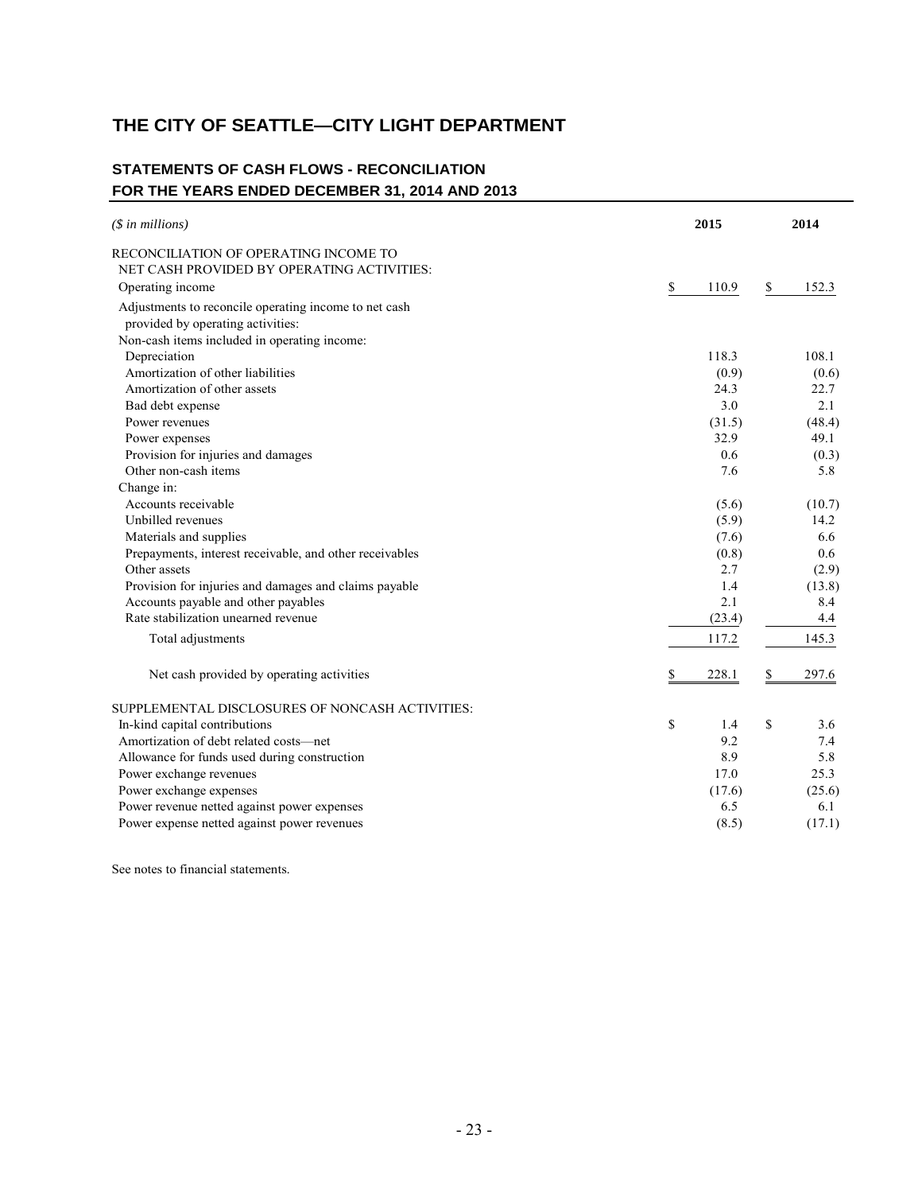# THE CITY OF SEATTLE—CITY LIGHT DEPARTMENT

## STATEMENTS OF CASH FLOWS - RECONCILIATION
## FOR THE YEARS ENDED DECEMBER 31, 2014 AND 2013

| *($ in millions)* | 2015 | 2014 |
|---|---|---|
| RECONCILIATION OF OPERATING INCOME TO NET CASH PROVIDED BY OPERATING ACTIVITIES: | | |
| Operating income | $ 110.9 | $ 152.3 |
| Adjustments to reconcile operating income to net cash provided by operating activities: | | |
| Non-cash items included in operating income: | | |
| Depreciation | 118.3 | 108.1 |
| Amortization of other liabilities | (0.9) | (0.6) |
| Amortization of other assets | 24.3 | 22.7 |
| Bad debt expense | 3.0 | 2.1 |
| Power revenues | (31.5) | (48.4) |
| Power expenses | 32.9 | 49.1 |
| Provision for injuries and damages | 0.6 | (0.3) |
| Other non-cash items | 7.6 | 5.8 |
| Change in: | | |
| Accounts receivable | (5.6) | (10.7) |
| Unbilled revenues | (5.9) | 14.2 |
| Materials and supplies | (7.6) | 6.6 |
| Prepayments, interest receivable, and other receivables | (0.8) | 0.6 |
| Other assets | 2.7 | (2.9) |
| Provision for injuries and damages and claims payable | 1.4 | (13.8) |
| Accounts payable and other payables | 2.1 | 8.4 |
| Rate stabilization unearned revenue | (23.4) | 4.4 |
| Total adjustments | 117.2 | 145.3 |
| Net cash provided by operating activities | $ 228.1 | $ 297.6 |
| SUPPLEMENTAL DISCLOSURES OF NONCASH ACTIVITIES: | | |
| In-kind capital contributions | $ 1.4 | $ 3.6 |
| Amortization of debt related costs—net | 9.2 | 7.4 |
| Allowance for funds used during construction | 8.9 | 5.8 |
| Power exchange revenues | 17.0 | 25.3 |
| Power exchange expenses | (17.6) | (25.6) |
| Power revenue netted against power expenses | 6.5 | 6.1 |
| Power expense netted against power revenues | (8.5) | (17.1) |

See notes to financial statements.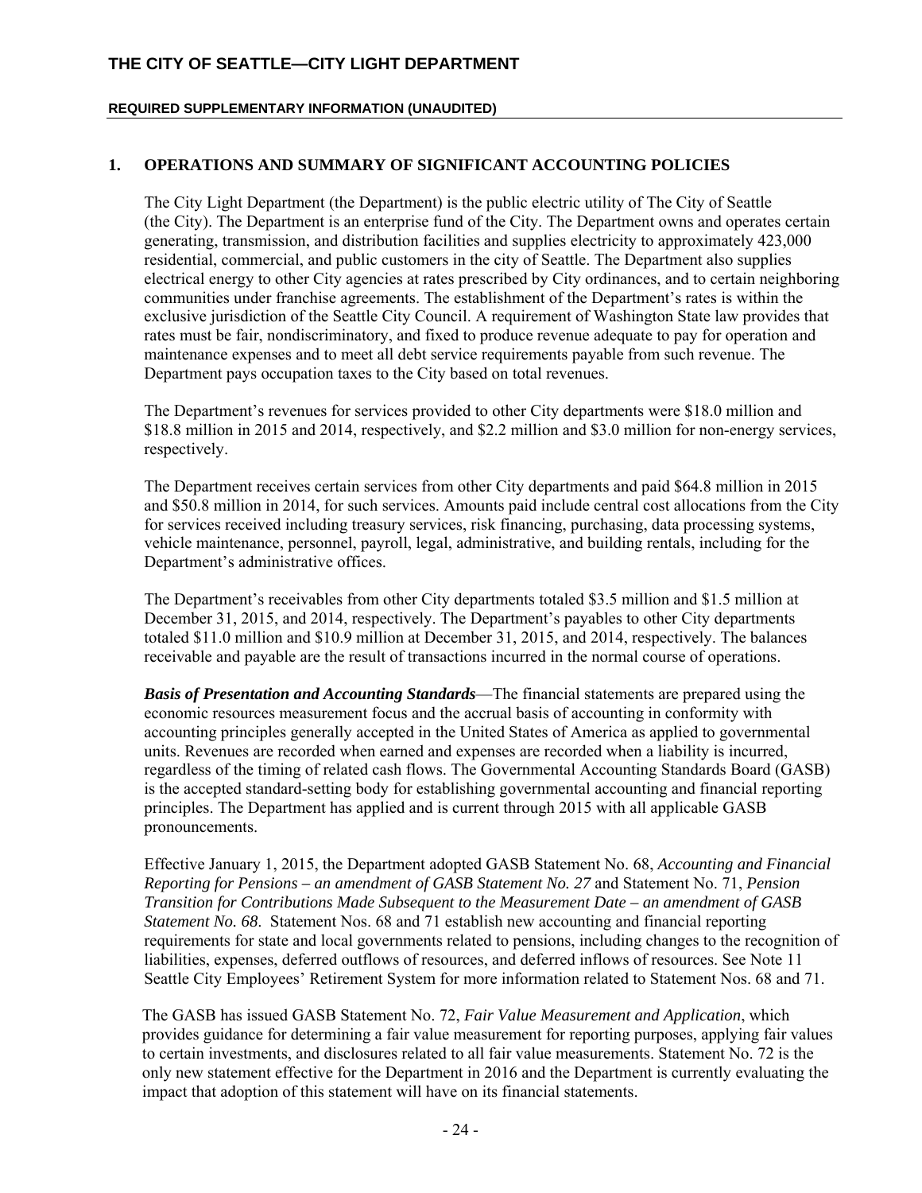## 1. OPERATIONS AND SUMMARY OF SIGNIFICANT ACCOUNTING POLICIES

The City Light Department (the Department) is the public electric utility of The City of Seattle (the City). The Department is an enterprise fund of the City. The Department owns and operates certain generating, transmission, and distribution facilities and supplies electricity to approximately 423,000 residential, commercial, and public customers in the city of Seattle. The Department also supplies electrical energy to other City agencies at rates prescribed by City ordinances, and to certain neighboring communities under franchise agreements. The establishment of the Department's rates is within the exclusive jurisdiction of the Seattle City Council. A requirement of Washington State law provides that rates must be fair, nondiscriminatory, and fixed to produce revenue adequate to pay for operation and maintenance expenses and to meet all debt service requirements payable from such revenue. The Department pays occupation taxes to the City based on total revenues.

The Department's revenues for services provided to other City departments were $18.0 million and $18.8 million in 2015 and 2014, respectively, and $2.2 million and $3.0 million for non-energy services, respectively.

The Department receives certain services from other City departments and paid $64.8 million in 2015 and $50.8 million in 2014, for such services. Amounts paid include central cost allocations from the City for services received including treasury services, risk financing, purchasing, data processing systems, vehicle maintenance, personnel, payroll, legal, administrative, and building rentals, including for the Department's administrative offices.

The Department's receivables from other City departments totaled $3.5 million and $1.5 million at December 31, 2015, and 2014, respectively. The Department's payables to other City departments totaled $11.0 million and $10.9 million at December 31, 2015, and 2014, respectively. The balances receivable and payable are the result of transactions incurred in the normal course of operations.

***Basis of Presentation and Accounting Standards***—The financial statements are prepared using the economic resources measurement focus and the accrual basis of accounting in conformity with accounting principles generally accepted in the United States of America as applied to governmental units. Revenues are recorded when earned and expenses are recorded when a liability is incurred, regardless of the timing of related cash flows. The Governmental Accounting Standards Board (GASB) is the accepted standard-setting body for establishing governmental accounting and financial reporting principles. The Department has applied and is current through 2015 with all applicable GASB pronouncements.

Effective January 1, 2015, the Department adopted GASB Statement No. 68, *Accounting and Financial Reporting for Pensions – an amendment of GASB Statement No. 27* and Statement No. 71, *Pension Transition for Contributions Made Subsequent to the Measurement Date – an amendment of GASB Statement No. 68.* Statement Nos. 68 and 71 establish new accounting and financial reporting requirements for state and local governments related to pensions, including changes to the recognition of liabilities, expenses, deferred outflows of resources, and deferred inflows of resources. See Note 11 Seattle City Employees' Retirement System for more information related to Statement Nos. 68 and 71.

The GASB has issued GASB Statement No. 72, *Fair Value Measurement and Application*, which provides guidance for determining a fair value measurement for reporting purposes, applying fair values to certain investments, and disclosures related to all fair value measurements. Statement No. 72 is the only new statement effective for the Department in 2016 and the Department is currently evaluating the impact that adoption of this statement will have on its financial statements.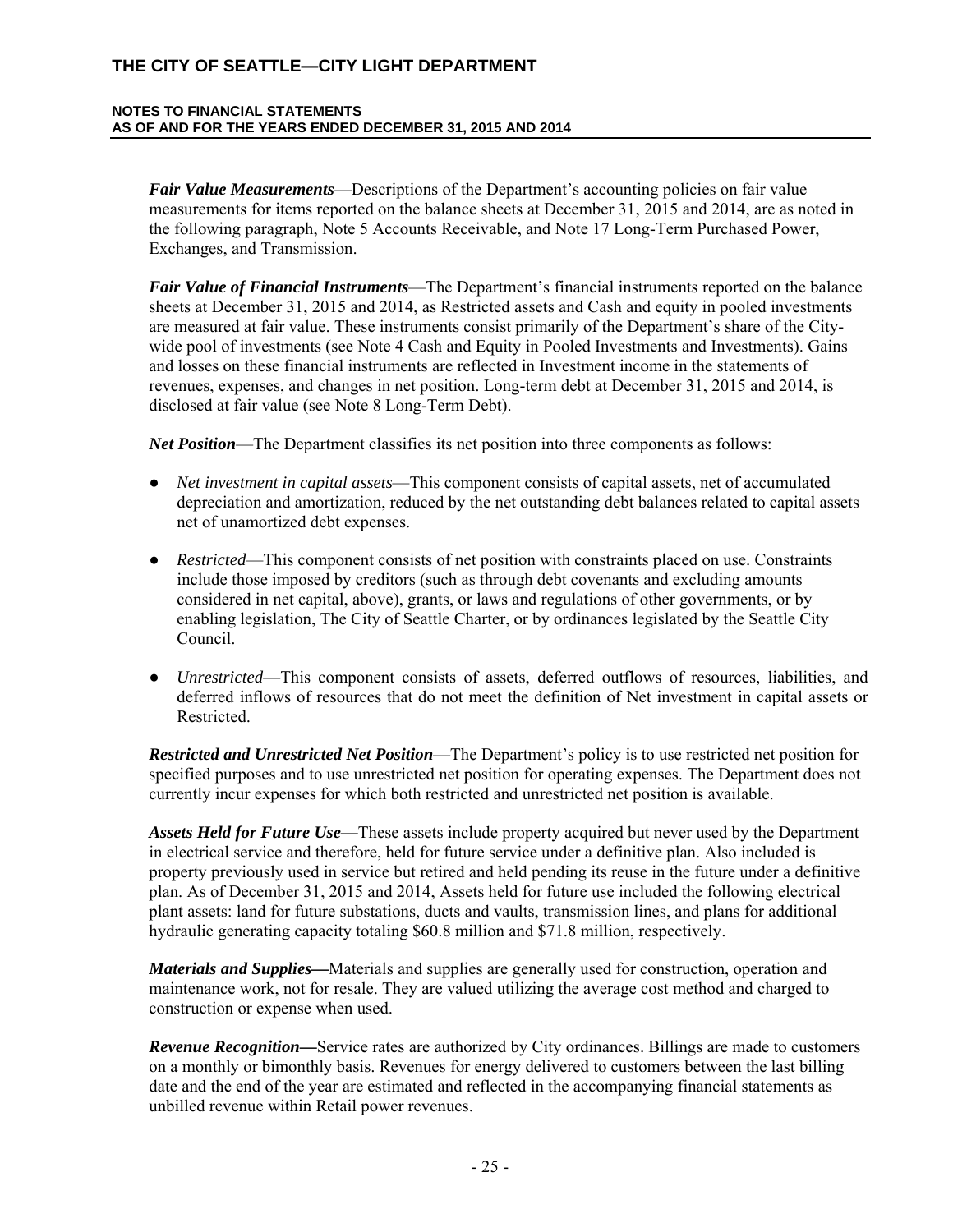***Fair Value Measurements***—Descriptions of the Department's accounting policies on fair value measurements for items reported on the balance sheets at December 31, 2015 and 2014, are as noted in the following paragraph, Note 5 Accounts Receivable, and Note 17 Long-Term Purchased Power, Exchanges, and Transmission.

***Fair Value of Financial Instruments***—The Department's financial instruments reported on the balance sheets at December 31, 2015 and 2014, as Restricted assets and Cash and equity in pooled investments are measured at fair value. These instruments consist primarily of the Department's share of the City-wide pool of investments (see Note 4 Cash and Equity in Pooled Investments and Investments). Gains and losses on these financial instruments are reflected in Investment income in the statements of revenues, expenses, and changes in net position. Long-term debt at December 31, 2015 and 2014, is disclosed at fair value (see Note 8 Long-Term Debt).

***Net Position***—The Department classifies its net position into three components as follows:

- *Net investment in capital assets*—This component consists of capital assets, net of accumulated depreciation and amortization, reduced by the net outstanding debt balances related to capital assets net of unamortized debt expenses.
- *Restricted*—This component consists of net position with constraints placed on use. Constraints include those imposed by creditors (such as through debt covenants and excluding amounts considered in net capital, above), grants, or laws and regulations of other governments, or by enabling legislation, The City of Seattle Charter, or by ordinances legislated by the Seattle City Council.
- *Unrestricted*—This component consists of assets, deferred outflows of resources, liabilities, and deferred inflows of resources that do not meet the definition of Net investment in capital assets or Restricted.

***Restricted and Unrestricted Net Position***—The Department's policy is to use restricted net position for specified purposes and to use unrestricted net position for operating expenses. The Department does not currently incur expenses for which both restricted and unrestricted net position is available.

***Assets Held for Future Use—***These assets include property acquired but never used by the Department in electrical service and therefore, held for future service under a definitive plan. Also included is property previously used in service but retired and held pending its reuse in the future under a definitive plan. As of December 31, 2015 and 2014, Assets held for future use included the following electrical plant assets: land for future substations, ducts and vaults, transmission lines, and plans for additional hydraulic generating capacity totaling $60.8 million and $71.8 million, respectively.

***Materials and Supplies—***Materials and supplies are generally used for construction, operation and maintenance work, not for resale. They are valued utilizing the average cost method and charged to construction or expense when used.

***Revenue Recognition—***Service rates are authorized by City ordinances. Billings are made to customers on a monthly or bimonthly basis. Revenues for energy delivered to customers between the last billing date and the end of the year are estimated and reflected in the accompanying financial statements as unbilled revenue within Retail power revenues.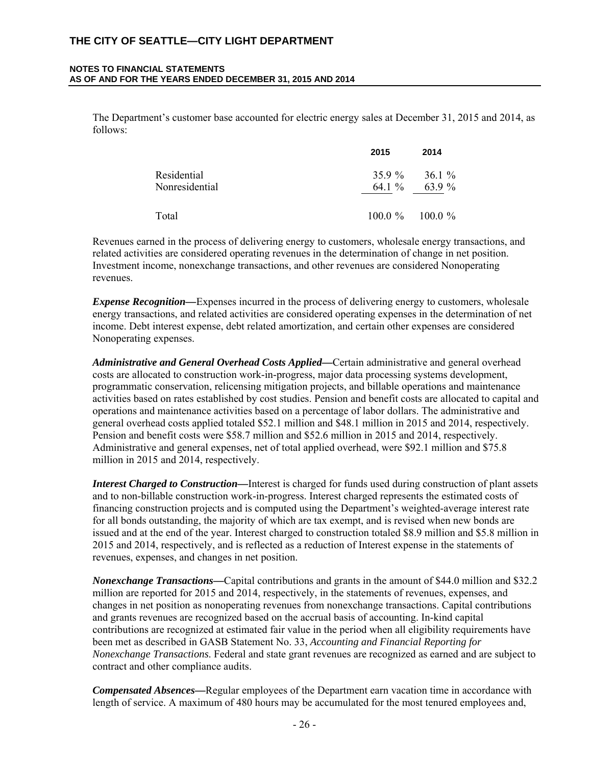The Department's customer base accounted for electric energy sales at December 31, 2015 and 2014, as follows:

| | 2015 | 2014 |
|---|---|---|
| Residential | 35.9 % | 36.1 % |
| Nonresidential | 64.1 % | 63.9 % |
| Total | 100.0 % | 100.0 % |

Revenues earned in the process of delivering energy to customers, wholesale energy transactions, and related activities are considered operating revenues in the determination of change in net position. Investment income, nonexchange transactions, and other revenues are considered Nonoperating revenues.

***Expense Recognition—***Expenses incurred in the process of delivering energy to customers, wholesale energy transactions, and related activities are considered operating expenses in the determination of net income. Debt interest expense, debt related amortization, and certain other expenses are considered Nonoperating expenses.

***Administrative and General Overhead Costs Applied—***Certain administrative and general overhead costs are allocated to construction work-in-progress, major data processing systems development, programmatic conservation, relicensing mitigation projects, and billable operations and maintenance activities based on rates established by cost studies. Pension and benefit costs are allocated to capital and operations and maintenance activities based on a percentage of labor dollars. The administrative and general overhead costs applied totaled $52.1 million and $48.1 million in 2015 and 2014, respectively. Pension and benefit costs were $58.7 million and $52.6 million in 2015 and 2014, respectively. Administrative and general expenses, net of total applied overhead, were $92.1 million and $75.8 million in 2015 and 2014, respectively.

***Interest Charged to Construction—***Interest is charged for funds used during construction of plant assets and to non-billable construction work-in-progress. Interest charged represents the estimated costs of financing construction projects and is computed using the Department's weighted-average interest rate for all bonds outstanding, the majority of which are tax exempt, and is revised when new bonds are issued and at the end of the year. Interest charged to construction totaled $8.9 million and $5.8 million in 2015 and 2014, respectively, and is reflected as a reduction of Interest expense in the statements of revenues, expenses, and changes in net position.

***Nonexchange Transactions—***Capital contributions and grants in the amount of $44.0 million and $32.2 million are reported for 2015 and 2014, respectively, in the statements of revenues, expenses, and changes in net position as nonoperating revenues from nonexchange transactions. Capital contributions and grants revenues are recognized based on the accrual basis of accounting. In-kind capital contributions are recognized at estimated fair value in the period when all eligibility requirements have been met as described in GASB Statement No. 33, *Accounting and Financial Reporting for Nonexchange Transactions.* Federal and state grant revenues are recognized as earned and are subject to contract and other compliance audits.

***Compensated Absences—***Regular employees of the Department earn vacation time in accordance with length of service. A maximum of 480 hours may be accumulated for the most tenured employees and,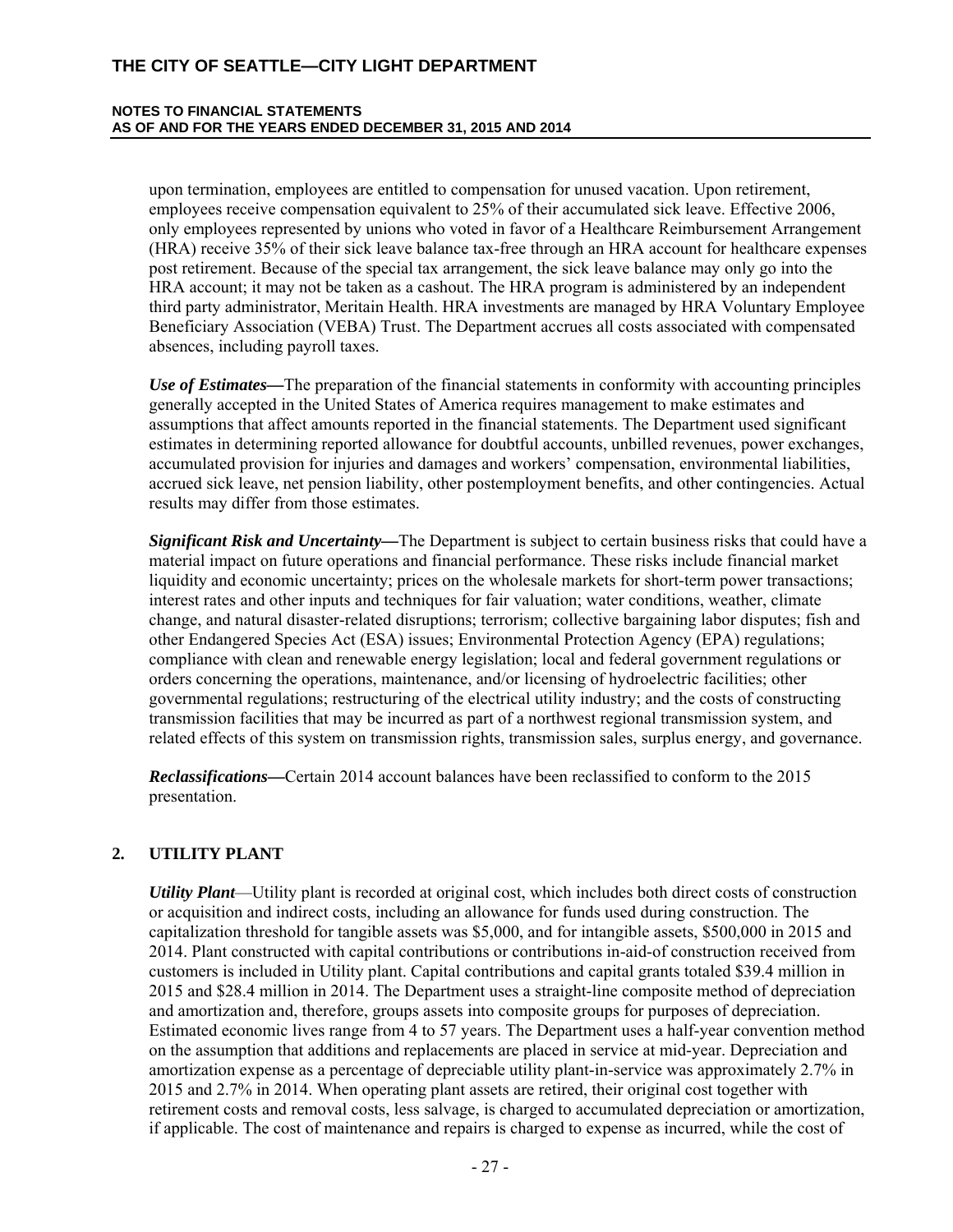upon termination, employees are entitled to compensation for unused vacation. Upon retirement, employees receive compensation equivalent to 25% of their accumulated sick leave. Effective 2006, only employees represented by unions who voted in favor of a Healthcare Reimbursement Arrangement (HRA) receive 35% of their sick leave balance tax-free through an HRA account for healthcare expenses post retirement. Because of the special tax arrangement, the sick leave balance may only go into the HRA account; it may not be taken as a cashout. The HRA program is administered by an independent third party administrator, Meritain Health. HRA investments are managed by HRA Voluntary Employee Beneficiary Association (VEBA) Trust. The Department accrues all costs associated with compensated absences, including payroll taxes.

***Use of Estimates—***The preparation of the financial statements in conformity with accounting principles generally accepted in the United States of America requires management to make estimates and assumptions that affect amounts reported in the financial statements. The Department used significant estimates in determining reported allowance for doubtful accounts, unbilled revenues, power exchanges, accumulated provision for injuries and damages and workers' compensation, environmental liabilities, accrued sick leave, net pension liability, other postemployment benefits, and other contingencies. Actual results may differ from those estimates.

***Significant Risk and Uncertainty—***The Department is subject to certain business risks that could have a material impact on future operations and financial performance. These risks include financial market liquidity and economic uncertainty; prices on the wholesale markets for short-term power transactions; interest rates and other inputs and techniques for fair valuation; water conditions, weather, climate change, and natural disaster-related disruptions; terrorism; collective bargaining labor disputes; fish and other Endangered Species Act (ESA) issues; Environmental Protection Agency (EPA) regulations; compliance with clean and renewable energy legislation; local and federal government regulations or orders concerning the operations, maintenance, and/or licensing of hydroelectric facilities; other governmental regulations; restructuring of the electrical utility industry; and the costs of constructing transmission facilities that may be incurred as part of a northwest regional transmission system, and related effects of this system on transmission rights, transmission sales, surplus energy, and governance.

***Reclassifications—***Certain 2014 account balances have been reclassified to conform to the 2015 presentation.

## 2. UTILITY PLANT

***Utility Plant***—Utility plant is recorded at original cost, which includes both direct costs of construction or acquisition and indirect costs, including an allowance for funds used during construction. The capitalization threshold for tangible assets was $5,000, and for intangible assets, $500,000 in 2015 and 2014. Plant constructed with capital contributions or contributions in-aid-of construction received from customers is included in Utility plant. Capital contributions and capital grants totaled $39.4 million in 2015 and $28.4 million in 2014. The Department uses a straight-line composite method of depreciation and amortization and, therefore, groups assets into composite groups for purposes of depreciation. Estimated economic lives range from 4 to 57 years. The Department uses a half-year convention method on the assumption that additions and replacements are placed in service at mid-year. Depreciation and amortization expense as a percentage of depreciable utility plant-in-service was approximately 2.7% in 2015 and 2.7% in 2014. When operating plant assets are retired, their original cost together with retirement costs and removal costs, less salvage, is charged to accumulated depreciation or amortization, if applicable. The cost of maintenance and repairs is charged to expense as incurred, while the cost of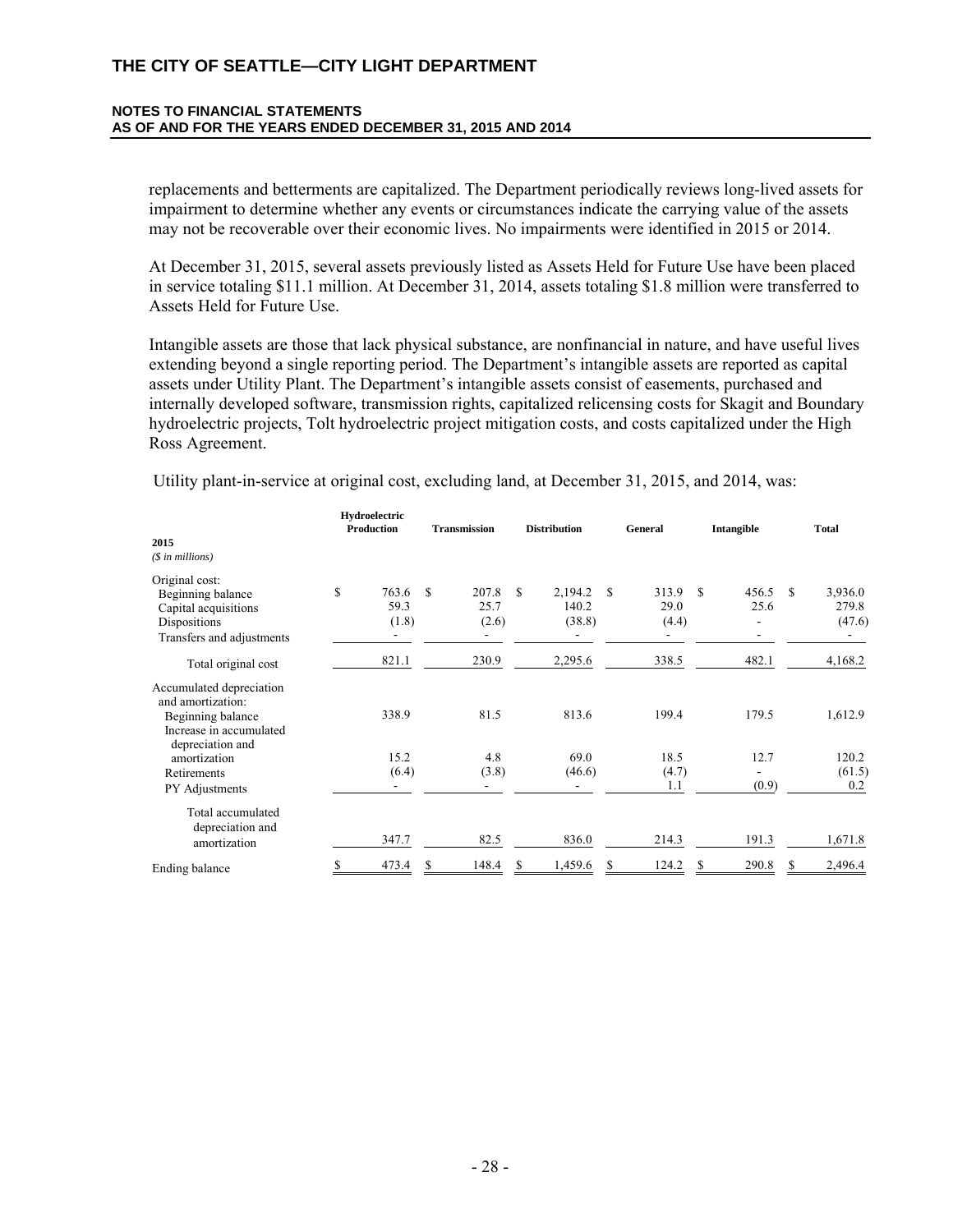replacements and betterments are capitalized. The Department periodically reviews long-lived assets for impairment to determine whether any events or circumstances indicate the carrying value of the assets may not be recoverable over their economic lives. No impairments were identified in 2015 or 2014.

At December 31, 2015, several assets previously listed as Assets Held for Future Use have been placed in service totaling $11.1 million. At December 31, 2014, assets totaling $1.8 million were transferred to Assets Held for Future Use.

Intangible assets are those that lack physical substance, are nonfinancial in nature, and have useful lives extending beyond a single reporting period. The Department's intangible assets are reported as capital assets under Utility Plant. The Department's intangible assets consist of easements, purchased and internally developed software, transmission rights, capitalized relicensing costs for Skagit and Boundary hydroelectric projects, Tolt hydroelectric project mitigation costs, and costs capitalized under the High Ross Agreement.

Utility plant-in-service at original cost, excluding land, at December 31, 2015, and 2014, was:

| **2015** *($ in millions)* | **Hydroelectric Production** | **Transmission** | **Distribution** | **General** | **Intangible** | **Total** |
|---|---|---|---|---|---|---|
| Original cost: | | | | | | |
| Beginning balance | $ 763.6 | $ 207.8 | $ 2,194.2 | $ 313.9 | $ 456.5 | $ 3,936.0 |
| Capital acquisitions | 59.3 | 25.7 | 140.2 | 29.0 | 25.6 | 279.8 |
| Dispositions | (1.8) | (2.6) | (38.8) | (4.4) | - | (47.6) |
| Transfers and adjustments | - | - | - | - | - | - |
| Total original cost | 821.1 | 230.9 | 2,295.6 | 338.5 | 482.1 | 4,168.2 |
| Accumulated depreciation and amortization: | | | | | | |
| Beginning balance | 338.9 | 81.5 | 813.6 | 199.4 | 179.5 | 1,612.9 |
| Increase in accumulated depreciation and amortization | 15.2 | 4.8 | 69.0 | 18.5 | 12.7 | 120.2 |
| Retirements | (6.4) | (3.8) | (46.6) | (4.7) | - | (61.5) |
| PY Adjustments | - | - | - | 1.1 | (0.9) | 0.2 |
| Total accumulated depreciation and amortization | 347.7 | 82.5 | 836.0 | 214.3 | 191.3 | 1,671.8 |
| Ending balance | $ 473.4 | $ 148.4 | $ 1,459.6 | $ 124.2 | $ 290.8 | $ 2,496.4 |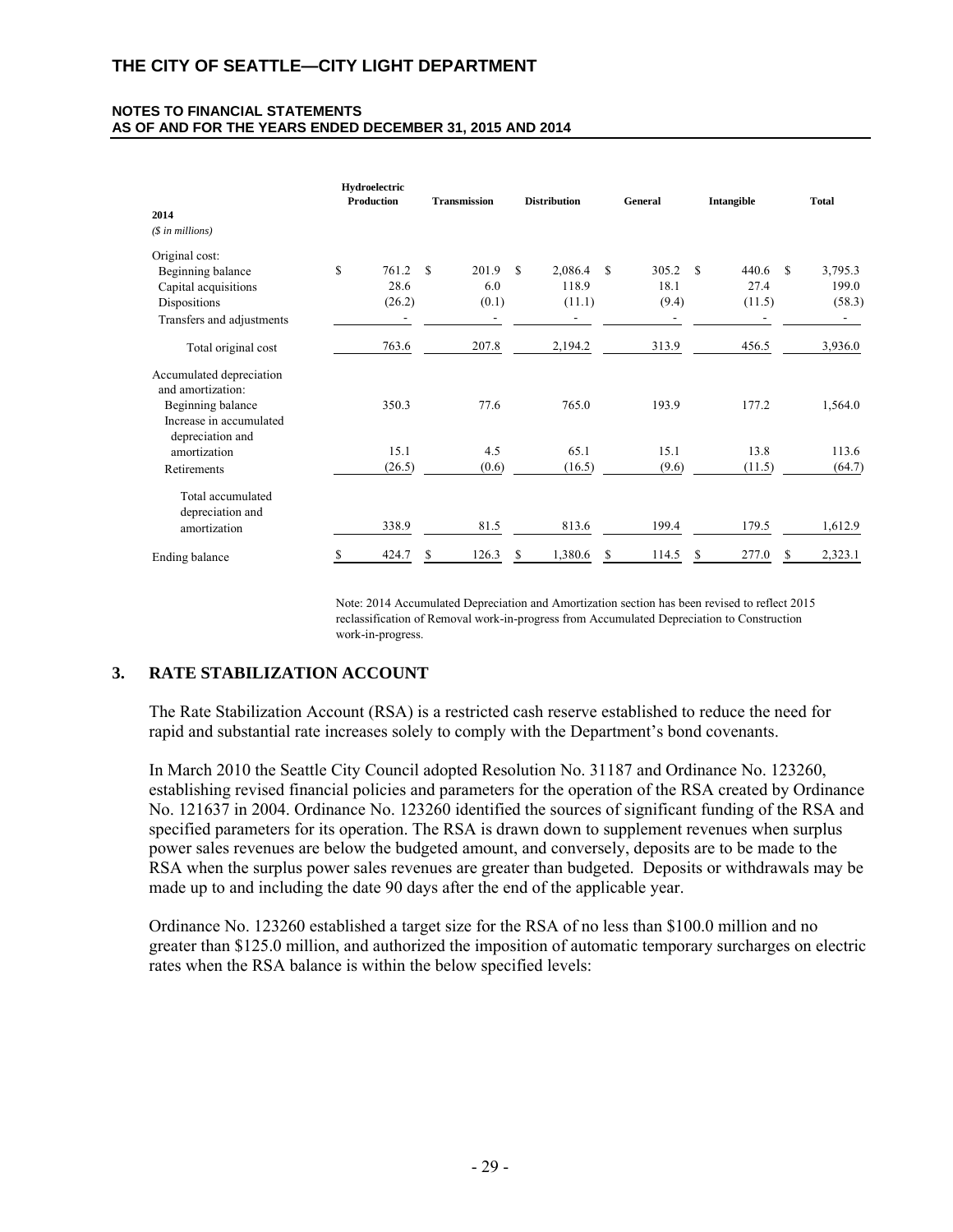| 2014<br>*($ in millions)* | Hydroelectric Production | Transmission | Distribution | General | Intangible | Total |
|---|---|---|---|---|---|---|
| Original cost: | | | | | | |
| Beginning balance | $ 761.2 | $ 201.9 | $ 2,086.4 | $ 305.2 | $ 440.6 | $ 3,795.3 |
| Capital acquisitions | 28.6 | 6.0 | 118.9 | 18.1 | 27.4 | 199.0 |
| Dispositions | (26.2) | (0.1) | (11.1) | (9.4) | (11.5) | (58.3) |
| Transfers and adjustments | - | - | - | - | - | - |
| Total original cost | 763.6 | 207.8 | 2,194.2 | 313.9 | 456.5 | 3,936.0 |
| Accumulated depreciation and amortization: | | | | | | |
| Beginning balance | 350.3 | 77.6 | 765.0 | 193.9 | 177.2 | 1,564.0 |
| Increase in accumulated depreciation and amortization | 15.1 | 4.5 | 65.1 | 15.1 | 13.8 | 113.6 |
| Retirements | (26.5) | (0.6) | (16.5) | (9.6) | (11.5) | (64.7) |
| Total accumulated depreciation and amortization | 338.9 | 81.5 | 813.6 | 199.4 | 179.5 | 1,612.9 |
| Ending balance | $ 424.7 | $ 126.3 | $ 1,380.6 | $ 114.5 | $ 277.0 | $ 2,323.1 |

Note: 2014 Accumulated Depreciation and Amortization section has been revised to reflect 2015 reclassification of Removal work-in-progress from Accumulated Depreciation to Construction work-in-progress.

## 3. RATE STABILIZATION ACCOUNT

The Rate Stabilization Account (RSA) is a restricted cash reserve established to reduce the need for rapid and substantial rate increases solely to comply with the Department's bond covenants.

In March 2010 the Seattle City Council adopted Resolution No. 31187 and Ordinance No. 123260, establishing revised financial policies and parameters for the operation of the RSA created by Ordinance No. 121637 in 2004. Ordinance No. 123260 identified the sources of significant funding of the RSA and specified parameters for its operation. The RSA is drawn down to supplement revenues when surplus power sales revenues are below the budgeted amount, and conversely, deposits are to be made to the RSA when the surplus power sales revenues are greater than budgeted. Deposits or withdrawals may be made up to and including the date 90 days after the end of the applicable year.

Ordinance No. 123260 established a target size for the RSA of no less than $100.0 million and no greater than $125.0 million, and authorized the imposition of automatic temporary surcharges on electric rates when the RSA balance is within the below specified levels: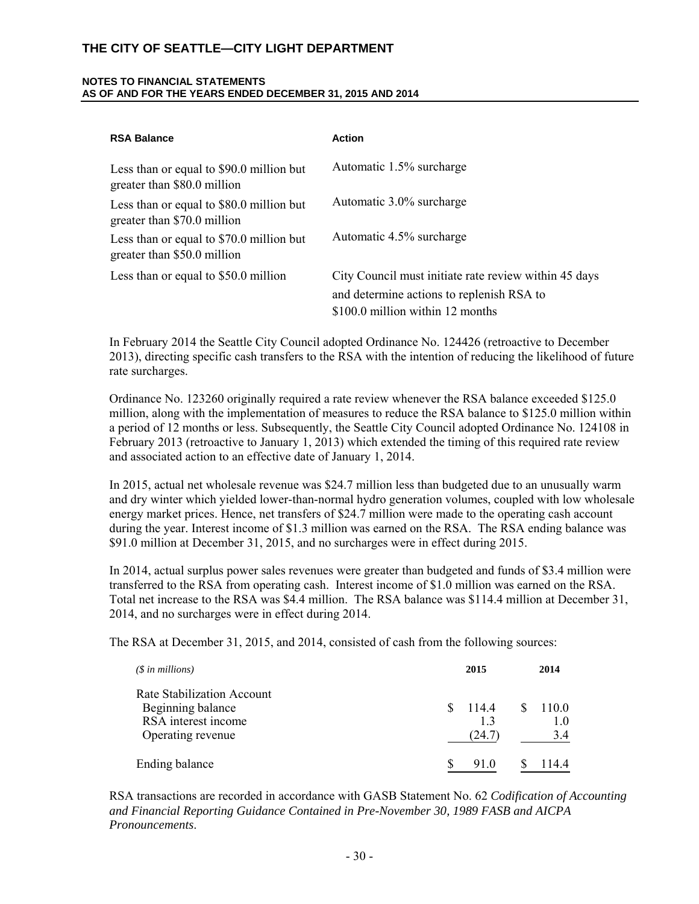| RSA Balance | Action |
|---|---|
| Less than or equal to \$90.0 million but greater than \$80.0 million | Automatic 1.5% surcharge |
| Less than or equal to \$80.0 million but greater than \$70.0 million | Automatic 3.0% surcharge |
| Less than or equal to \$70.0 million but greater than \$50.0 million | Automatic 4.5% surcharge |
| Less than or equal to \$50.0 million | City Council must initiate rate review within 45 days and determine actions to replenish RSA to \$100.0 million within 12 months |

In February 2014 the Seattle City Council adopted Ordinance No. 124426 (retroactive to December 2013), directing specific cash transfers to the RSA with the intention of reducing the likelihood of future rate surcharges.

Ordinance No. 123260 originally required a rate review whenever the RSA balance exceeded \$125.0 million, along with the implementation of measures to reduce the RSA balance to \$125.0 million within a period of 12 months or less. Subsequently, the Seattle City Council adopted Ordinance No. 124108 in February 2013 (retroactive to January 1, 2013) which extended the timing of this required rate review and associated action to an effective date of January 1, 2014.

In 2015, actual net wholesale revenue was \$24.7 million less than budgeted due to an unusually warm and dry winter which yielded lower-than-normal hydro generation volumes, coupled with low wholesale energy market prices. Hence, net transfers of \$24.7 million were made to the operating cash account during the year. Interest income of \$1.3 million was earned on the RSA. The RSA ending balance was \$91.0 million at December 31, 2015, and no surcharges were in effect during 2015.

In 2014, actual surplus power sales revenues were greater than budgeted and funds of \$3.4 million were transferred to the RSA from operating cash. Interest income of \$1.0 million was earned on the RSA. Total net increase to the RSA was \$4.4 million. The RSA balance was \$114.4 million at December 31, 2014, and no surcharges were in effect during 2014.

The RSA at December 31, 2015, and 2014, consisted of cash from the following sources:

| *(\$ in millions)* | 2015 | 2014 |
|---|---|---|
| Rate Stabilization Account | | |
| Beginning balance | \$ 114.4 | \$ 110.0 |
| RSA interest income | 1.3 | 1.0 |
| Operating revenue | (24.7) | 3.4 |
| Ending balance | \$ 91.0 | \$ 114.4 |

RSA transactions are recorded in accordance with GASB Statement No. 62 *Codification of Accounting and Financial Reporting Guidance Contained in Pre-November 30, 1989 FASB and AICPA Pronouncements*.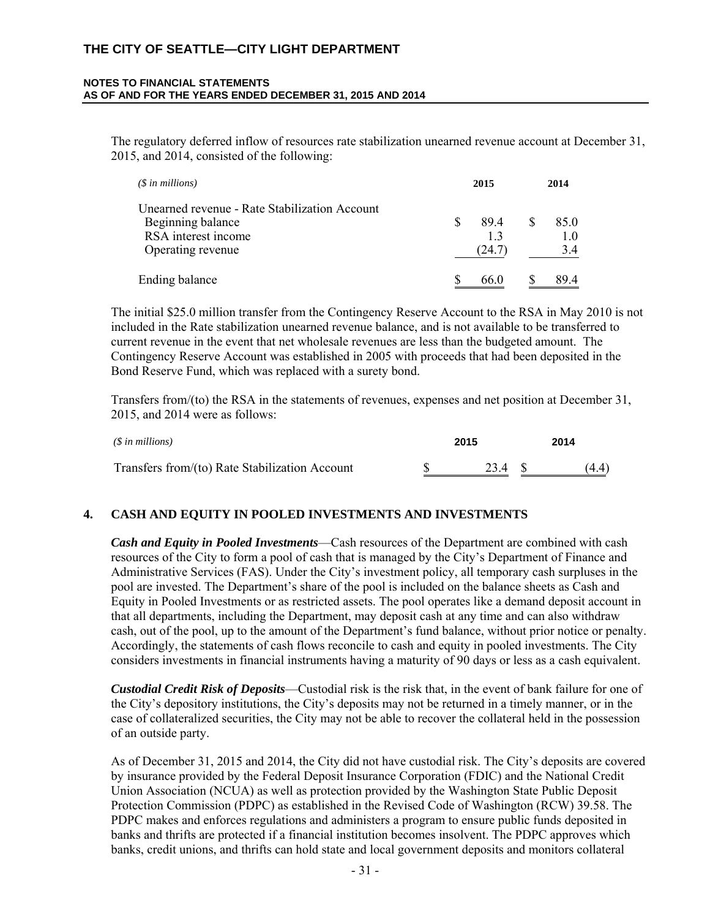The regulatory deferred inflow of resources rate stabilization unearned revenue account at December 31, 2015, and 2014, consisted of the following:

| *($ in millions)* | 2015 | 2014 |
|---|---|---|
| Unearned revenue - Rate Stabilization Account | | |
| Beginning balance | $ 89.4 | $ 85.0 |
| RSA interest income | 1.3 | 1.0 |
| Operating revenue | (24.7) | 3.4 |
| Ending balance | $ 66.0 | $ 89.4 |

The initial $25.0 million transfer from the Contingency Reserve Account to the RSA in May 2010 is not included in the Rate stabilization unearned revenue balance, and is not available to be transferred to current revenue in the event that net wholesale revenues are less than the budgeted amount. The Contingency Reserve Account was established in 2005 with proceeds that had been deposited in the Bond Reserve Fund, which was replaced with a surety bond.

Transfers from/(to) the RSA in the statements of revenues, expenses and net position at December 31, 2015, and 2014 were as follows:

| *($ in millions)* | 2015 | 2014 |
|---|---|---|
| Transfers from/(to) Rate Stabilization Account | $ 23.4 | $ (4.4) |

## 4. CASH AND EQUITY IN POOLED INVESTMENTS AND INVESTMENTS

***Cash and Equity in Pooled Investments***—Cash resources of the Department are combined with cash resources of the City to form a pool of cash that is managed by the City's Department of Finance and Administrative Services (FAS). Under the City's investment policy, all temporary cash surpluses in the pool are invested. The Department's share of the pool is included on the balance sheets as Cash and Equity in Pooled Investments or as restricted assets. The pool operates like a demand deposit account in that all departments, including the Department, may deposit cash at any time and can also withdraw cash, out of the pool, up to the amount of the Department's fund balance, without prior notice or penalty. Accordingly, the statements of cash flows reconcile to cash and equity in pooled investments. The City considers investments in financial instruments having a maturity of 90 days or less as a cash equivalent.

***Custodial Credit Risk of Deposits***—Custodial risk is the risk that, in the event of bank failure for one of the City's depository institutions, the City's deposits may not be returned in a timely manner, or in the case of collateralized securities, the City may not be able to recover the collateral held in the possession of an outside party.

As of December 31, 2015 and 2014, the City did not have custodial risk. The City's deposits are covered by insurance provided by the Federal Deposit Insurance Corporation (FDIC) and the National Credit Union Association (NCUA) as well as protection provided by the Washington State Public Deposit Protection Commission (PDPC) as established in the Revised Code of Washington (RCW) 39.58. The PDPC makes and enforces regulations and administers a program to ensure public funds deposited in banks and thrifts are protected if a financial institution becomes insolvent. The PDPC approves which banks, credit unions, and thrifts can hold state and local government deposits and monitors collateral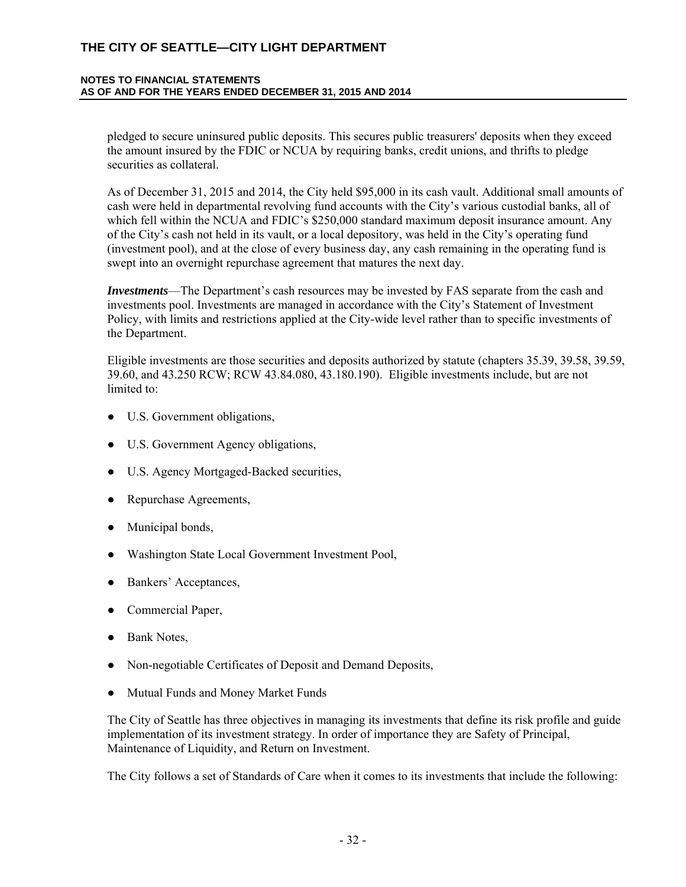pledged to secure uninsured public deposits. This secures public treasurers' deposits when they exceed the amount insured by the FDIC or NCUA by requiring banks, credit unions, and thrifts to pledge securities as collateral.

As of December 31, 2015 and 2014, the City held $95,000 in its cash vault. Additional small amounts of cash were held in departmental revolving fund accounts with the City's various custodial banks, all of which fell within the NCUA and FDIC's $250,000 standard maximum deposit insurance amount. Any of the City's cash not held in its vault, or a local depository, was held in the City's operating fund (investment pool), and at the close of every business day, any cash remaining in the operating fund is swept into an overnight repurchase agreement that matures the next day.

***Investments***—The Department's cash resources may be invested by FAS separate from the cash and investments pool. Investments are managed in accordance with the City's Statement of Investment Policy, with limits and restrictions applied at the City-wide level rather than to specific investments of the Department.

Eligible investments are those securities and deposits authorized by statute (chapters 35.39, 39.58, 39.59, 39.60, and 43.250 RCW; RCW 43.84.080, 43.180.190). Eligible investments include, but are not limited to:

- U.S. Government obligations,
- U.S. Government Agency obligations,
- U.S. Agency Mortgaged-Backed securities,
- Repurchase Agreements,
- Municipal bonds,
- Washington State Local Government Investment Pool,
- Bankers' Acceptances,
- Commercial Paper,
- Bank Notes,
- Non-negotiable Certificates of Deposit and Demand Deposits,
- Mutual Funds and Money Market Funds

The City of Seattle has three objectives in managing its investments that define its risk profile and guide implementation of its investment strategy. In order of importance they are Safety of Principal, Maintenance of Liquidity, and Return on Investment.

The City follows a set of Standards of Care when it comes to its investments that include the following: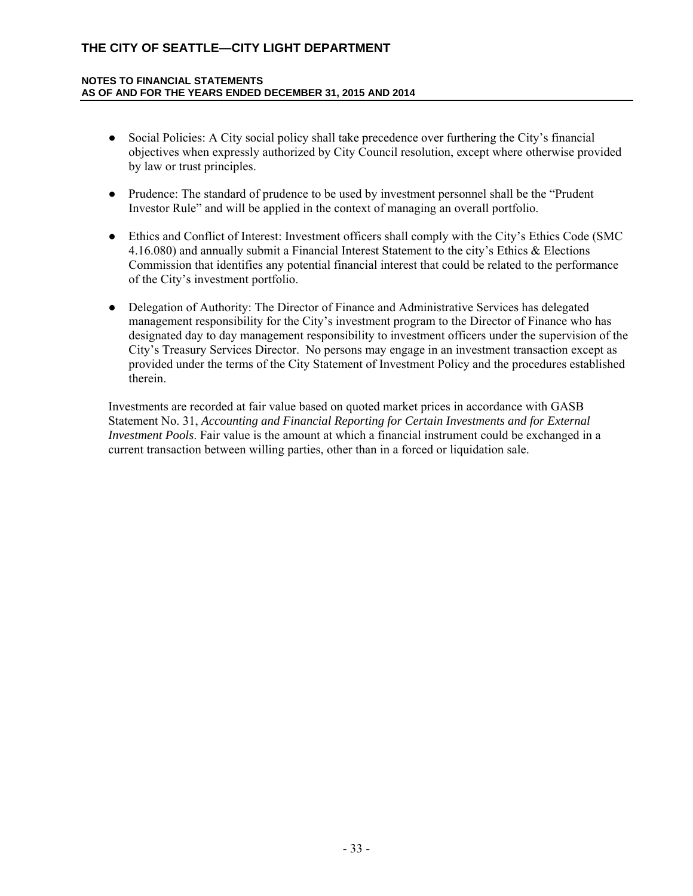- Social Policies: A City social policy shall take precedence over furthering the City's financial objectives when expressly authorized by City Council resolution, except where otherwise provided by law or trust principles.

- Prudence: The standard of prudence to be used by investment personnel shall be the "Prudent Investor Rule" and will be applied in the context of managing an overall portfolio.

- Ethics and Conflict of Interest: Investment officers shall comply with the City's Ethics Code (SMC 4.16.080) and annually submit a Financial Interest Statement to the city's Ethics & Elections Commission that identifies any potential financial interest that could be related to the performance of the City's investment portfolio.

- Delegation of Authority: The Director of Finance and Administrative Services has delegated management responsibility for the City's investment program to the Director of Finance who has designated day to day management responsibility to investment officers under the supervision of the City's Treasury Services Director. No persons may engage in an investment transaction except as provided under the terms of the City Statement of Investment Policy and the procedures established therein.

Investments are recorded at fair value based on quoted market prices in accordance with GASB Statement No. 31, *Accounting and Financial Reporting for Certain Investments and for External Investment Pools*. Fair value is the amount at which a financial instrument could be exchanged in a current transaction between willing parties, other than in a forced or liquidation sale.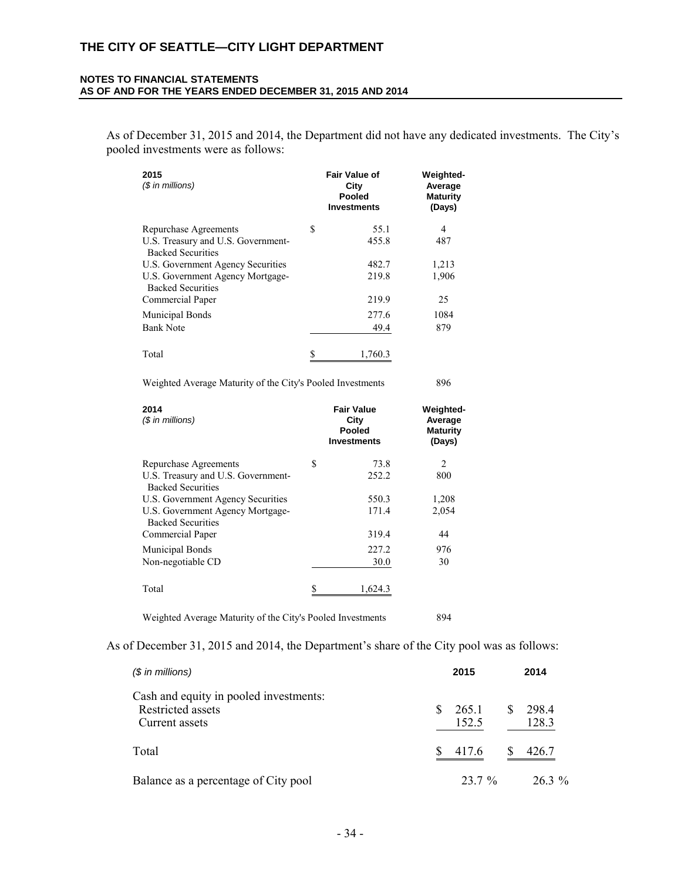As of December 31, 2015 and 2014, the Department did not have any dedicated investments. The City's pooled investments were as follows:

| 2015 (*$ in millions*) | Fair Value of City Pooled Investments | Weighted-Average Maturity (Days) |
|---|---|---|
| Repurchase Agreements | $ 55.1 | 4 |
| U.S. Treasury and U.S. Government-Backed Securities | 455.8 | 487 |
| U.S. Government Agency Securities | 482.7 | 1,213 |
| U.S. Government Agency Mortgage-Backed Securities | 219.8 | 1,906 |
| Commercial Paper | 219.9 | 25 |
| Municipal Bonds | 277.6 | 1084 |
| Bank Note | 49.4 | 879 |
| Total | $ 1,760.3 | |
| Weighted Average Maturity of the City's Pooled Investments | | 896 |

| 2014 (*$ in millions*) | Fair Value City Pooled Investments | Weighted-Average Maturity (Days) |
|---|---|---|
| Repurchase Agreements | $ 73.8 | 2 |
| U.S. Treasury and U.S. Government-Backed Securities | 252.2 | 800 |
| U.S. Government Agency Securities | 550.3 | 1,208 |
| U.S. Government Agency Mortgage-Backed Securities | 171.4 | 2,054 |
| Commercial Paper | 319.4 | 44 |
| Municipal Bonds | 227.2 | 976 |
| Non-negotiable CD | 30.0 | 30 |
| Total | $ 1,624.3 | |
| Weighted Average Maturity of the City's Pooled Investments | | 894 |

As of December 31, 2015 and 2014, the Department's share of the City pool was as follows:

| (*$ in millions*) | 2015 | 2014 |
|---|---|---|
| Cash and equity in pooled investments: | | |
| Restricted assets | $ 265.1 | $ 298.4 |
| Current assets | 152.5 | 128.3 |
| Total | $ 417.6 | $ 426.7 |
| Balance as a percentage of City pool | 23.7 % | 26.3 % |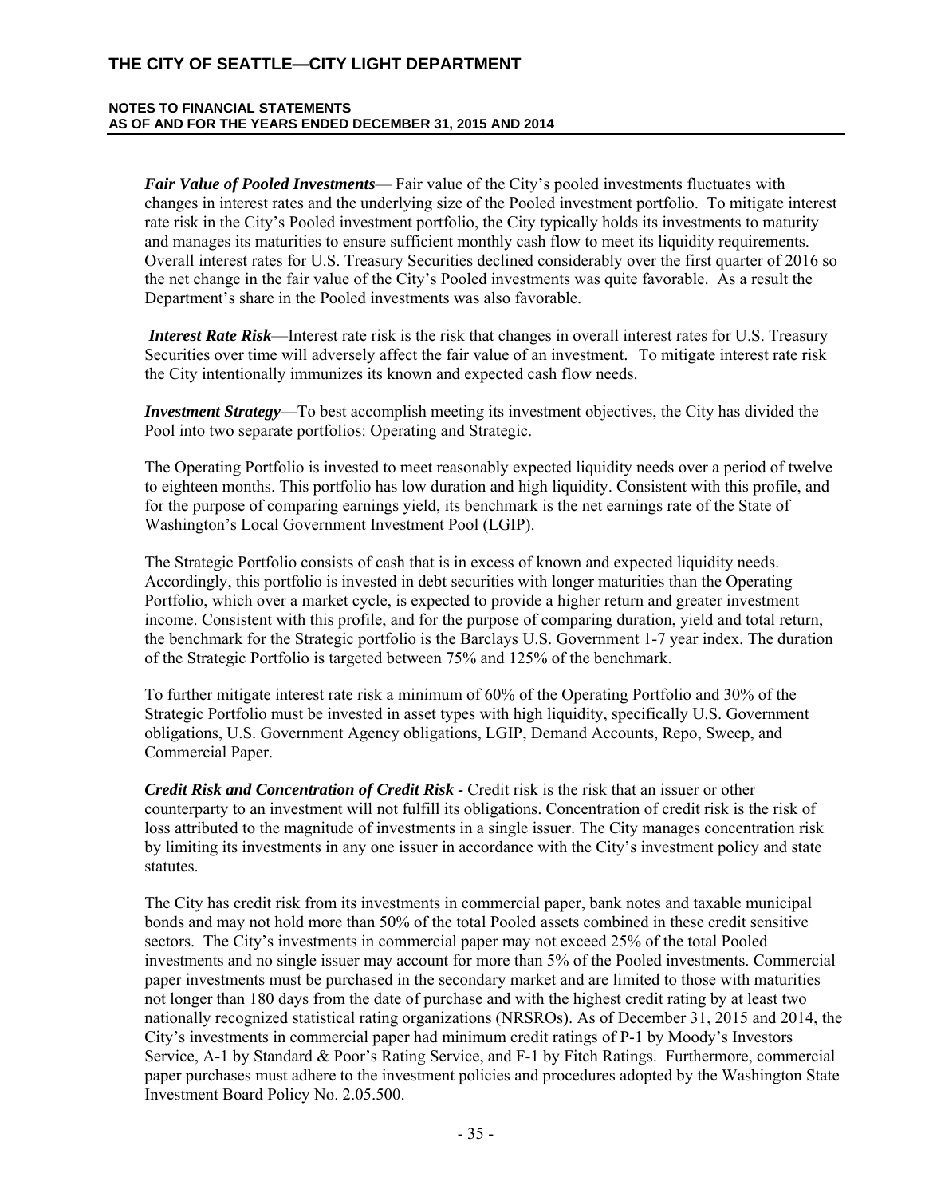***Fair Value of Pooled Investments***— Fair value of the City's pooled investments fluctuates with changes in interest rates and the underlying size of the Pooled investment portfolio. To mitigate interest rate risk in the City's Pooled investment portfolio, the City typically holds its investments to maturity and manages its maturities to ensure sufficient monthly cash flow to meet its liquidity requirements. Overall interest rates for U.S. Treasury Securities declined considerably over the first quarter of 2016 so the net change in the fair value of the City's Pooled investments was quite favorable. As a result the Department's share in the Pooled investments was also favorable.

***Interest Rate Risk***—Interest rate risk is the risk that changes in overall interest rates for U.S. Treasury Securities over time will adversely affect the fair value of an investment. To mitigate interest rate risk the City intentionally immunizes its known and expected cash flow needs.

***Investment Strategy***—To best accomplish meeting its investment objectives, the City has divided the Pool into two separate portfolios: Operating and Strategic.

The Operating Portfolio is invested to meet reasonably expected liquidity needs over a period of twelve to eighteen months. This portfolio has low duration and high liquidity. Consistent with this profile, and for the purpose of comparing earnings yield, its benchmark is the net earnings rate of the State of Washington's Local Government Investment Pool (LGIP).

The Strategic Portfolio consists of cash that is in excess of known and expected liquidity needs. Accordingly, this portfolio is invested in debt securities with longer maturities than the Operating Portfolio, which over a market cycle, is expected to provide a higher return and greater investment income. Consistent with this profile, and for the purpose of comparing duration, yield and total return, the benchmark for the Strategic portfolio is the Barclays U.S. Government 1-7 year index. The duration of the Strategic Portfolio is targeted between 75% and 125% of the benchmark.

To further mitigate interest rate risk a minimum of 60% of the Operating Portfolio and 30% of the Strategic Portfolio must be invested in asset types with high liquidity, specifically U.S. Government obligations, U.S. Government Agency obligations, LGIP, Demand Accounts, Repo, Sweep, and Commercial Paper.

***Credit Risk and Concentration of Credit Risk -*** Credit risk is the risk that an issuer or other counterparty to an investment will not fulfill its obligations. Concentration of credit risk is the risk of loss attributed to the magnitude of investments in a single issuer. The City manages concentration risk by limiting its investments in any one issuer in accordance with the City's investment policy and state statutes.

The City has credit risk from its investments in commercial paper, bank notes and taxable municipal bonds and may not hold more than 50% of the total Pooled assets combined in these credit sensitive sectors. The City's investments in commercial paper may not exceed 25% of the total Pooled investments and no single issuer may account for more than 5% of the Pooled investments. Commercial paper investments must be purchased in the secondary market and are limited to those with maturities not longer than 180 days from the date of purchase and with the highest credit rating by at least two nationally recognized statistical rating organizations (NRSROs). As of December 31, 2015 and 2014, the City's investments in commercial paper had minimum credit ratings of P-1 by Moody's Investors Service, A-1 by Standard & Poor's Rating Service, and F-1 by Fitch Ratings. Furthermore, commercial paper purchases must adhere to the investment policies and procedures adopted by the Washington State Investment Board Policy No. 2.05.500.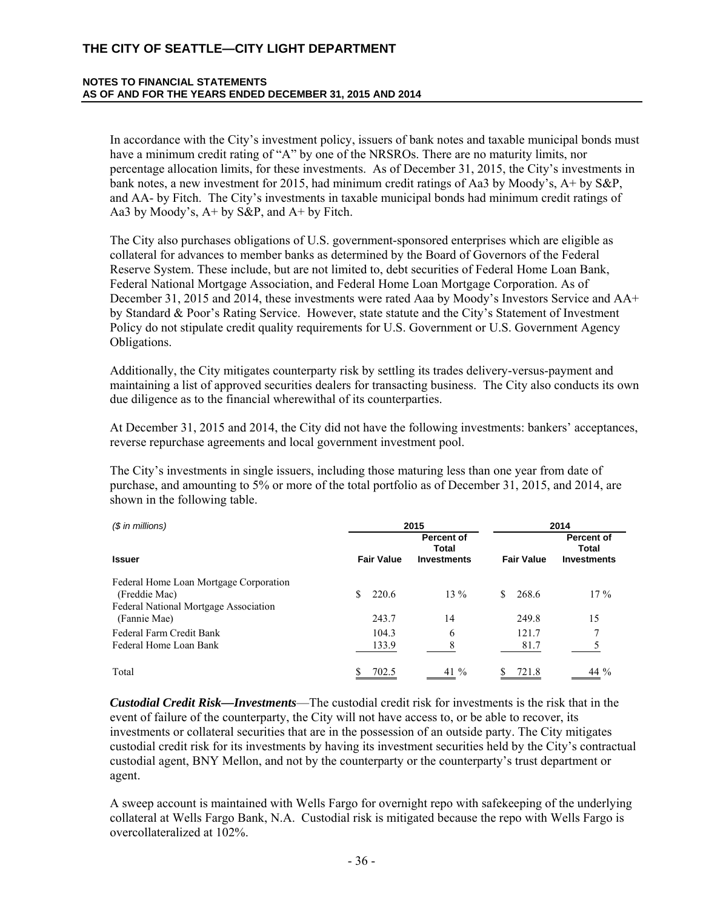In accordance with the City's investment policy, issuers of bank notes and taxable municipal bonds must have a minimum credit rating of "A" by one of the NRSROs. There are no maturity limits, nor percentage allocation limits, for these investments. As of December 31, 2015, the City's investments in bank notes, a new investment for 2015, had minimum credit ratings of Aa3 by Moody's, A+ by S&P, and AA- by Fitch. The City's investments in taxable municipal bonds had minimum credit ratings of Aa3 by Moody's, A+ by S&P, and A+ by Fitch.

The City also purchases obligations of U.S. government-sponsored enterprises which are eligible as collateral for advances to member banks as determined by the Board of Governors of the Federal Reserve System. These include, but are not limited to, debt securities of Federal Home Loan Bank, Federal National Mortgage Association, and Federal Home Loan Mortgage Corporation. As of December 31, 2015 and 2014, these investments were rated Aaa by Moody's Investors Service and AA+ by Standard & Poor's Rating Service. However, state statute and the City's Statement of Investment Policy do not stipulate credit quality requirements for U.S. Government or U.S. Government Agency Obligations.

Additionally, the City mitigates counterparty risk by settling its trades delivery-versus-payment and maintaining a list of approved securities dealers for transacting business. The City also conducts its own due diligence as to the financial wherewithal of its counterparties.

At December 31, 2015 and 2014, the City did not have the following investments: bankers' acceptances, reverse repurchase agreements and local government investment pool.

The City's investments in single issuers, including those maturing less than one year from date of purchase, and amounting to 5% or more of the total portfolio as of December 31, 2015, and 2014, are shown in the following table.

| *($ in millions)* | 2015 | | 2014 | |
|---|---|---|---|---|
| **Issuer** | **Fair Value** | **Percent of Total Investments** | **Fair Value** | **Percent of Total Investments** |
| Federal Home Loan Mortgage Corporation (Freddie Mac) | $ 220.6 | 13 % | $ 268.6 | 17 % |
| Federal National Mortgage Association (Fannie Mae) | 243.7 | 14 | 249.8 | 15 |
| Federal Farm Credit Bank | 104.3 | 6 | 121.7 | 7 |
| Federal Home Loan Bank | 133.9 | 8 | 81.7 | 5 |
| Total | $ 702.5 | 41 % | $ 721.8 | 44 % |

***Custodial Credit Risk—Investments***—The custodial credit risk for investments is the risk that in the event of failure of the counterparty, the City will not have access to, or be able to recover, its investments or collateral securities that are in the possession of an outside party. The City mitigates custodial credit risk for its investments by having its investment securities held by the City's contractual custodial agent, BNY Mellon, and not by the counterparty or the counterparty's trust department or agent.

A sweep account is maintained with Wells Fargo for overnight repo with safekeeping of the underlying collateral at Wells Fargo Bank, N.A. Custodial risk is mitigated because the repo with Wells Fargo is overcollateralized at 102%.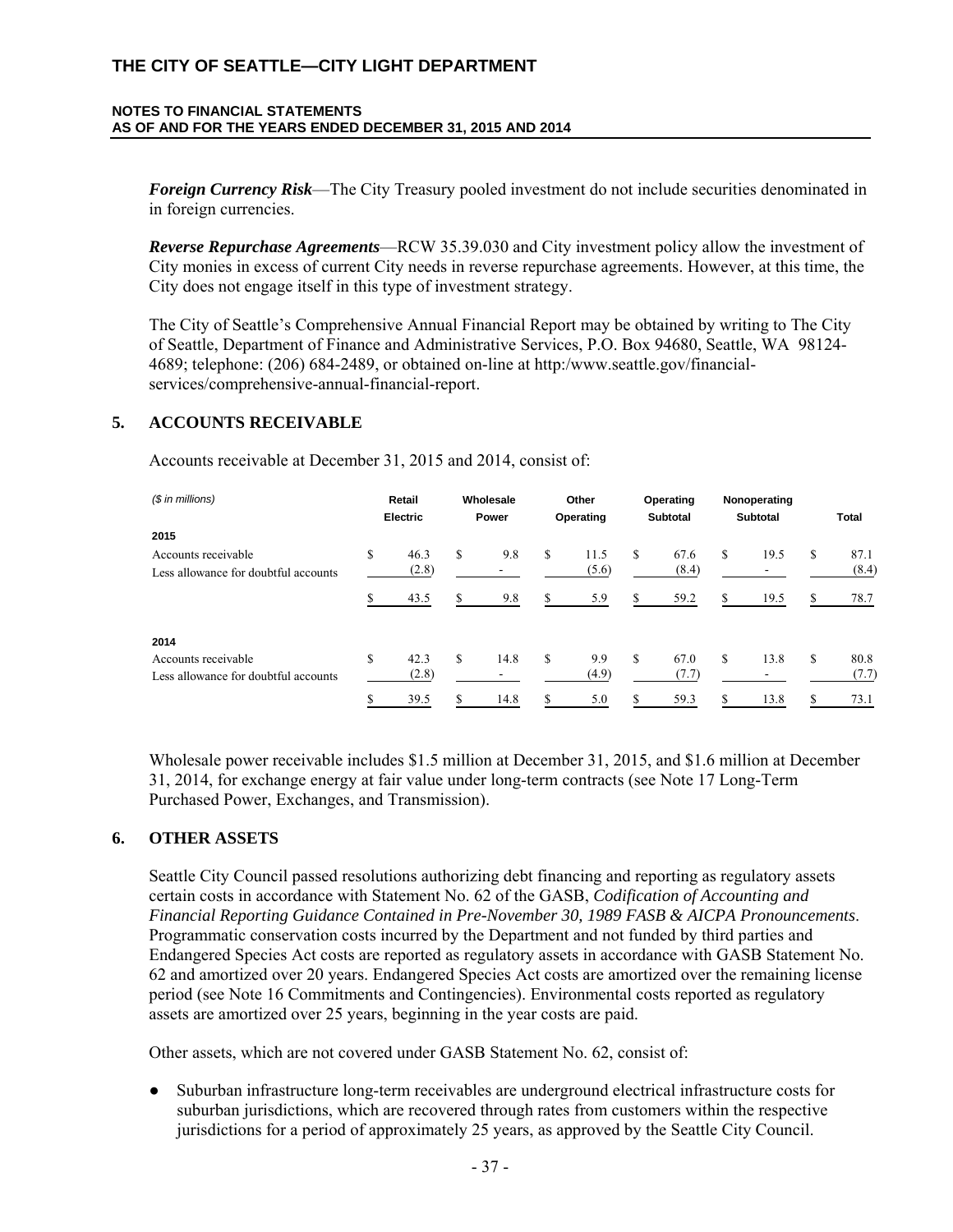*Foreign Currency Risk*—The City Treasury pooled investment do not include securities denominated in in foreign currencies.

*Reverse Repurchase Agreements*—RCW 35.39.030 and City investment policy allow the investment of City monies in excess of current City needs in reverse repurchase agreements. However, at this time, the City does not engage itself in this type of investment strategy.

The City of Seattle's Comprehensive Annual Financial Report may be obtained by writing to The City of Seattle, Department of Finance and Administrative Services, P.O. Box 94680, Seattle, WA 98124-4689; telephone: (206) 684-2489, or obtained on-line at http:/www.seattle.gov/financial-services/comprehensive-annual-financial-report.

## 5. ACCOUNTS RECEIVABLE

Accounts receivable at December 31, 2015 and 2014, consist of:

| *($ in millions)* | Retail Electric | Wholesale Power | Other Operating | Operating Subtotal | Nonoperating Subtotal | Total |
|---|---|---|---|---|---|---|
| **2015** | | | | | | |
| Accounts receivable | $ 46.3 | $ 9.8 | $ 11.5 | $ 67.6 | $ 19.5 | $ 87.1 |
| Less allowance for doubtful accounts | (2.8) | - | (5.6) | (8.4) | - | (8.4) |
| | $ 43.5 | $ 9.8 | $ 5.9 | $ 59.2 | $ 19.5 | $ 78.7 |
| **2014** | | | | | | |
| Accounts receivable | $ 42.3 | $ 14.8 | $ 9.9 | $ 67.0 | $ 13.8 | $ 80.8 |
| Less allowance for doubtful accounts | (2.8) | - | (4.9) | (7.7) | - | (7.7) |
| | $ 39.5 | $ 14.8 | $ 5.0 | $ 59.3 | $ 13.8 | $ 73.1 |

Wholesale power receivable includes $1.5 million at December 31, 2015, and $1.6 million at December 31, 2014, for exchange energy at fair value under long-term contracts (see Note 17 Long-Term Purchased Power, Exchanges, and Transmission).

## 6. OTHER ASSETS

Seattle City Council passed resolutions authorizing debt financing and reporting as regulatory assets certain costs in accordance with Statement No. 62 of the GASB, *Codification of Accounting and Financial Reporting Guidance Contained in Pre-November 30, 1989 FASB & AICPA Pronouncements*. Programmatic conservation costs incurred by the Department and not funded by third parties and Endangered Species Act costs are reported as regulatory assets in accordance with GASB Statement No. 62 and amortized over 20 years. Endangered Species Act costs are amortized over the remaining license period (see Note 16 Commitments and Contingencies). Environmental costs reported as regulatory assets are amortized over 25 years, beginning in the year costs are paid.

Other assets, which are not covered under GASB Statement No. 62, consist of:

- Suburban infrastructure long-term receivables are underground electrical infrastructure costs for suburban jurisdictions, which are recovered through rates from customers within the respective jurisdictions for a period of approximately 25 years, as approved by the Seattle City Council.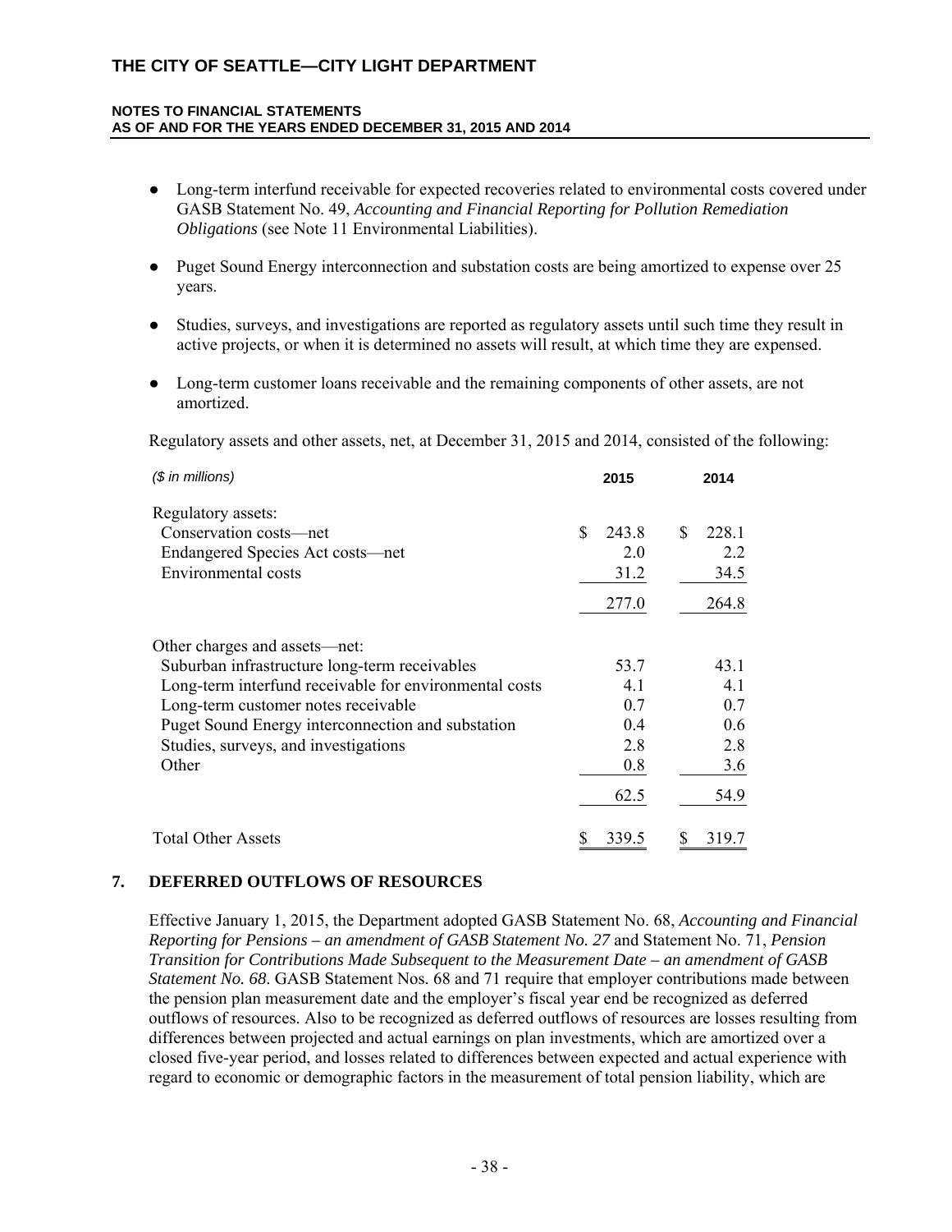- Long-term interfund receivable for expected recoveries related to environmental costs covered under GASB Statement No. 49, *Accounting and Financial Reporting for Pollution Remediation Obligations* (see Note 11 Environmental Liabilities).

- Puget Sound Energy interconnection and substation costs are being amortized to expense over 25 years.

- Studies, surveys, and investigations are reported as regulatory assets until such time they result in active projects, or when it is determined no assets will result, at which time they are expensed.

- Long-term customer loans receivable and the remaining components of other assets, are not amortized.

Regulatory assets and other assets, net, at December 31, 2015 and 2014, consisted of the following:

| *($ in millions)* | 2015 | 2014 |
|---|---|---|
| Regulatory assets: | | |
| Conservation costs—net | $ 243.8 | $ 228.1 |
| Endangered Species Act costs—net | 2.0 | 2.2 |
| Environmental costs | 31.2 | 34.5 |
| | 277.0 | 264.8 |
| Other charges and assets—net: | | |
| Suburban infrastructure long-term receivables | 53.7 | 43.1 |
| Long-term interfund receivable for environmental costs | 4.1 | 4.1 |
| Long-term customer notes receivable | 0.7 | 0.7 |
| Puget Sound Energy interconnection and substation | 0.4 | 0.6 |
| Studies, surveys, and investigations | 2.8 | 2.8 |
| Other | 0.8 | 3.6 |
| | 62.5 | 54.9 |
| Total Other Assets | $ 339.5 | $ 319.7 |

## 7. DEFERRED OUTFLOWS OF RESOURCES

Effective January 1, 2015, the Department adopted GASB Statement No. 68, *Accounting and Financial Reporting for Pensions – an amendment of GASB Statement No. 27* and Statement No. 71, *Pension Transition for Contributions Made Subsequent to the Measurement Date – an amendment of GASB Statement No. 68*. GASB Statement Nos. 68 and 71 require that employer contributions made between the pension plan measurement date and the employer's fiscal year end be recognized as deferred outflows of resources. Also to be recognized as deferred outflows of resources are losses resulting from differences between projected and actual earnings on plan investments, which are amortized over a closed five-year period, and losses related to differences between expected and actual experience with regard to economic or demographic factors in the measurement of total pension liability, which are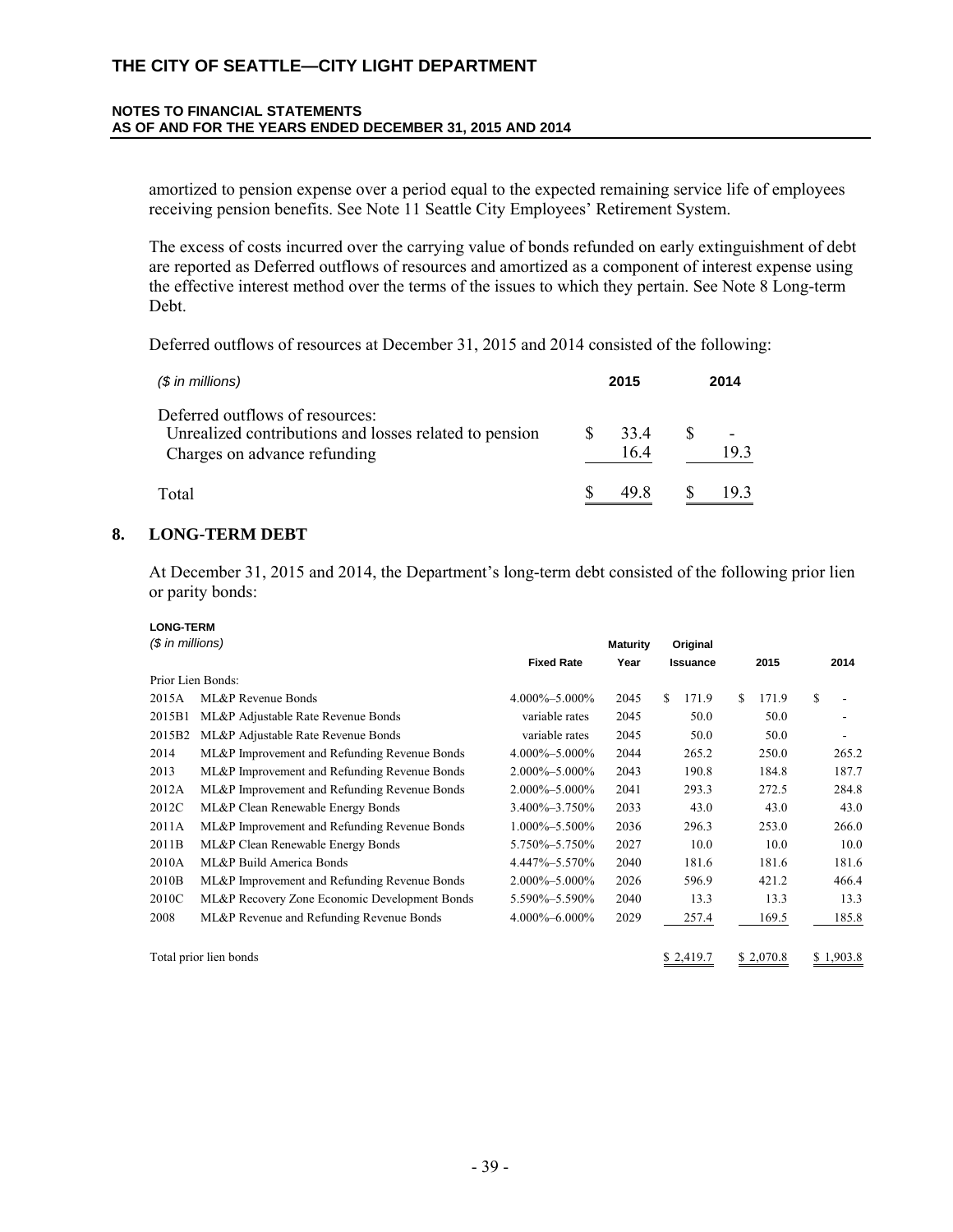amortized to pension expense over a period equal to the expected remaining service life of employees receiving pension benefits. See Note 11 Seattle City Employees' Retirement System.

The excess of costs incurred over the carrying value of bonds refunded on early extinguishment of debt are reported as Deferred outflows of resources and amortized as a component of interest expense using the effective interest method over the terms of the issues to which they pertain. See Note 8 Long-term Debt.

Deferred outflows of resources at December 31, 2015 and 2014 consisted of the following:

| *($ in millions)* | 2015 | 2014 |
|---|---|---|
| Deferred outflows of resources: | | |
| Unrealized contributions and losses related to pension | $ 33.4 | $ - |
| Charges on advance refunding | 16.4 | 19.3 |
| Total | $ 49.8 | $ 19.3 |

## 8. LONG-TERM DEBT

At December 31, 2015 and 2014, the Department's long-term debt consisted of the following prior lien or parity bonds:

**LONG-TERM**

| *($ in millions)* | | Fixed Rate | Maturity Year | Original Issuance | 2015 | 2014 |
|---|---|---|---|---|---|---|
| Prior Lien Bonds: | | | | | | |
| 2015A | ML&P Revenue Bonds | 4.000%–5.000% | 2045 | $ 171.9 | $ 171.9 | $ - |
| 2015B1 | ML&P Adjustable Rate Revenue Bonds | variable rates | 2045 | 50.0 | 50.0 | - |
| 2015B2 | ML&P Adjustable Rate Revenue Bonds | variable rates | 2045 | 50.0 | 50.0 | - |
| 2014 | ML&P Improvement and Refunding Revenue Bonds | 4.000%–5.000% | 2044 | 265.2 | 250.0 | 265.2 |
| 2013 | ML&P Improvement and Refunding Revenue Bonds | 2.000%–5.000% | 2043 | 190.8 | 184.8 | 187.7 |
| 2012A | ML&P Improvement and Refunding Revenue Bonds | 2.000%–5.000% | 2041 | 293.3 | 272.5 | 284.8 |
| 2012C | ML&P Clean Renewable Energy Bonds | 3.400%–3.750% | 2033 | 43.0 | 43.0 | 43.0 |
| 2011A | ML&P Improvement and Refunding Revenue Bonds | 1.000%–5.500% | 2036 | 296.3 | 253.0 | 266.0 |
| 2011B | ML&P Clean Renewable Energy Bonds | 5.750%–5.750% | 2027 | 10.0 | 10.0 | 10.0 |
| 2010A | ML&P Build America Bonds | 4.447%–5.570% | 2040 | 181.6 | 181.6 | 181.6 |
| 2010B | ML&P Improvement and Refunding Revenue Bonds | 2.000%–5.000% | 2026 | 596.9 | 421.2 | 466.4 |
| 2010C | ML&P Recovery Zone Economic Development Bonds | 5.590%–5.590% | 2040 | 13.3 | 13.3 | 13.3 |
| 2008 | ML&P Revenue and Refunding Revenue Bonds | 4.000%–6.000% | 2029 | 257.4 | 169.5 | 185.8 |
| Total prior lien bonds | | | | $ 2,419.7 | $ 2,070.8 | $ 1,903.8 |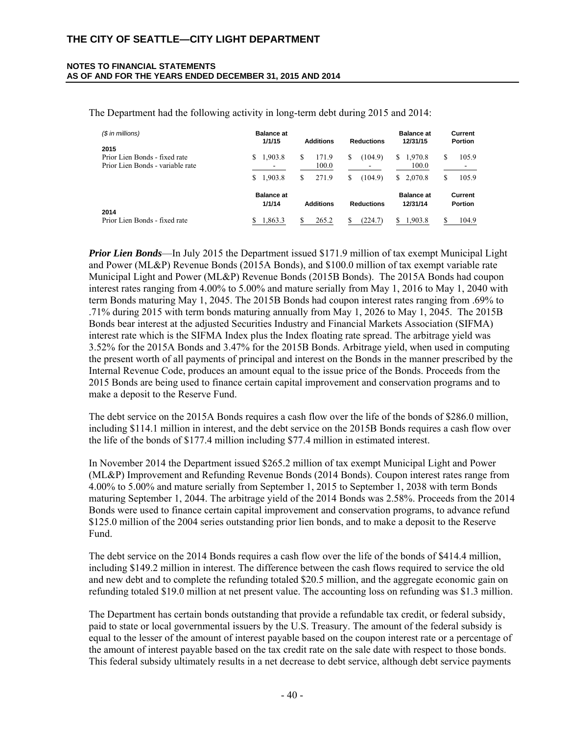The Department had the following activity in long-term debt during 2015 and 2014:

| ($ in millions) | Balance at 1/1/15 | Additions | Reductions | Balance at 12/31/15 | Current Portion |
|---|---|---|---|---|---|
| **2015** | | | | | |
| Prior Lien Bonds - fixed rate | $ 1,903.8 | $ 171.9 | $ (104.9) | $ 1,970.8 | $ 105.9 |
| Prior Lien Bonds - variable rate | - | 100.0 | - | 100.0 | - |
| | $ 1,903.8 | $ 271.9 | $ (104.9) | $ 2,070.8 | $ 105.9 |
| | **Balance at 1/1/14** | **Additions** | **Reductions** | **Balance at 12/31/14** | **Current Portion** |
| **2014** | | | | | |
| Prior Lien Bonds - fixed rate | $ 1,863.3 | $ 265.2 | $ (224.7) | $ 1,903.8 | $ 104.9 |

***Prior Lien Bonds***—In July 2015 the Department issued $171.9 million of tax exempt Municipal Light and Power (ML&P) Revenue Bonds (2015A Bonds), and $100.0 million of tax exempt variable rate Municipal Light and Power (ML&P) Revenue Bonds (2015B Bonds). The 2015A Bonds had coupon interest rates ranging from 4.00% to 5.00% and mature serially from May 1, 2016 to May 1, 2040 with term Bonds maturing May 1, 2045. The 2015B Bonds had coupon interest rates ranging from .69% to .71% during 2015 with term bonds maturing annually from May 1, 2026 to May 1, 2045. The 2015B Bonds bear interest at the adjusted Securities Industry and Financial Markets Association (SIFMA) interest rate which is the SIFMA Index plus the Index floating rate spread. The arbitrage yield was 3.52% for the 2015A Bonds and 3.47% for the 2015B Bonds. Arbitrage yield, when used in computing the present worth of all payments of principal and interest on the Bonds in the manner prescribed by the Internal Revenue Code, produces an amount equal to the issue price of the Bonds. Proceeds from the 2015 Bonds are being used to finance certain capital improvement and conservation programs and to make a deposit to the Reserve Fund.

The debt service on the 2015A Bonds requires a cash flow over the life of the bonds of $286.0 million, including $114.1 million in interest, and the debt service on the 2015B Bonds requires a cash flow over the life of the bonds of $177.4 million including $77.4 million in estimated interest.

In November 2014 the Department issued $265.2 million of tax exempt Municipal Light and Power (ML&P) Improvement and Refunding Revenue Bonds (2014 Bonds). Coupon interest rates range from 4.00% to 5.00% and mature serially from September 1, 2015 to September 1, 2038 with term Bonds maturing September 1, 2044. The arbitrage yield of the 2014 Bonds was 2.58%. Proceeds from the 2014 Bonds were used to finance certain capital improvement and conservation programs, to advance refund $125.0 million of the 2004 series outstanding prior lien bonds, and to make a deposit to the Reserve Fund.

The debt service on the 2014 Bonds requires a cash flow over the life of the bonds of $414.4 million, including $149.2 million in interest. The difference between the cash flows required to service the old and new debt and to complete the refunding totaled $20.5 million, and the aggregate economic gain on refunding totaled $19.0 million at net present value. The accounting loss on refunding was $1.3 million.

The Department has certain bonds outstanding that provide a refundable tax credit, or federal subsidy, paid to state or local governmental issuers by the U.S. Treasury. The amount of the federal subsidy is equal to the lesser of the amount of interest payable based on the coupon interest rate or a percentage of the amount of interest payable based on the tax credit rate on the sale date with respect to those bonds. This federal subsidy ultimately results in a net decrease to debt service, although debt service payments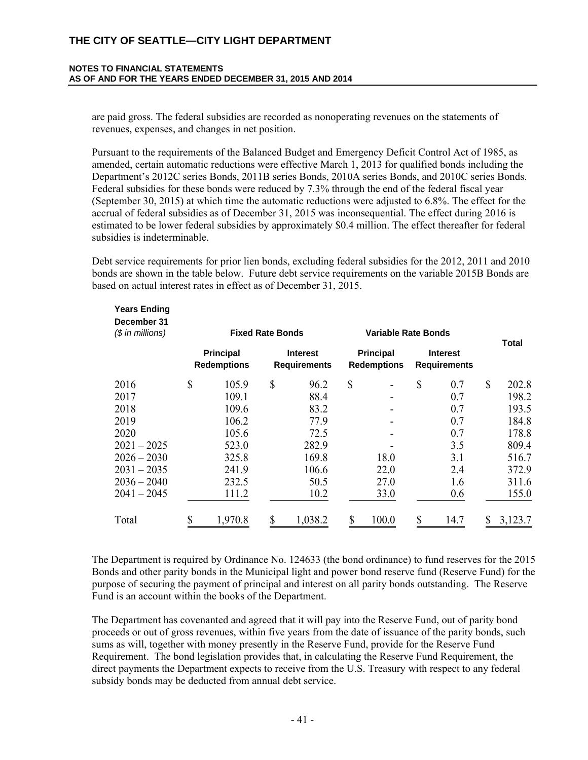are paid gross. The federal subsidies are recorded as nonoperating revenues on the statements of revenues, expenses, and changes in net position.

Pursuant to the requirements of the Balanced Budget and Emergency Deficit Control Act of 1985, as amended, certain automatic reductions were effective March 1, 2013 for qualified bonds including the Department's 2012C series Bonds, 2011B series Bonds, 2010A series Bonds, and 2010C series Bonds. Federal subsidies for these bonds were reduced by 7.3% through the end of the federal fiscal year (September 30, 2015) at which time the automatic reductions were adjusted to 6.8%. The effect for the accrual of federal subsidies as of December 31, 2015 was inconsequential. The effect during 2016 is estimated to be lower federal subsidies by approximately $0.4 million. The effect thereafter for federal subsidies is indeterminable.

Debt service requirements for prior lien bonds, excluding federal subsidies for the 2012, 2011 and 2010 bonds are shown in the table below. Future debt service requirements on the variable 2015B Bonds are based on actual interest rates in effect as of December 31, 2015.

| **Years Ending December 31** *($ in millions)* | **Fixed Rate Bonds** | | **Variable Rate Bonds** | | **Total** |
|---|---|---|---|---|---|
| | **Principal Redemptions** | **Interest Requirements** | **Principal Redemptions** | **Interest Requirements** | |
| 2016 | $ 105.9 | $ 96.2 | $ - | $ 0.7 | $ 202.8 |
| 2017 | 109.1 | 88.4 | - | 0.7 | 198.2 |
| 2018 | 109.6 | 83.2 | - | 0.7 | 193.5 |
| 2019 | 106.2 | 77.9 | - | 0.7 | 184.8 |
| 2020 | 105.6 | 72.5 | - | 0.7 | 178.8 |
| 2021 – 2025 | 523.0 | 282.9 | - | 3.5 | 809.4 |
| 2026 – 2030 | 325.8 | 169.8 | 18.0 | 3.1 | 516.7 |
| 2031 – 2035 | 241.9 | 106.6 | 22.0 | 2.4 | 372.9 |
| 2036 – 2040 | 232.5 | 50.5 | 27.0 | 1.6 | 311.6 |
| 2041 – 2045 | 111.2 | 10.2 | 33.0 | 0.6 | 155.0 |
| Total | $ 1,970.8 | $ 1,038.2 | $ 100.0 | $ 14.7 | $ 3,123.7 |

The Department is required by Ordinance No. 124633 (the bond ordinance) to fund reserves for the 2015 Bonds and other parity bonds in the Municipal light and power bond reserve fund (Reserve Fund) for the purpose of securing the payment of principal and interest on all parity bonds outstanding. The Reserve Fund is an account within the books of the Department.

The Department has covenanted and agreed that it will pay into the Reserve Fund, out of parity bond proceeds or out of gross revenues, within five years from the date of issuance of the parity bonds, such sums as will, together with money presently in the Reserve Fund, provide for the Reserve Fund Requirement. The bond legislation provides that, in calculating the Reserve Fund Requirement, the direct payments the Department expects to receive from the U.S. Treasury with respect to any federal subsidy bonds may be deducted from annual debt service.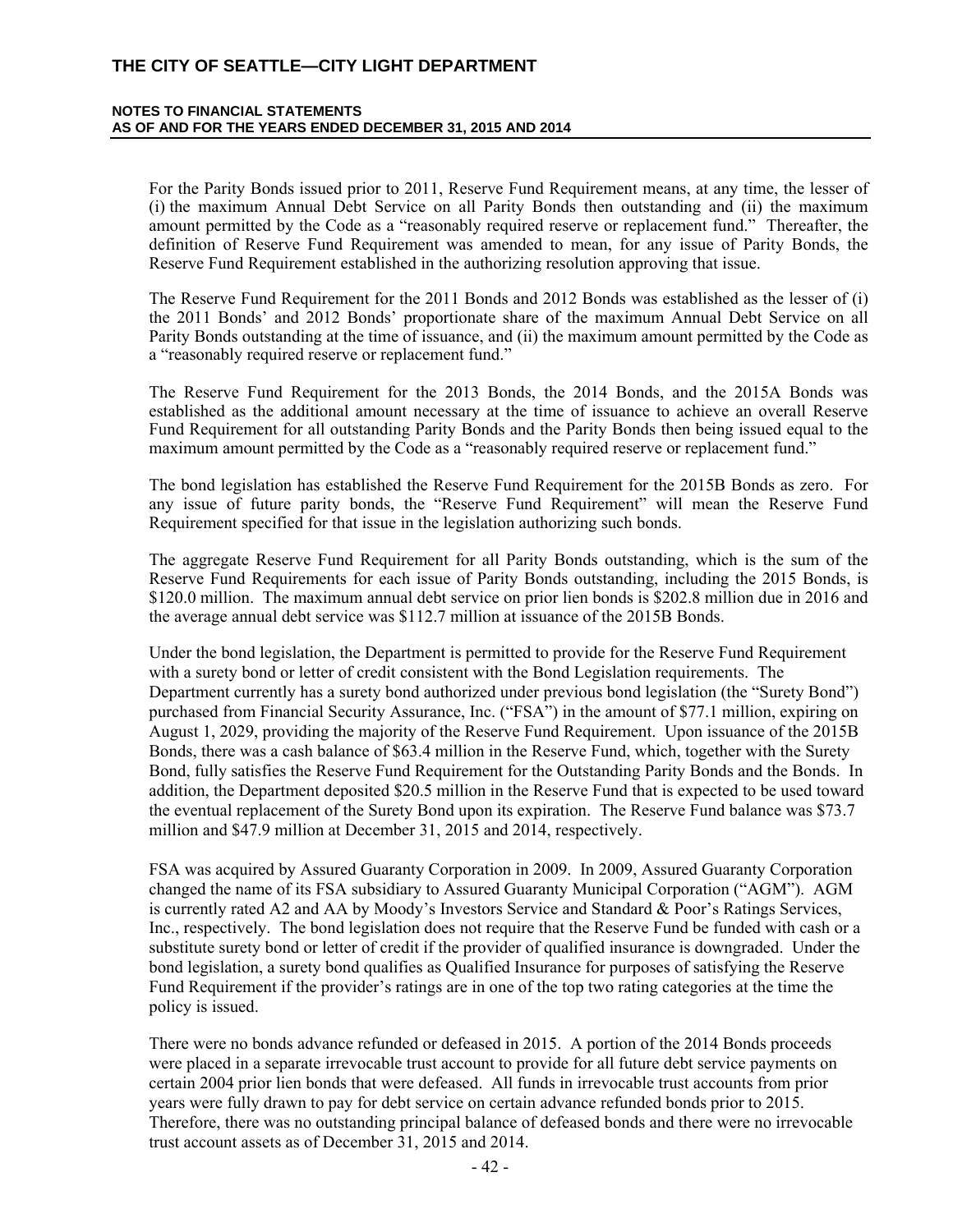For the Parity Bonds issued prior to 2011, Reserve Fund Requirement means, at any time, the lesser of (i) the maximum Annual Debt Service on all Parity Bonds then outstanding and (ii) the maximum amount permitted by the Code as a "reasonably required reserve or replacement fund." Thereafter, the definition of Reserve Fund Requirement was amended to mean, for any issue of Parity Bonds, the Reserve Fund Requirement established in the authorizing resolution approving that issue.

The Reserve Fund Requirement for the 2011 Bonds and 2012 Bonds was established as the lesser of (i) the 2011 Bonds' and 2012 Bonds' proportionate share of the maximum Annual Debt Service on all Parity Bonds outstanding at the time of issuance, and (ii) the maximum amount permitted by the Code as a "reasonably required reserve or replacement fund."

The Reserve Fund Requirement for the 2013 Bonds, the 2014 Bonds, and the 2015A Bonds was established as the additional amount necessary at the time of issuance to achieve an overall Reserve Fund Requirement for all outstanding Parity Bonds and the Parity Bonds then being issued equal to the maximum amount permitted by the Code as a "reasonably required reserve or replacement fund."

The bond legislation has established the Reserve Fund Requirement for the 2015B Bonds as zero. For any issue of future parity bonds, the "Reserve Fund Requirement" will mean the Reserve Fund Requirement specified for that issue in the legislation authorizing such bonds.

The aggregate Reserve Fund Requirement for all Parity Bonds outstanding, which is the sum of the Reserve Fund Requirements for each issue of Parity Bonds outstanding, including the 2015 Bonds, is \$120.0 million. The maximum annual debt service on prior lien bonds is \$202.8 million due in 2016 and the average annual debt service was \$112.7 million at issuance of the 2015B Bonds.

Under the bond legislation, the Department is permitted to provide for the Reserve Fund Requirement with a surety bond or letter of credit consistent with the Bond Legislation requirements. The Department currently has a surety bond authorized under previous bond legislation (the "Surety Bond") purchased from Financial Security Assurance, Inc. ("FSA") in the amount of \$77.1 million, expiring on August 1, 2029, providing the majority of the Reserve Fund Requirement. Upon issuance of the 2015B Bonds, there was a cash balance of \$63.4 million in the Reserve Fund, which, together with the Surety Bond, fully satisfies the Reserve Fund Requirement for the Outstanding Parity Bonds and the Bonds. In addition, the Department deposited \$20.5 million in the Reserve Fund that is expected to be used toward the eventual replacement of the Surety Bond upon its expiration. The Reserve Fund balance was \$73.7 million and \$47.9 million at December 31, 2015 and 2014, respectively.

FSA was acquired by Assured Guaranty Corporation in 2009. In 2009, Assured Guaranty Corporation changed the name of its FSA subsidiary to Assured Guaranty Municipal Corporation ("AGM"). AGM is currently rated A2 and AA by Moody's Investors Service and Standard & Poor's Ratings Services, Inc., respectively. The bond legislation does not require that the Reserve Fund be funded with cash or a substitute surety bond or letter of credit if the provider of qualified insurance is downgraded. Under the bond legislation, a surety bond qualifies as Qualified Insurance for purposes of satisfying the Reserve Fund Requirement if the provider's ratings are in one of the top two rating categories at the time the policy is issued.

There were no bonds advance refunded or defeased in 2015. A portion of the 2014 Bonds proceeds were placed in a separate irrevocable trust account to provide for all future debt service payments on certain 2004 prior lien bonds that were defeased. All funds in irrevocable trust accounts from prior years were fully drawn to pay for debt service on certain advance refunded bonds prior to 2015. Therefore, there was no outstanding principal balance of defeased bonds and there were no irrevocable trust account assets as of December 31, 2015 and 2014.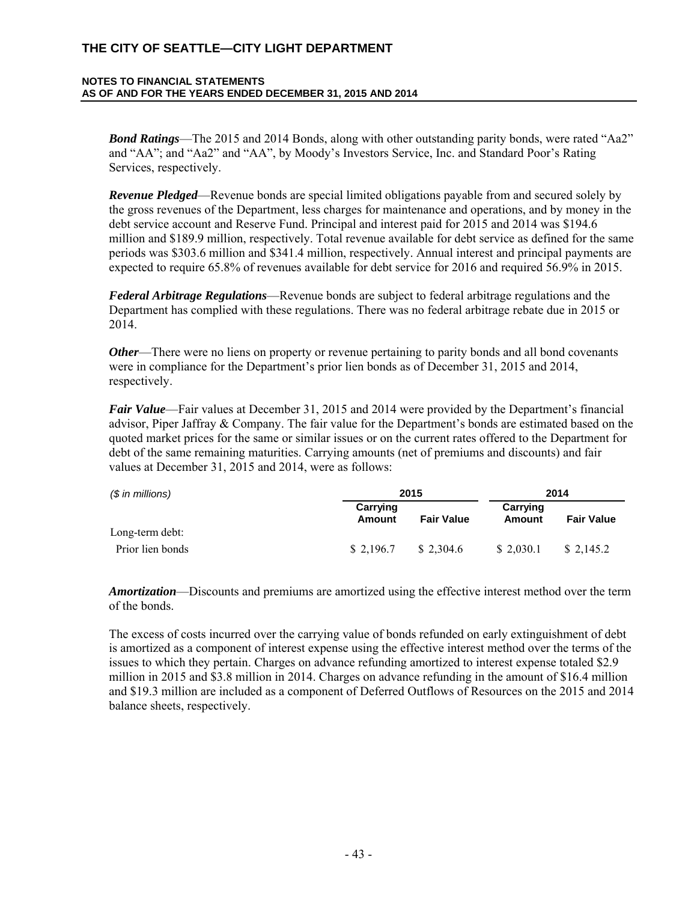***Bond Ratings***—The 2015 and 2014 Bonds, along with other outstanding parity bonds, were rated "Aa2" and "AA"; and "Aa2" and "AA", by Moody's Investors Service, Inc. and Standard Poor's Rating Services, respectively.

***Revenue Pledged***—Revenue bonds are special limited obligations payable from and secured solely by the gross revenues of the Department, less charges for maintenance and operations, and by money in the debt service account and Reserve Fund. Principal and interest paid for 2015 and 2014 was $194.6 million and $189.9 million, respectively. Total revenue available for debt service as defined for the same periods was $303.6 million and $341.4 million, respectively. Annual interest and principal payments are expected to require 65.8% of revenues available for debt service for 2016 and required 56.9% in 2015.

***Federal Arbitrage Regulations***—Revenue bonds are subject to federal arbitrage regulations and the Department has complied with these regulations. There was no federal arbitrage rebate due in 2015 or 2014.

***Other***—There were no liens on property or revenue pertaining to parity bonds and all bond covenants were in compliance for the Department's prior lien bonds as of December 31, 2015 and 2014, respectively.

***Fair Value***—Fair values at December 31, 2015 and 2014 were provided by the Department's financial advisor, Piper Jaffray & Company. The fair value for the Department's bonds are estimated based on the quoted market prices for the same or similar issues or on the current rates offered to the Department for debt of the same remaining maturities. Carrying amounts (net of premiums and discounts) and fair values at December 31, 2015 and 2014, were as follows:

| *($ in millions)* | 2015 | | 2014 | |
|---|---|---|---|---|
| | **Carrying Amount** | **Fair Value** | **Carrying Amount** | **Fair Value** |
| Long-term debt: | | | | |
| Prior lien bonds | $ 2,196.7 | $ 2,304.6 | $ 2,030.1 | $ 2,145.2 |

***Amortization***—Discounts and premiums are amortized using the effective interest method over the term of the bonds.

The excess of costs incurred over the carrying value of bonds refunded on early extinguishment of debt is amortized as a component of interest expense using the effective interest method over the terms of the issues to which they pertain. Charges on advance refunding amortized to interest expense totaled $2.9 million in 2015 and $3.8 million in 2014. Charges on advance refunding in the amount of $16.4 million and $19.3 million are included as a component of Deferred Outflows of Resources on the 2015 and 2014 balance sheets, respectively.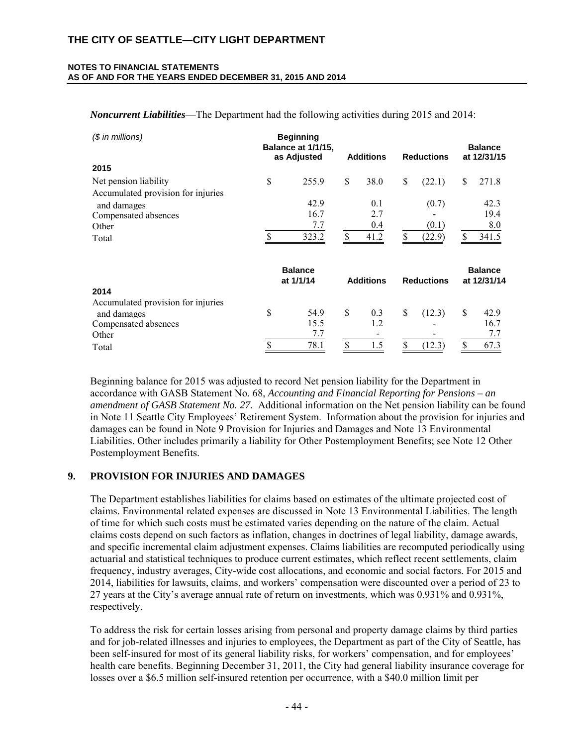*Noncurrent Liabilities*—The Department had the following activities during 2015 and 2014:

| *($ in millions)* | Beginning Balance at 1/1/15, as Adjusted | Additions | Reductions | Balance at 12/31/15 |
|---|---|---|---|---|
| **2015** | | | | |
| Net pension liability | $ 255.9 | $ 38.0 | $ (22.1) | $ 271.8 |
| Accumulated provision for injuries and damages | 42.9 | 0.1 | (0.7) | 42.3 |
| Compensated absences | 16.7 | 2.7 | - | 19.4 |
| Other | 7.7 | 0.4 | (0.1) | 8.0 |
| Total | $ 323.2 | $ 41.2 | $ (22.9) | $ 341.5 |

| | Balance at 1/1/14 | Additions | Reductions | Balance at 12/31/14 |
|---|---|---|---|---|
| **2014** | | | | |
| Accumulated provision for injuries and damages | $ 54.9 | $ 0.3 | $ (12.3) | $ 42.9 |
| Compensated absences | 15.5 | 1.2 | - | 16.7 |
| Other | 7.7 | - | - | 7.7 |
| Total | $ 78.1 | $ 1.5 | $ (12.3) | $ 67.3 |

Beginning balance for 2015 was adjusted to record Net pension liability for the Department in accordance with GASB Statement No. 68, *Accounting and Financial Reporting for Pensions – an amendment of GASB Statement No. 27.* Additional information on the Net pension liability can be found in Note 11 Seattle City Employees' Retirement System. Information about the provision for injuries and damages can be found in Note 9 Provision for Injuries and Damages and Note 13 Environmental Liabilities. Other includes primarily a liability for Other Postemployment Benefits; see Note 12 Other Postemployment Benefits.

## 9. PROVISION FOR INJURIES AND DAMAGES

The Department establishes liabilities for claims based on estimates of the ultimate projected cost of claims. Environmental related expenses are discussed in Note 13 Environmental Liabilities. The length of time for which such costs must be estimated varies depending on the nature of the claim. Actual claims costs depend on such factors as inflation, changes in doctrines of legal liability, damage awards, and specific incremental claim adjustment expenses. Claims liabilities are recomputed periodically using actuarial and statistical techniques to produce current estimates, which reflect recent settlements, claim frequency, industry averages, City-wide cost allocations, and economic and social factors. For 2015 and 2014, liabilities for lawsuits, claims, and workers' compensation were discounted over a period of 23 to 27 years at the City's average annual rate of return on investments, which was 0.931% and 0.931%, respectively.

To address the risk for certain losses arising from personal and property damage claims by third parties and for job-related illnesses and injuries to employees, the Department as part of the City of Seattle, has been self-insured for most of its general liability risks, for workers' compensation, and for employees' health care benefits. Beginning December 31, 2011, the City had general liability insurance coverage for losses over a $6.5 million self-insured retention per occurrence, with a $40.0 million limit per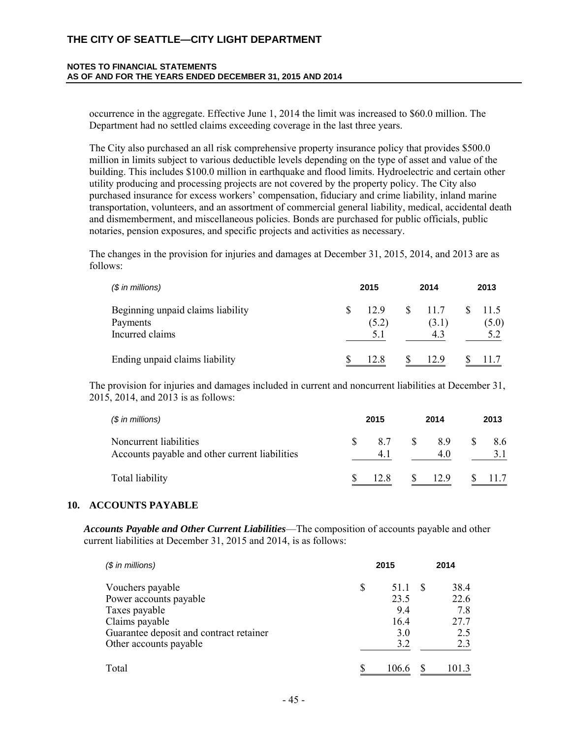occurrence in the aggregate. Effective June 1, 2014 the limit was increased to \$60.0 million. The Department had no settled claims exceeding coverage in the last three years.

The City also purchased an all risk comprehensive property insurance policy that provides \$500.0 million in limits subject to various deductible levels depending on the type of asset and value of the building. This includes \$100.0 million in earthquake and flood limits. Hydroelectric and certain other utility producing and processing projects are not covered by the property policy. The City also purchased insurance for excess workers' compensation, fiduciary and crime liability, inland marine transportation, volunteers, and an assortment of commercial general liability, medical, accidental death and dismemberment, and miscellaneous policies. Bonds are purchased for public officials, public notaries, pension exposures, and specific projects and activities as necessary.

The changes in the provision for injuries and damages at December 31, 2015, 2014, and 2013 are as follows:

| *($ in millions)* | 2015 | 2014 | 2013 |
|---|---|---|---|
| Beginning unpaid claims liability | \$ 12.9 | \$ 11.7 | \$ 11.5 |
| Payments | (5.2) | (3.1) | (5.0) |
| Incurred claims | 5.1 | 4.3 | 5.2 |
| Ending unpaid claims liability | \$ 12.8 | \$ 12.9 | \$ 11.7 |

The provision for injuries and damages included in current and noncurrent liabilities at December 31, 2015, 2014, and 2013 is as follows:

| *($ in millions)* | 2015 | 2014 | 2013 |
|---|---|---|---|
| Noncurrent liabilities | \$ 8.7 | \$ 8.9 | \$ 8.6 |
| Accounts payable and other current liabilities | 4.1 | 4.0 | 3.1 |
| Total liability | \$ 12.8 | \$ 12.9 | \$ 11.7 |

## 10. ACCOUNTS PAYABLE

***Accounts Payable and Other Current Liabilities***—The composition of accounts payable and other current liabilities at December 31, 2015 and 2014, is as follows:

| *($ in millions)* | 2015 | 2014 |
|---|---|---|
| Vouchers payable | \$ 51.1 | \$ 38.4 |
| Power accounts payable | 23.5 | 22.6 |
| Taxes payable | 9.4 | 7.8 |
| Claims payable | 16.4 | 27.7 |
| Guarantee deposit and contract retainer | 3.0 | 2.5 |
| Other accounts payable | 3.2 | 2.3 |
| Total | \$ 106.6 | \$ 101.3 |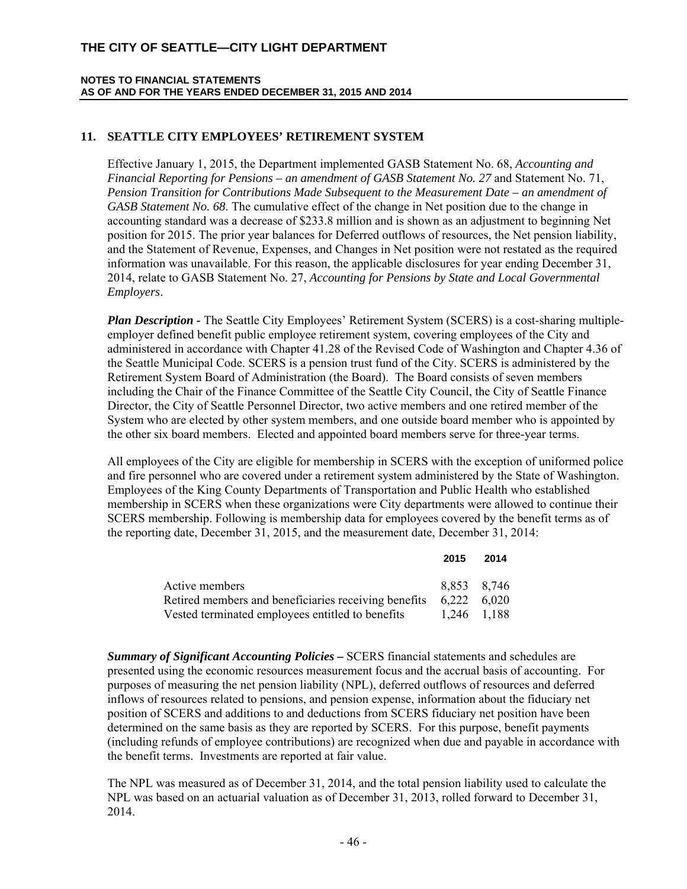## 11. SEATTLE CITY EMPLOYEES' RETIREMENT SYSTEM

Effective January 1, 2015, the Department implemented GASB Statement No. 68, *Accounting and Financial Reporting for Pensions – an amendment of GASB Statement No. 27* and Statement No. 71, *Pension Transition for Contributions Made Subsequent to the Measurement Date – an amendment of GASB Statement No. 68*. The cumulative effect of the change in Net position due to the change in accounting standard was a decrease of $233.8 million and is shown as an adjustment to beginning Net position for 2015. The prior year balances for Deferred outflows of resources, the Net pension liability, and the Statement of Revenue, Expenses, and Changes in Net position were not restated as the required information was unavailable. For this reason, the applicable disclosures for year ending December 31, 2014, relate to GASB Statement No. 27, *Accounting for Pensions by State and Local Governmental Employers*.

***Plan Description -*** The Seattle City Employees' Retirement System (SCERS) is a cost-sharing multiple-employer defined benefit public employee retirement system, covering employees of the City and administered in accordance with Chapter 41.28 of the Revised Code of Washington and Chapter 4.36 of the Seattle Municipal Code. SCERS is a pension trust fund of the City. SCERS is administered by the Retirement System Board of Administration (the Board). The Board consists of seven members including the Chair of the Finance Committee of the Seattle City Council, the City of Seattle Finance Director, the City of Seattle Personnel Director, two active members and one retired member of the System who are elected by other system members, and one outside board member who is appointed by the other six board members. Elected and appointed board members serve for three-year terms.

All employees of the City are eligible for membership in SCERS with the exception of uniformed police and fire personnel who are covered under a retirement system administered by the State of Washington. Employees of the King County Departments of Transportation and Public Health who established membership in SCERS when these organizations were City departments were allowed to continue their SCERS membership. Following is membership data for employees covered by the benefit terms as of the reporting date, December 31, 2015, and the measurement date, December 31, 2014:

| | 2015 | 2014 |
|---|---|---|
| Active members | 8,853 | 8,746 |
| Retired members and beneficiaries receiving benefits | 6,222 | 6,020 |
| Vested terminated employees entitled to benefits | 1,246 | 1,188 |

***Summary of Significant Accounting Policies –*** SCERS financial statements and schedules are presented using the economic resources measurement focus and the accrual basis of accounting. For purposes of measuring the net pension liability (NPL), deferred outflows of resources and deferred inflows of resources related to pensions, and pension expense, information about the fiduciary net position of SCERS and additions to and deductions from SCERS fiduciary net position have been determined on the same basis as they are reported by SCERS. For this purpose, benefit payments (including refunds of employee contributions) are recognized when due and payable in accordance with the benefit terms. Investments are reported at fair value.

The NPL was measured as of December 31, 2014, and the total pension liability used to calculate the NPL was based on an actuarial valuation as of December 31, 2013, rolled forward to December 31, 2014.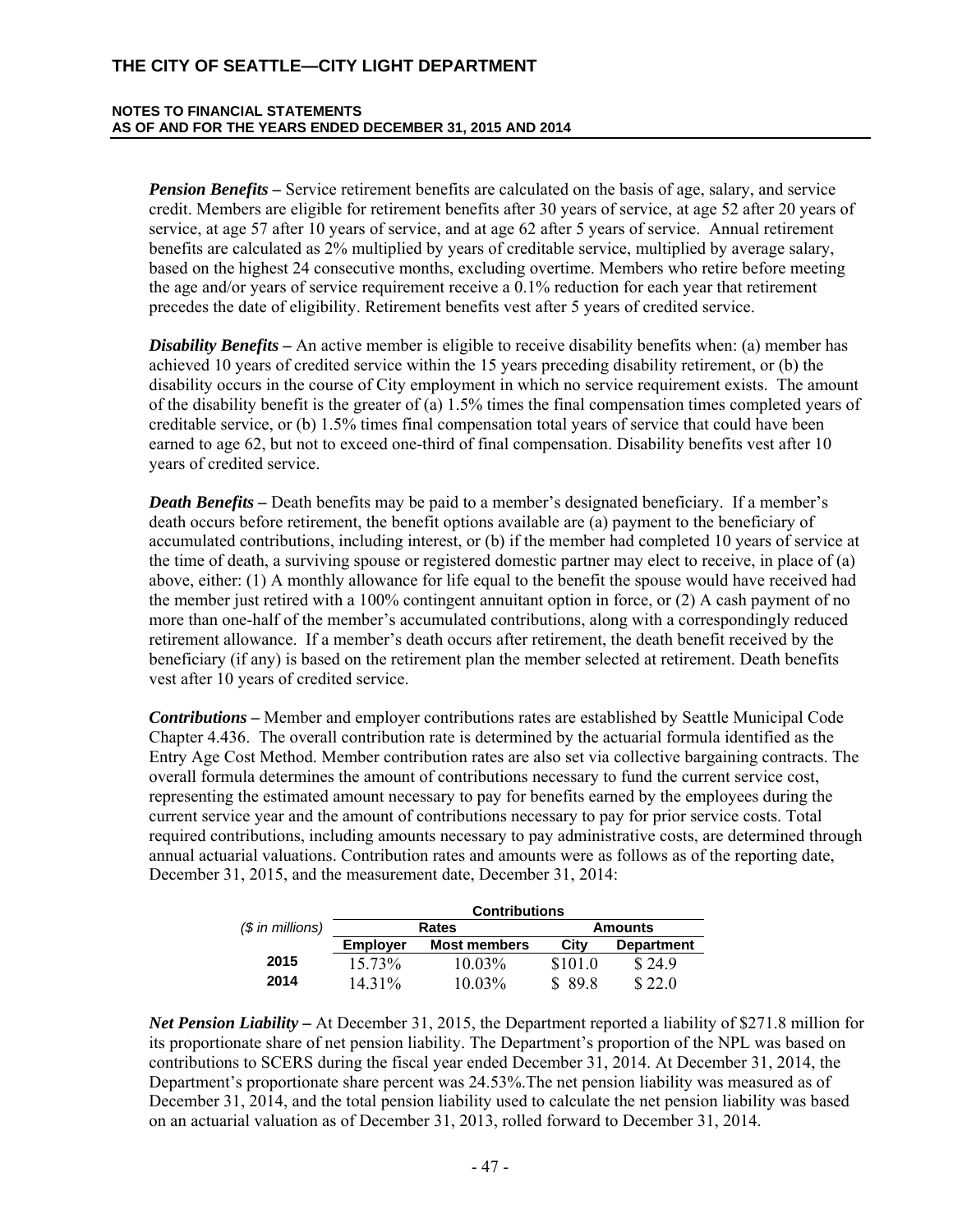***Pension Benefits –*** Service retirement benefits are calculated on the basis of age, salary, and service credit. Members are eligible for retirement benefits after 30 years of service, at age 52 after 20 years of service, at age 57 after 10 years of service, and at age 62 after 5 years of service. Annual retirement benefits are calculated as 2% multiplied by years of creditable service, multiplied by average salary, based on the highest 24 consecutive months, excluding overtime. Members who retire before meeting the age and/or years of service requirement receive a 0.1% reduction for each year that retirement precedes the date of eligibility. Retirement benefits vest after 5 years of credited service.

***Disability Benefits –*** An active member is eligible to receive disability benefits when: (a) member has achieved 10 years of credited service within the 15 years preceding disability retirement, or (b) the disability occurs in the course of City employment in which no service requirement exists. The amount of the disability benefit is the greater of (a) 1.5% times the final compensation times completed years of creditable service, or (b) 1.5% times final compensation total years of service that could have been earned to age 62, but not to exceed one-third of final compensation. Disability benefits vest after 10 years of credited service.

***Death Benefits –*** Death benefits may be paid to a member's designated beneficiary. If a member's death occurs before retirement, the benefit options available are (a) payment to the beneficiary of accumulated contributions, including interest, or (b) if the member had completed 10 years of service at the time of death, a surviving spouse or registered domestic partner may elect to receive, in place of (a) above, either: (1) A monthly allowance for life equal to the benefit the spouse would have received had the member just retired with a 100% contingent annuitant option in force, or (2) A cash payment of no more than one-half of the member's accumulated contributions, along with a correspondingly reduced retirement allowance. If a member's death occurs after retirement, the death benefit received by the beneficiary (if any) is based on the retirement plan the member selected at retirement. Death benefits vest after 10 years of credited service.

***Contributions –*** Member and employer contributions rates are established by Seattle Municipal Code Chapter 4.436. The overall contribution rate is determined by the actuarial formula identified as the Entry Age Cost Method. Member contribution rates are also set via collective bargaining contracts. The overall formula determines the amount of contributions necessary to fund the current service cost, representing the estimated amount necessary to pay for benefits earned by the employees during the current service year and the amount of contributions necessary to pay for prior service costs. Total required contributions, including amounts necessary to pay administrative costs, are determined through annual actuarial valuations. Contribution rates and amounts were as follows as of the reporting date, December 31, 2015, and the measurement date, December 31, 2014:

| | **Contributions** | | | |
|---|---|---|---|---|
| *($ in millions)* | **Rates** | | **Amounts** | |
| | **Employer** | **Most members** | **City** | **Department** |
| **2015** | 15.73% | 10.03% | $101.0 | $ 24.9 |
| **2014** | 14.31% | 10.03% | $ 89.8 | $ 22.0 |

***Net Pension Liability –*** At December 31, 2015, the Department reported a liability of $271.8 million for its proportionate share of net pension liability. The Department's proportion of the NPL was based on contributions to SCERS during the fiscal year ended December 31, 2014. At December 31, 2014, the Department's proportionate share percent was 24.53%.The net pension liability was measured as of December 31, 2014, and the total pension liability used to calculate the net pension liability was based on an actuarial valuation as of December 31, 2013, rolled forward to December 31, 2014.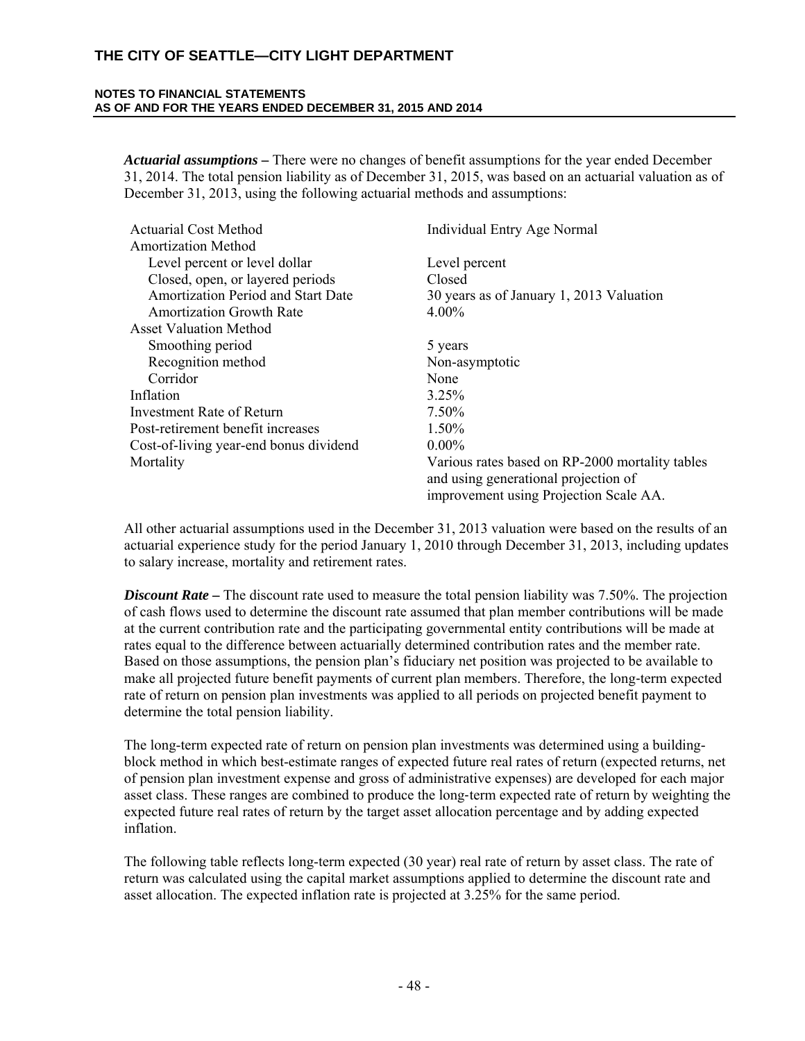***Actuarial assumptions –*** There were no changes of benefit assumptions for the year ended December 31, 2014. The total pension liability as of December 31, 2015, was based on an actuarial valuation as of December 31, 2013, using the following actuarial methods and assumptions:

| | |
|---|---|
| Actuarial Cost Method | Individual Entry Age Normal |
| Amortization Method | |
| Level percent or level dollar | Level percent |
| Closed, open, or layered periods | Closed |
| Amortization Period and Start Date | 30 years as of January 1, 2013 Valuation |
| Amortization Growth Rate | 4.00% |
| Asset Valuation Method | |
| Smoothing period | 5 years |
| Recognition method | Non-asymptotic |
| Corridor | None |
| Inflation | 3.25% |
| Investment Rate of Return | 7.50% |
| Post-retirement benefit increases | 1.50% |
| Cost-of-living year-end bonus dividend | 0.00% |
| Mortality | Various rates based on RP-2000 mortality tables and using generational projection of improvement using Projection Scale AA. |

All other actuarial assumptions used in the December 31, 2013 valuation were based on the results of an actuarial experience study for the period January 1, 2010 through December 31, 2013, including updates to salary increase, mortality and retirement rates.

***Discount Rate –*** The discount rate used to measure the total pension liability was 7.50%. The projection of cash flows used to determine the discount rate assumed that plan member contributions will be made at the current contribution rate and the participating governmental entity contributions will be made at rates equal to the difference between actuarially determined contribution rates and the member rate. Based on those assumptions, the pension plan's fiduciary net position was projected to be available to make all projected future benefit payments of current plan members. Therefore, the long-term expected rate of return on pension plan investments was applied to all periods on projected benefit payment to determine the total pension liability.

The long-term expected rate of return on pension plan investments was determined using a building-block method in which best-estimate ranges of expected future real rates of return (expected returns, net of pension plan investment expense and gross of administrative expenses) are developed for each major asset class. These ranges are combined to produce the long-term expected rate of return by weighting the expected future real rates of return by the target asset allocation percentage and by adding expected inflation.

The following table reflects long-term expected (30 year) real rate of return by asset class. The rate of return was calculated using the capital market assumptions applied to determine the discount rate and asset allocation. The expected inflation rate is projected at 3.25% for the same period.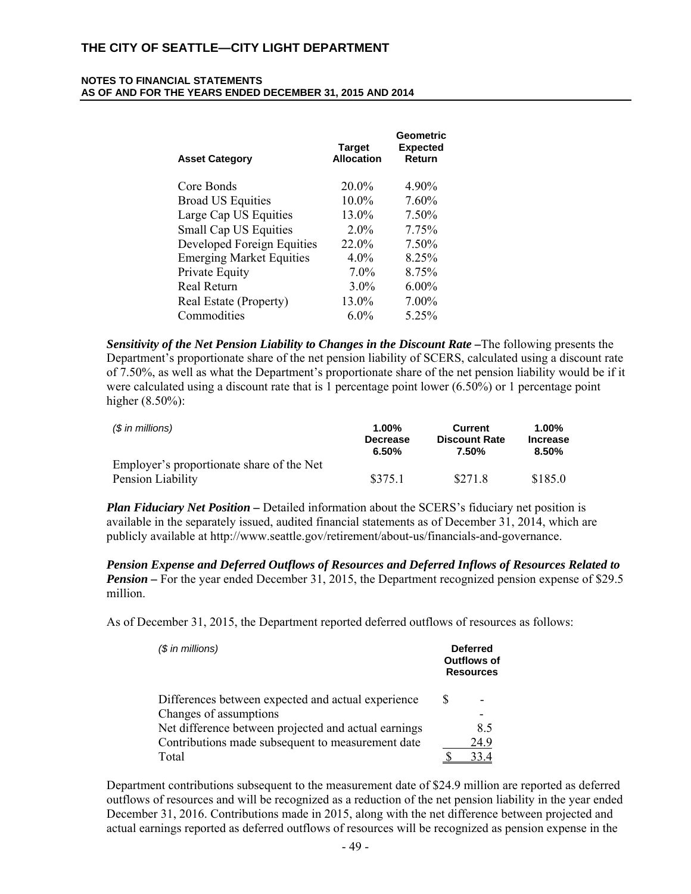| Asset Category | Target Allocation | Geometric Expected Return |
|---|---|---|
| Core Bonds | 20.0% | 4.90% |
| Broad US Equities | 10.0% | 7.60% |
| Large Cap US Equities | 13.0% | 7.50% |
| Small Cap US Equities | 2.0% | 7.75% |
| Developed Foreign Equities | 22.0% | 7.50% |
| Emerging Market Equities | 4.0% | 8.25% |
| Private Equity | 7.0% | 8.75% |
| Real Return | 3.0% | 6.00% |
| Real Estate (Property) | 13.0% | 7.00% |
| Commodities | 6.0% | 5.25% |

***Sensitivity of the Net Pension Liability to Changes in the Discount Rate –*** The following presents the Department's proportionate share of the net pension liability of SCERS, calculated using a discount rate of 7.50%, as well as what the Department's proportionate share of the net pension liability would be if it were calculated using a discount rate that is 1 percentage point lower (6.50%) or 1 percentage point higher (8.50%):

| *($ in millions)* | 1.00% Decrease 6.50% | Current Discount Rate 7.50% | 1.00% Increase 8.50% |
|---|---|---|---|
| Employer's proportionate share of the Net Pension Liability | $375.1 | $271.8 | $185.0 |

***Plan Fiduciary Net Position –*** Detailed information about the SCERS's fiduciary net position is available in the separately issued, audited financial statements as of December 31, 2014, which are publicly available at http://www.seattle.gov/retirement/about-us/financials-and-governance.

***Pension Expense and Deferred Outflows of Resources and Deferred Inflows of Resources Related to Pension –*** For the year ended December 31, 2015, the Department recognized pension expense of $29.5 million.

As of December 31, 2015, the Department reported deferred outflows of resources as follows:

| *($ in millions)* | Deferred Outflows of Resources |
|---|---|
| Differences between expected and actual experience | $ - |
| Changes of assumptions | - |
| Net difference between projected and actual earnings | 8.5 |
| Contributions made subsequent to measurement date | 24.9 |
| Total | $ 33.4 |

Department contributions subsequent to the measurement date of $24.9 million are reported as deferred outflows of resources and will be recognized as a reduction of the net pension liability in the year ended December 31, 2016. Contributions made in 2015, along with the net difference between projected and actual earnings reported as deferred outflows of resources will be recognized as pension expense in the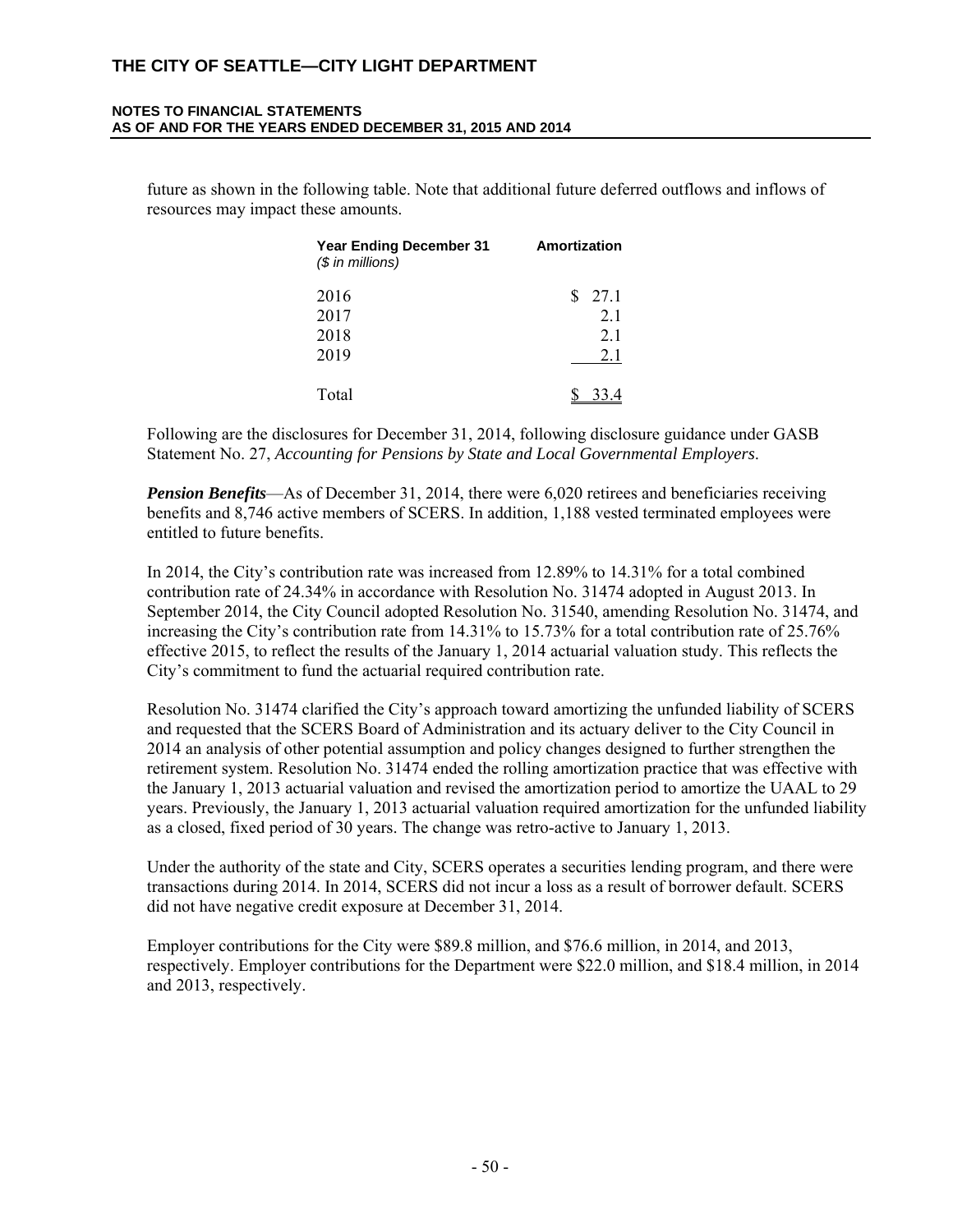future as shown in the following table. Note that additional future deferred outflows and inflows of resources may impact these amounts.

| Year Ending December 31 (*$ in millions*) | Amortization |
|---|---|
| 2016 | $ 27.1 |
| 2017 | 2.1 |
| 2018 | 2.1 |
| 2019 | 2.1 |
| Total | $ 33.4 |

Following are the disclosures for December 31, 2014, following disclosure guidance under GASB Statement No. 27, *Accounting for Pensions by State and Local Governmental Employers*.

***Pension Benefits***—As of December 31, 2014, there were 6,020 retirees and beneficiaries receiving benefits and 8,746 active members of SCERS. In addition, 1,188 vested terminated employees were entitled to future benefits.

In 2014, the City's contribution rate was increased from 12.89% to 14.31% for a total combined contribution rate of 24.34% in accordance with Resolution No. 31474 adopted in August 2013. In September 2014, the City Council adopted Resolution No. 31540, amending Resolution No. 31474, and increasing the City's contribution rate from 14.31% to 15.73% for a total contribution rate of 25.76% effective 2015, to reflect the results of the January 1, 2014 actuarial valuation study. This reflects the City's commitment to fund the actuarial required contribution rate.

Resolution No. 31474 clarified the City's approach toward amortizing the unfunded liability of SCERS and requested that the SCERS Board of Administration and its actuary deliver to the City Council in 2014 an analysis of other potential assumption and policy changes designed to further strengthen the retirement system. Resolution No. 31474 ended the rolling amortization practice that was effective with the January 1, 2013 actuarial valuation and revised the amortization period to amortize the UAAL to 29 years. Previously, the January 1, 2013 actuarial valuation required amortization for the unfunded liability as a closed, fixed period of 30 years. The change was retro-active to January 1, 2013.

Under the authority of the state and City, SCERS operates a securities lending program, and there were transactions during 2014. In 2014, SCERS did not incur a loss as a result of borrower default. SCERS did not have negative credit exposure at December 31, 2014.

Employer contributions for the City were $89.8 million, and $76.6 million, in 2014, and 2013, respectively. Employer contributions for the Department were $22.0 million, and $18.4 million, in 2014 and 2013, respectively.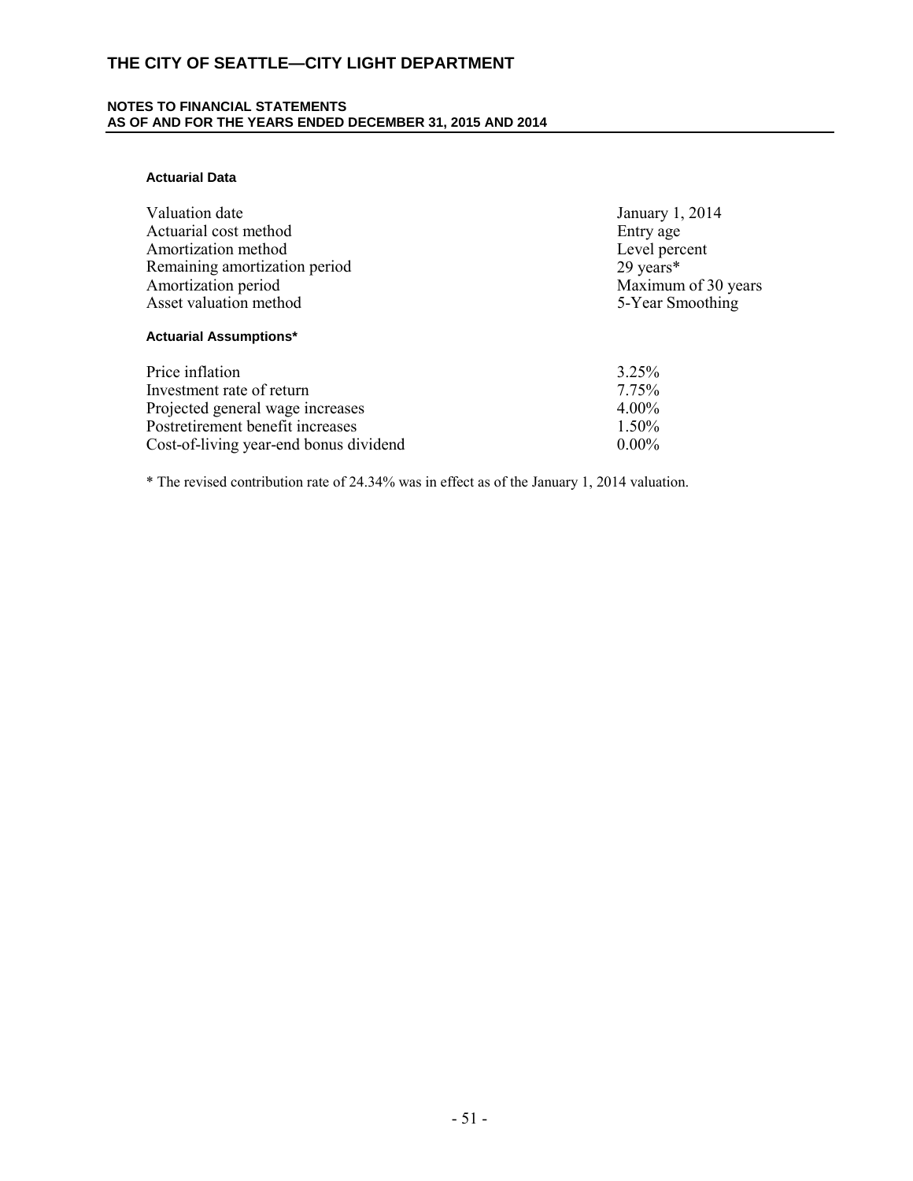#### Actuarial Data

| | |
|---|---|
| Valuation date | January 1, 2014 |
| Actuarial cost method | Entry age |
| Amortization method | Level percent |
| Remaining amortization period | 29 years* |
| Amortization period | Maximum of 30 years |
| Asset valuation method | 5-Year Smoothing |

#### Actuarial Assumptions*

| | |
|---|---|
| Price inflation | 3.25% |
| Investment rate of return | 7.75% |
| Projected general wage increases | 4.00% |
| Postretirement benefit increases | 1.50% |
| Cost-of-living year-end bonus dividend | 0.00% |

* The revised contribution rate of 24.34% was in effect as of the January 1, 2014 valuation.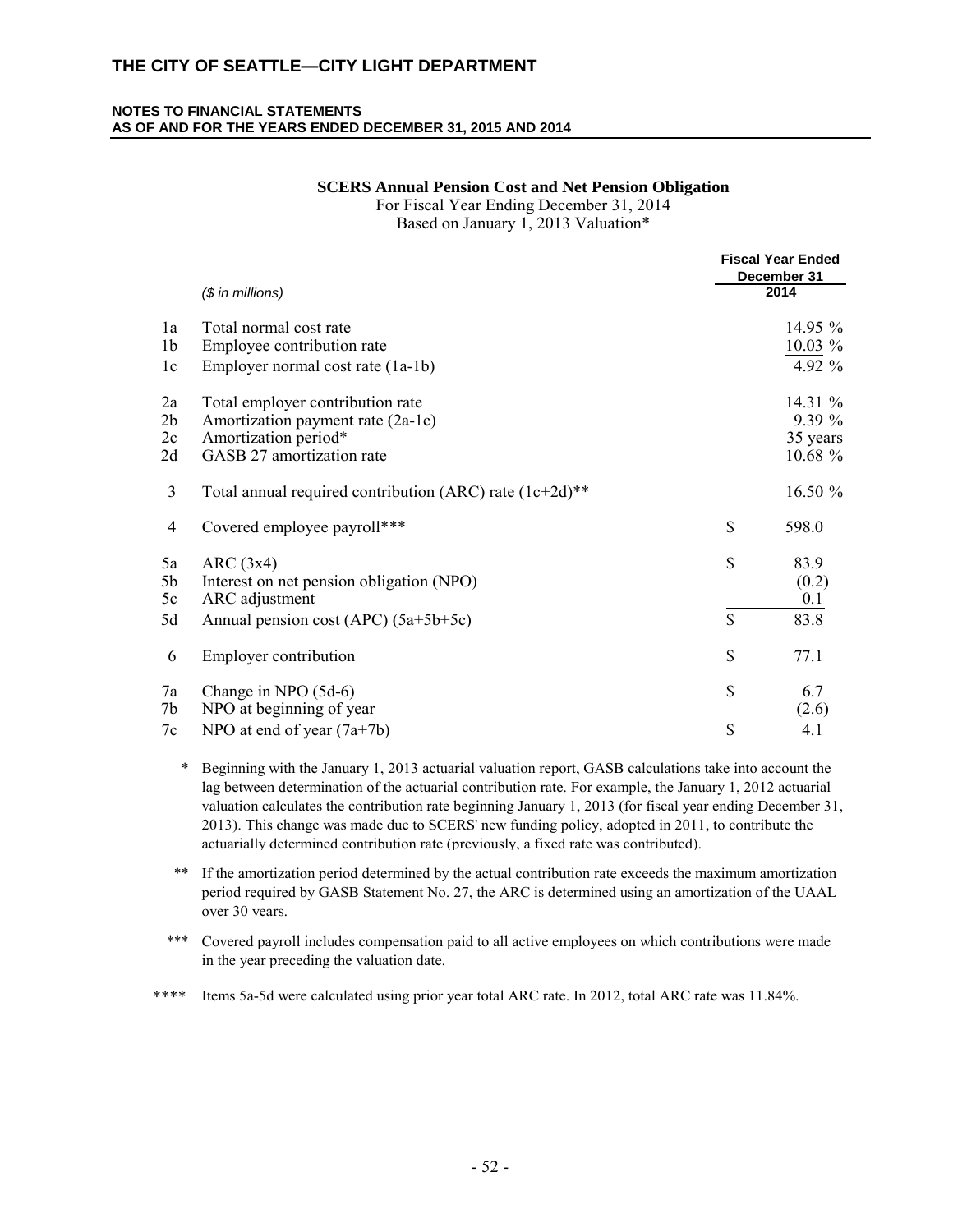**SCERS Annual Pension Cost and Net Pension Obligation**

For Fiscal Year Ending December 31, 2014

Based on January 1, 2013 Valuation*

| | *($ in millions)* | Fiscal Year Ended December 31 2014 |
|---|---|---|
| 1a | Total normal cost rate | 14.95 % |
| 1b | Employee contribution rate | 10.03 % |
| 1c | Employer normal cost rate (1a-1b) | 4.92 % |
| 2a | Total employer contribution rate | 14.31 % |
| 2b | Amortization payment rate (2a-1c) | 9.39 % |
| 2c | Amortization period* | 35 years |
| 2d | GASB 27 amortization rate | 10.68 % |
| 3 | Total annual required contribution (ARC) rate (1c+2d)** | 16.50 % |
| 4 | Covered employee payroll*** | $ 598.0 |
| 5a | ARC (3x4) | $ 83.9 |
| 5b | Interest on net pension obligation (NPO) | (0.2) |
| 5c | ARC adjustment | 0.1 |
| 5d | Annual pension cost (APC) (5a+5b+5c) | $ 83.8 |
| 6 | Employer contribution | $ 77.1 |
| 7a | Change in NPO (5d-6) | $ 6.7 |
| 7b | NPO at beginning of year | (2.6) |
| 7c | NPO at end of year (7a+7b) | $ 4.1 |

\* Beginning with the January 1, 2013 actuarial valuation report, GASB calculations take into account the lag between determination of the actuarial contribution rate. For example, the January 1, 2012 actuarial valuation calculates the contribution rate beginning January 1, 2013 (for fiscal year ending December 31, 2013). This change was made due to SCERS' new funding policy, adopted in 2011, to contribute the actuarially determined contribution rate (previously, a fixed rate was contributed).

\** If the amortization period determined by the actual contribution rate exceeds the maximum amortization period required by GASB Statement No. 27, the ARC is determined using an amortization of the UAAL over 30 years.

\*** Covered payroll includes compensation paid to all active employees on which contributions were made in the year preceding the valuation date.

\**** Items 5a-5d were calculated using prior year total ARC rate. In 2012, total ARC rate was 11.84%.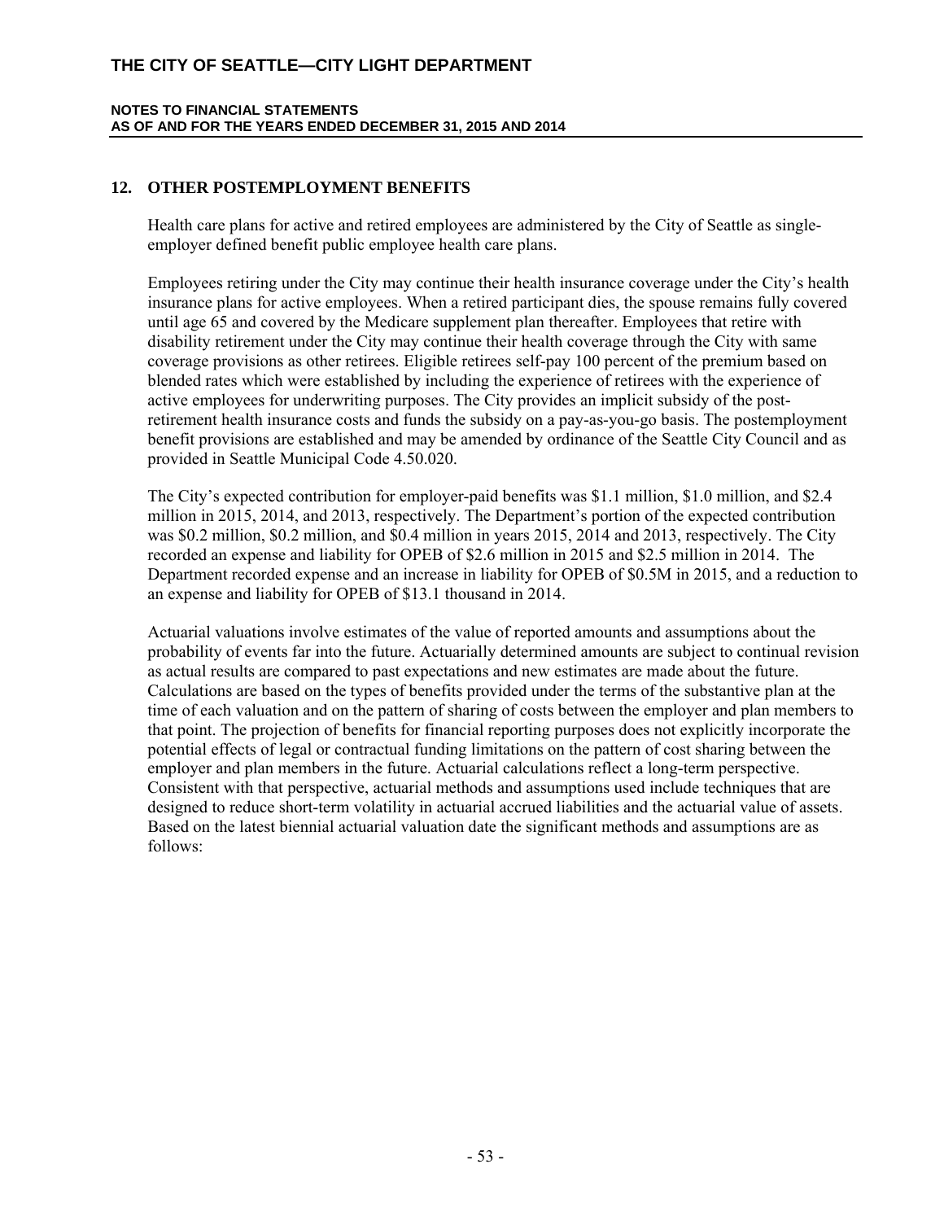## 12. OTHER POSTEMPLOYMENT BENEFITS

Health care plans for active and retired employees are administered by the City of Seattle as single-employer defined benefit public employee health care plans.

Employees retiring under the City may continue their health insurance coverage under the City's health insurance plans for active employees. When a retired participant dies, the spouse remains fully covered until age 65 and covered by the Medicare supplement plan thereafter. Employees that retire with disability retirement under the City may continue their health coverage through the City with same coverage provisions as other retirees. Eligible retirees self-pay 100 percent of the premium based on blended rates which were established by including the experience of retirees with the experience of active employees for underwriting purposes. The City provides an implicit subsidy of the post-retirement health insurance costs and funds the subsidy on a pay-as-you-go basis. The postemployment benefit provisions are established and may be amended by ordinance of the Seattle City Council and as provided in Seattle Municipal Code 4.50.020.

The City's expected contribution for employer-paid benefits was $1.1 million, $1.0 million, and $2.4 million in 2015, 2014, and 2013, respectively. The Department's portion of the expected contribution was $0.2 million, $0.2 million, and $0.4 million in years 2015, 2014 and 2013, respectively. The City recorded an expense and liability for OPEB of $2.6 million in 2015 and $2.5 million in 2014. The Department recorded expense and an increase in liability for OPEB of $0.5M in 2015, and a reduction to an expense and liability for OPEB of $13.1 thousand in 2014.

Actuarial valuations involve estimates of the value of reported amounts and assumptions about the probability of events far into the future. Actuarially determined amounts are subject to continual revision as actual results are compared to past expectations and new estimates are made about the future. Calculations are based on the types of benefits provided under the terms of the substantive plan at the time of each valuation and on the pattern of sharing of costs between the employer and plan members to that point. The projection of benefits for financial reporting purposes does not explicitly incorporate the potential effects of legal or contractual funding limitations on the pattern of cost sharing between the employer and plan members in the future. Actuarial calculations reflect a long-term perspective. Consistent with that perspective, actuarial methods and assumptions used include techniques that are designed to reduce short-term volatility in actuarial accrued liabilities and the actuarial value of assets. Based on the latest biennial actuarial valuation date the significant methods and assumptions are as follows: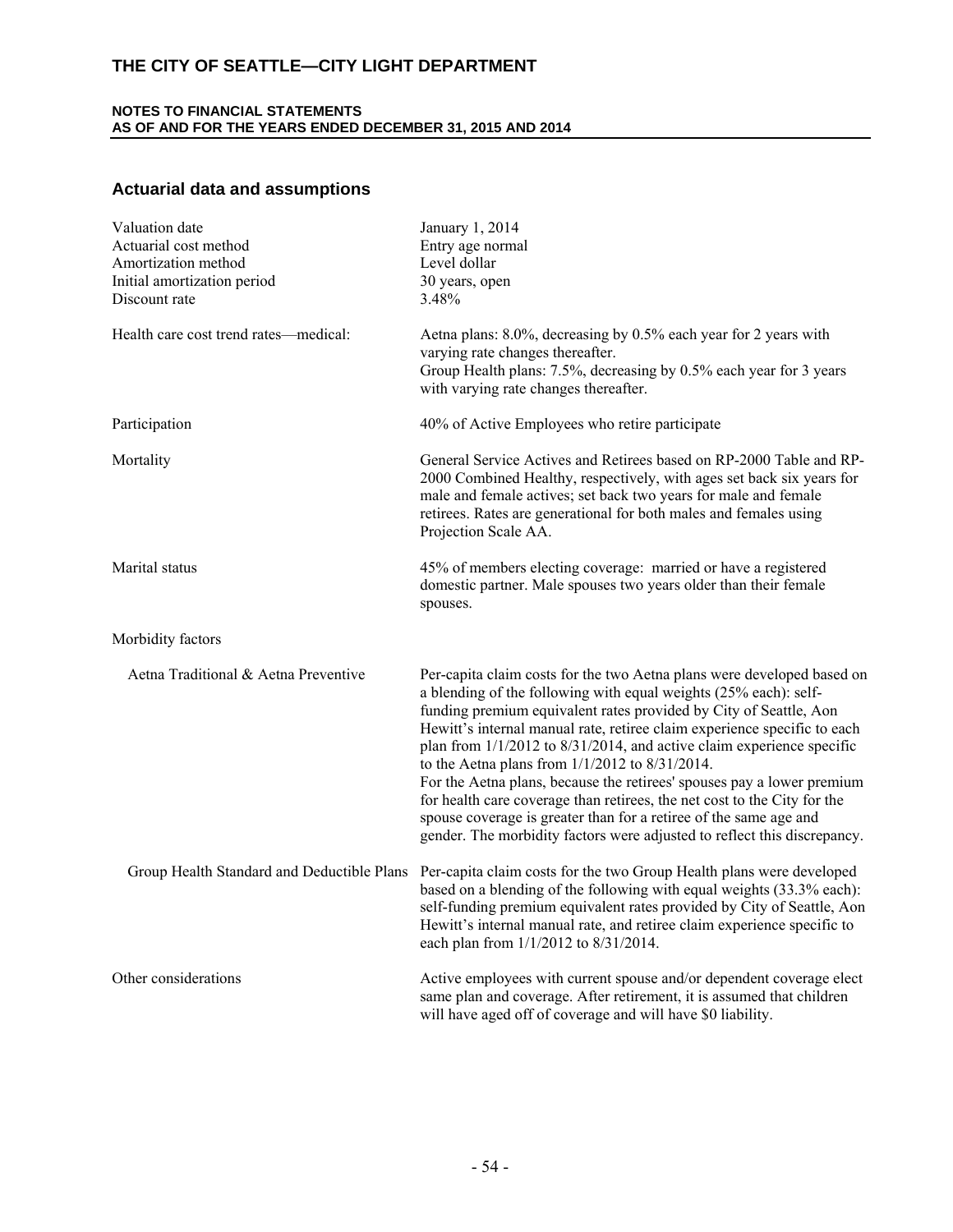## Actuarial data and assumptions

| | |
|---|---|
| Valuation date | January 1, 2014 |
| Actuarial cost method | Entry age normal |
| Amortization method | Level dollar |
| Initial amortization period | 30 years, open |
| Discount rate | 3.48% |
| Health care cost trend rates—medical: | Aetna plans: 8.0%, decreasing by 0.5% each year for 2 years with varying rate changes thereafter.<br>Group Health plans: 7.5%, decreasing by 0.5% each year for 3 years with varying rate changes thereafter. |
| Participation | 40% of Active Employees who retire participate |
| Mortality | General Service Actives and Retirees based on RP-2000 Table and RP-2000 Combined Healthy, respectively, with ages set back six years for male and female actives; set back two years for male and female retirees. Rates are generational for both males and females using Projection Scale AA. |
| Marital status | 45% of members electing coverage: married or have a registered domestic partner. Male spouses two years older than their female spouses. |
| Morbidity factors | |
| Aetna Traditional & Aetna Preventive | Per-capita claim costs for the two Aetna plans were developed based on a blending of the following with equal weights (25% each): self-funding premium equivalent rates provided by City of Seattle, Aon Hewitt's internal manual rate, retiree claim experience specific to each plan from 1/1/2012 to 8/31/2014, and active claim experience specific to the Aetna plans from 1/1/2012 to 8/31/2014.<br>For the Aetna plans, because the retirees' spouses pay a lower premium for health care coverage than retirees, the net cost to the City for the spouse coverage is greater than for a retiree of the same age and gender. The morbidity factors were adjusted to reflect this discrepancy. |
| Group Health Standard and Deductible Plans | Per-capita claim costs for the two Group Health plans were developed based on a blending of the following with equal weights (33.3% each): self-funding premium equivalent rates provided by City of Seattle, Aon Hewitt's internal manual rate, and retiree claim experience specific to each plan from 1/1/2012 to 8/31/2014. |
| Other considerations | Active employees with current spouse and/or dependent coverage elect same plan and coverage. After retirement, it is assumed that children will have aged off of coverage and will have $0 liability. |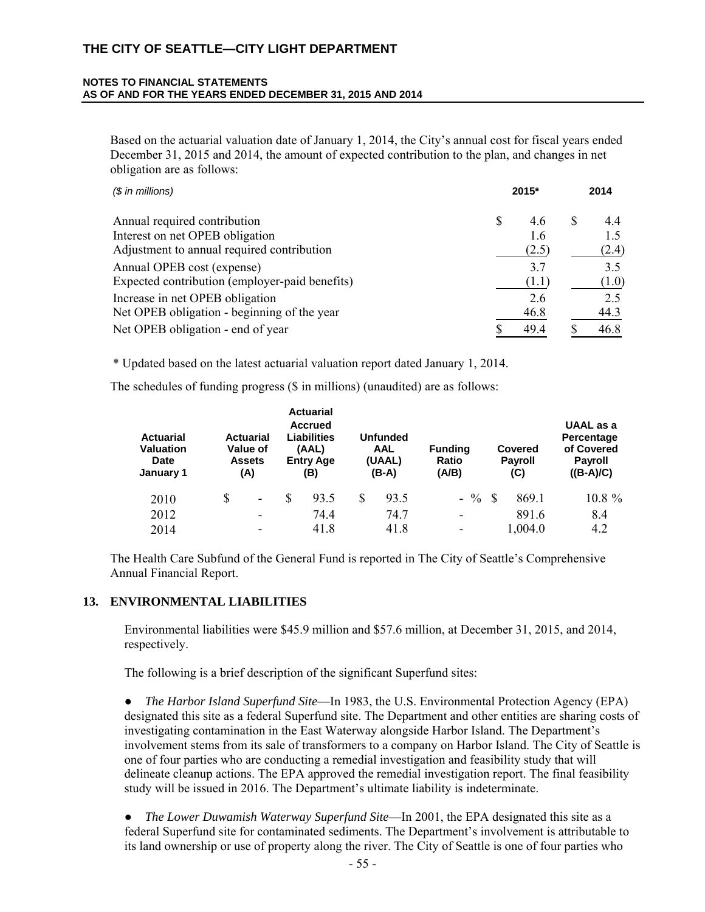Based on the actuarial valuation date of January 1, 2014, the City's annual cost for fiscal years ended December 31, 2015 and 2014, the amount of expected contribution to the plan, and changes in net obligation are as follows:

| *($ in millions)* | 2015* | 2014 |
|---|---|---|
| Annual required contribution | $ 4.6 | $ 4.4 |
| Interest on net OPEB obligation | 1.6 | 1.5 |
| Adjustment to annual required contribution | (2.5) | (2.4) |
| Annual OPEB cost (expense) | 3.7 | 3.5 |
| Expected contribution (employer-paid benefits) | (1.1) | (1.0) |
| Increase in net OPEB obligation | 2.6 | 2.5 |
| Net OPEB obligation - beginning of the year | 46.8 | 44.3 |
| Net OPEB obligation - end of year | $ 49.4 | $ 46.8 |

\* Updated based on the latest actuarial valuation report dated January 1, 2014.

The schedules of funding progress ($ in millions) (unaudited) are as follows:

| Actuarial Valuation Date January 1 | Actuarial Value of Assets (A) | Actuarial Accrued Liabilities (AAL) Entry Age (B) | Unfunded AAL (UAAL) (B-A) | Funding Ratio (A/B) | Covered Payroll (C) | UAAL as a Percentage of Covered Payroll ((B-A)/C) |
|---|---|---|---|---|---|---|
| 2010 | $ - | $ 93.5 | $ 93.5 | - % | $ 869.1 | 10.8 % |
| 2012 | - | 74.4 | 74.7 | - | 891.6 | 8.4 |
| 2014 | - | 41.8 | 41.8 | - | 1,004.0 | 4.2 |

The Health Care Subfund of the General Fund is reported in The City of Seattle's Comprehensive Annual Financial Report.

## 13. ENVIRONMENTAL LIABILITIES

Environmental liabilities were $45.9 million and $57.6 million, at December 31, 2015, and 2014, respectively.

The following is a brief description of the significant Superfund sites:

- *The Harbor Island Superfund Site*—In 1983, the U.S. Environmental Protection Agency (EPA) designated this site as a federal Superfund site. The Department and other entities are sharing costs of investigating contamination in the East Waterway alongside Harbor Island. The Department's involvement stems from its sale of transformers to a company on Harbor Island. The City of Seattle is one of four parties who are conducting a remedial investigation and feasibility study that will delineate cleanup actions. The EPA approved the remedial investigation report. The final feasibility study will be issued in 2016. The Department's ultimate liability is indeterminate.

- *The Lower Duwamish Waterway Superfund Site*—In 2001, the EPA designated this site as a federal Superfund site for contaminated sediments. The Department's involvement is attributable to its land ownership or use of property along the river. The City of Seattle is one of four parties who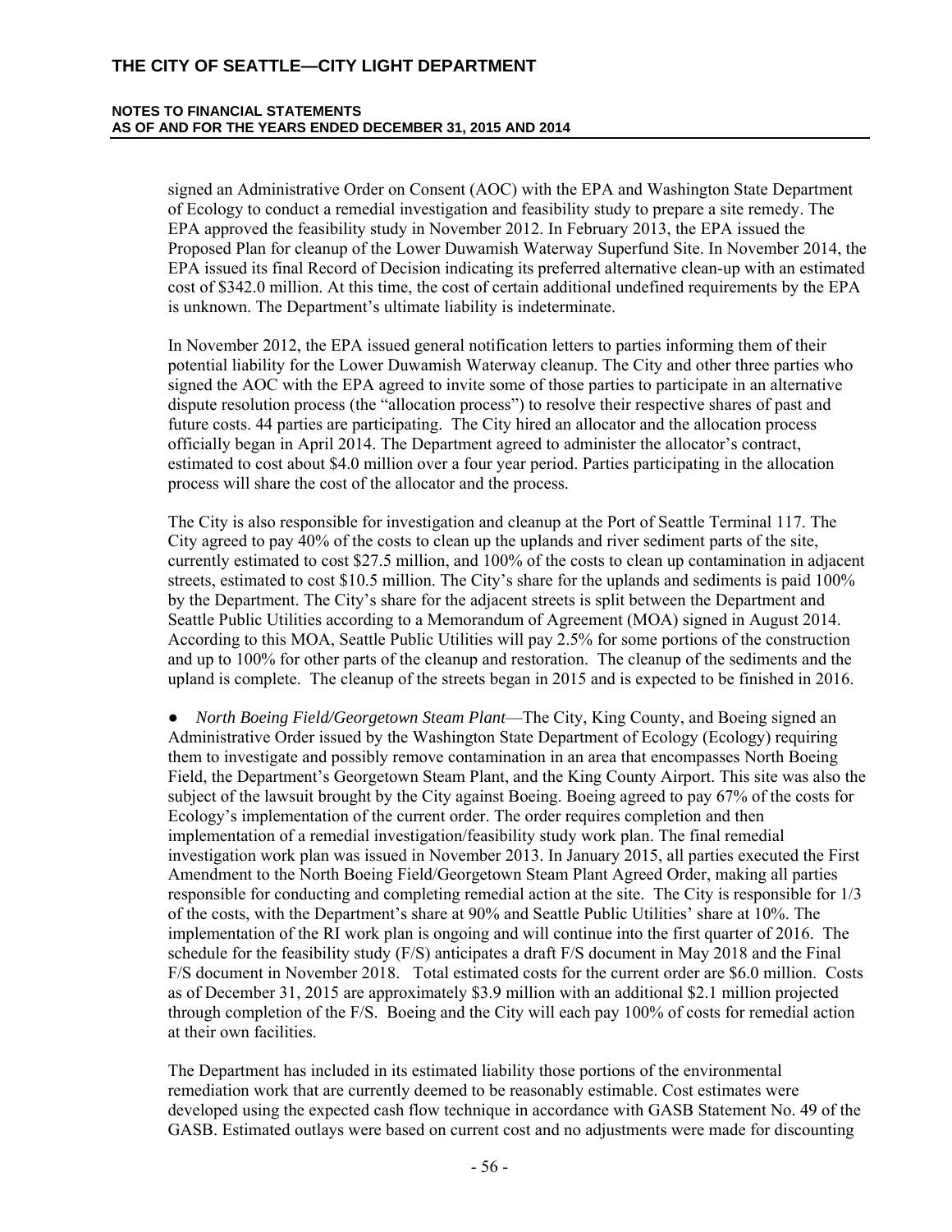signed an Administrative Order on Consent (AOC) with the EPA and Washington State Department of Ecology to conduct a remedial investigation and feasibility study to prepare a site remedy. The EPA approved the feasibility study in November 2012. In February 2013, the EPA issued the Proposed Plan for cleanup of the Lower Duwamish Waterway Superfund Site. In November 2014, the EPA issued its final Record of Decision indicating its preferred alternative clean-up with an estimated cost of $342.0 million. At this time, the cost of certain additional undefined requirements by the EPA is unknown. The Department's ultimate liability is indeterminate.

In November 2012, the EPA issued general notification letters to parties informing them of their potential liability for the Lower Duwamish Waterway cleanup. The City and other three parties who signed the AOC with the EPA agreed to invite some of those parties to participate in an alternative dispute resolution process (the "allocation process") to resolve their respective shares of past and future costs. 44 parties are participating. The City hired an allocator and the allocation process officially began in April 2014. The Department agreed to administer the allocator's contract, estimated to cost about $4.0 million over a four year period. Parties participating in the allocation process will share the cost of the allocator and the process.

The City is also responsible for investigation and cleanup at the Port of Seattle Terminal 117. The City agreed to pay 40% of the costs to clean up the uplands and river sediment parts of the site, currently estimated to cost $27.5 million, and 100% of the costs to clean up contamination in adjacent streets, estimated to cost $10.5 million. The City's share for the uplands and sediments is paid 100% by the Department. The City's share for the adjacent streets is split between the Department and Seattle Public Utilities according to a Memorandum of Agreement (MOA) signed in August 2014. According to this MOA, Seattle Public Utilities will pay 2.5% for some portions of the construction and up to 100% for other parts of the cleanup and restoration. The cleanup of the sediments and the upland is complete. The cleanup of the streets began in 2015 and is expected to be finished in 2016.

- *North Boeing Field/Georgetown Steam Plant*—The City, King County, and Boeing signed an Administrative Order issued by the Washington State Department of Ecology (Ecology) requiring them to investigate and possibly remove contamination in an area that encompasses North Boeing Field, the Department's Georgetown Steam Plant, and the King County Airport. This site was also the subject of the lawsuit brought by the City against Boeing. Boeing agreed to pay 67% of the costs for Ecology's implementation of the current order. The order requires completion and then implementation of a remedial investigation/feasibility study work plan. The final remedial investigation work plan was issued in November 2013. In January 2015, all parties executed the First Amendment to the North Boeing Field/Georgetown Steam Plant Agreed Order, making all parties responsible for conducting and completing remedial action at the site. The City is responsible for 1/3 of the costs, with the Department's share at 90% and Seattle Public Utilities' share at 10%. The implementation of the RI work plan is ongoing and will continue into the first quarter of 2016. The schedule for the feasibility study (F/S) anticipates a draft F/S document in May 2018 and the Final F/S document in November 2018. Total estimated costs for the current order are $6.0 million. Costs as of December 31, 2015 are approximately $3.9 million with an additional $2.1 million projected through completion of the F/S. Boeing and the City will each pay 100% of costs for remedial action at their own facilities.

The Department has included in its estimated liability those portions of the environmental remediation work that are currently deemed to be reasonably estimable. Cost estimates were developed using the expected cash flow technique in accordance with GASB Statement No. 49 of the GASB. Estimated outlays were based on current cost and no adjustments were made for discounting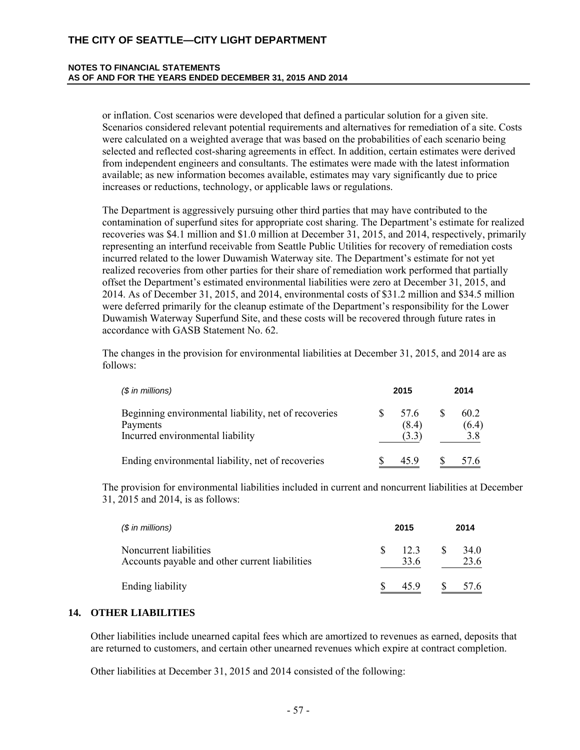or inflation. Cost scenarios were developed that defined a particular solution for a given site. Scenarios considered relevant potential requirements and alternatives for remediation of a site. Costs were calculated on a weighted average that was based on the probabilities of each scenario being selected and reflected cost-sharing agreements in effect. In addition, certain estimates were derived from independent engineers and consultants. The estimates were made with the latest information available; as new information becomes available, estimates may vary significantly due to price increases or reductions, technology, or applicable laws or regulations.

The Department is aggressively pursuing other third parties that may have contributed to the contamination of superfund sites for appropriate cost sharing. The Department's estimate for realized recoveries was $4.1 million and $1.0 million at December 31, 2015, and 2014, respectively, primarily representing an interfund receivable from Seattle Public Utilities for recovery of remediation costs incurred related to the lower Duwamish Waterway site. The Department's estimate for not yet realized recoveries from other parties for their share of remediation work performed that partially offset the Department's estimated environmental liabilities were zero at December 31, 2015, and 2014. As of December 31, 2015, and 2014, environmental costs of $31.2 million and $34.5 million were deferred primarily for the cleanup estimate of the Department's responsibility for the Lower Duwamish Waterway Superfund Site, and these costs will be recovered through future rates in accordance with GASB Statement No. 62.

The changes in the provision for environmental liabilities at December 31, 2015, and 2014 are as follows:

| *($ in millions)* | 2015 | 2014 |
|---|---|---|
| Beginning environmental liability, net of recoveries | $ 57.6 | $ 60.2 |
| Payments | (8.4) | (6.4) |
| Incurred environmental liability | (3.3) | 3.8 |
| Ending environmental liability, net of recoveries | $ 45.9 | $ 57.6 |

The provision for environmental liabilities included in current and noncurrent liabilities at December 31, 2015 and 2014, is as follows:

| *($ in millions)* | 2015 | 2014 |
|---|---|---|
| Noncurrent liabilities | $ 12.3 | $ 34.0 |
| Accounts payable and other current liabilities | 33.6 | 23.6 |
| Ending liability | $ 45.9 | $ 57.6 |

## 14. OTHER LIABILITIES

Other liabilities include unearned capital fees which are amortized to revenues as earned, deposits that are returned to customers, and certain other unearned revenues which expire at contract completion.

Other liabilities at December 31, 2015 and 2014 consisted of the following: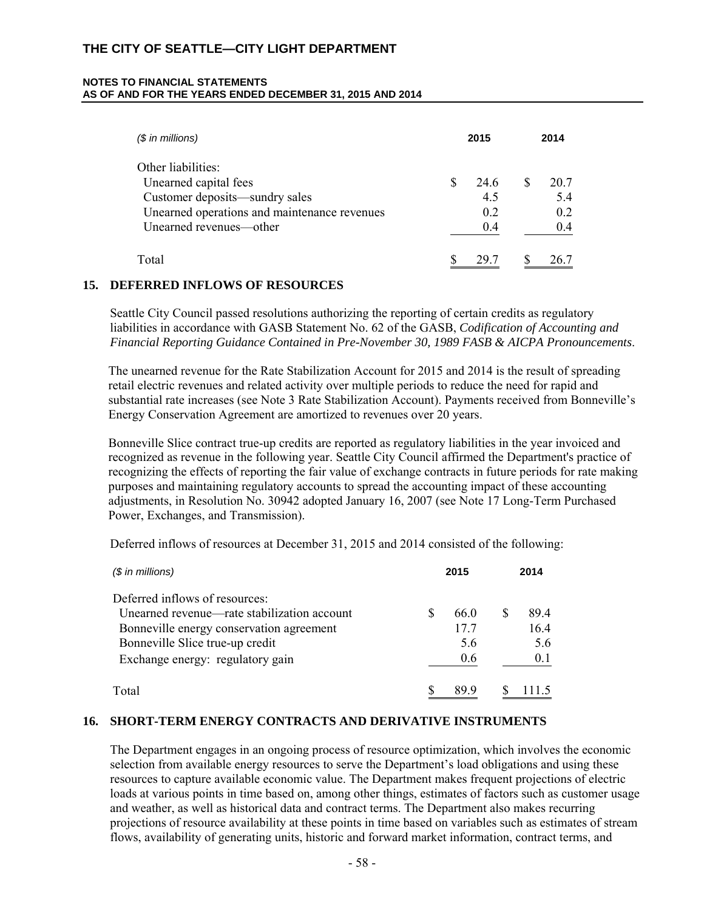| ($ in millions) | 2015 | 2014 |
|---|---|---|
| Other liabilities: | | |
| Unearned capital fees | $ 24.6 | $ 20.7 |
| Customer deposits—sundry sales | 4.5 | 5.4 |
| Unearned operations and maintenance revenues | 0.2 | 0.2 |
| Unearned revenues—other | 0.4 | 0.4 |
| Total | $ 29.7 | $ 26.7 |

## 15. DEFERRED INFLOWS OF RESOURCES

Seattle City Council passed resolutions authorizing the reporting of certain credits as regulatory liabilities in accordance with GASB Statement No. 62 of the GASB, *Codification of Accounting and Financial Reporting Guidance Contained in Pre-November 30, 1989 FASB & AICPA Pronouncements*.

The unearned revenue for the Rate Stabilization Account for 2015 and 2014 is the result of spreading retail electric revenues and related activity over multiple periods to reduce the need for rapid and substantial rate increases (see Note 3 Rate Stabilization Account). Payments received from Bonneville's Energy Conservation Agreement are amortized to revenues over 20 years.

Bonneville Slice contract true-up credits are reported as regulatory liabilities in the year invoiced and recognized as revenue in the following year. Seattle City Council affirmed the Department's practice of recognizing the effects of reporting the fair value of exchange contracts in future periods for rate making purposes and maintaining regulatory accounts to spread the accounting impact of these accounting adjustments, in Resolution No. 30942 adopted January 16, 2007 (see Note 17 Long-Term Purchased Power, Exchanges, and Transmission).

Deferred inflows of resources at December 31, 2015 and 2014 consisted of the following:

| ($ in millions) | 2015 | 2014 |
|---|---|---|
| Deferred inflows of resources: | | |
| Unearned revenue—rate stabilization account | $ 66.0 | $ 89.4 |
| Bonneville energy conservation agreement | 17.7 | 16.4 |
| Bonneville Slice true-up credit | 5.6 | 5.6 |
| Exchange energy: regulatory gain | 0.6 | 0.1 |
| Total | $ 89.9 | $ 111.5 |

## 16. SHORT-TERM ENERGY CONTRACTS AND DERIVATIVE INSTRUMENTS

The Department engages in an ongoing process of resource optimization, which involves the economic selection from available energy resources to serve the Department's load obligations and using these resources to capture available economic value. The Department makes frequent projections of electric loads at various points in time based on, among other things, estimates of factors such as customer usage and weather, as well as historical data and contract terms. The Department also makes recurring projections of resource availability at these points in time based on variables such as estimates of stream flows, availability of generating units, historic and forward market information, contract terms, and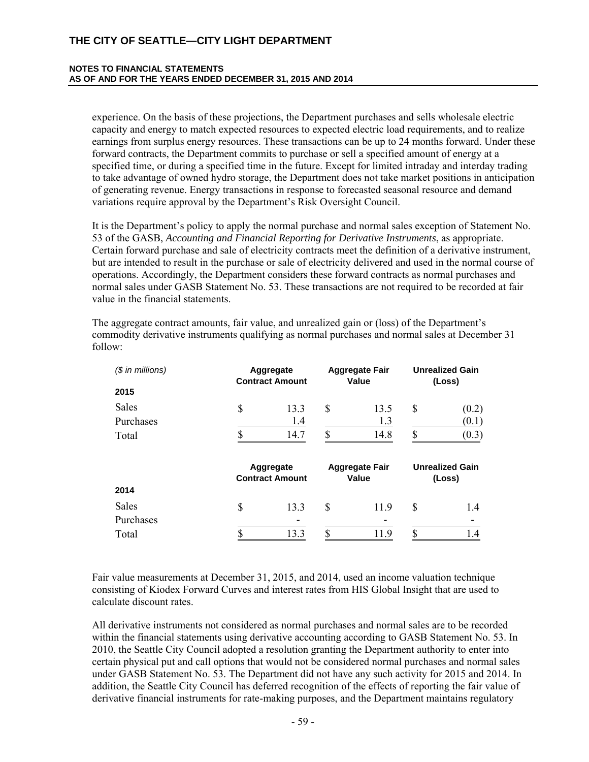experience. On the basis of these projections, the Department purchases and sells wholesale electric capacity and energy to match expected resources to expected electric load requirements, and to realize earnings from surplus energy resources. These transactions can be up to 24 months forward. Under these forward contracts, the Department commits to purchase or sell a specified amount of energy at a specified time, or during a specified time in the future. Except for limited intraday and interday trading to take advantage of owned hydro storage, the Department does not take market positions in anticipation of generating revenue. Energy transactions in response to forecasted seasonal resource and demand variations require approval by the Department's Risk Oversight Council.

It is the Department's policy to apply the normal purchase and normal sales exception of Statement No. 53 of the GASB, *Accounting and Financial Reporting for Derivative Instruments*, as appropriate. Certain forward purchase and sale of electricity contracts meet the definition of a derivative instrument, but are intended to result in the purchase or sale of electricity delivered and used in the normal course of operations. Accordingly, the Department considers these forward contracts as normal purchases and normal sales under GASB Statement No. 53. These transactions are not required to be recorded at fair value in the financial statements.

The aggregate contract amounts, fair value, and unrealized gain or (loss) of the Department's commodity derivative instruments qualifying as normal purchases and normal sales at December 31 follow:

| *($ in millions)* | Aggregate Contract Amount | Aggregate Fair Value | Unrealized Gain (Loss) |
|---|---|---|---|
| **2015** | | | |
| Sales | $ 13.3 | $ 13.5 | $ (0.2) |
| Purchases | 1.4 | 1.3 | (0.1) |
| Total | $ 14.7 | $ 14.8 | $ (0.3) |

| | Aggregate Contract Amount | Aggregate Fair Value | Unrealized Gain (Loss) |
|---|---|---|---|
| **2014** | | | |
| Sales | $ 13.3 | $ 11.9 | $ 1.4 |
| Purchases | - | - | - |
| Total | $ 13.3 | $ 11.9 | $ 1.4 |

Fair value measurements at December 31, 2015, and 2014, used an income valuation technique consisting of Kiodex Forward Curves and interest rates from HIS Global Insight that are used to calculate discount rates.

All derivative instruments not considered as normal purchases and normal sales are to be recorded within the financial statements using derivative accounting according to GASB Statement No. 53. In 2010, the Seattle City Council adopted a resolution granting the Department authority to enter into certain physical put and call options that would not be considered normal purchases and normal sales under GASB Statement No. 53. The Department did not have any such activity for 2015 and 2014. In addition, the Seattle City Council has deferred recognition of the effects of reporting the fair value of derivative financial instruments for rate-making purposes, and the Department maintains regulatory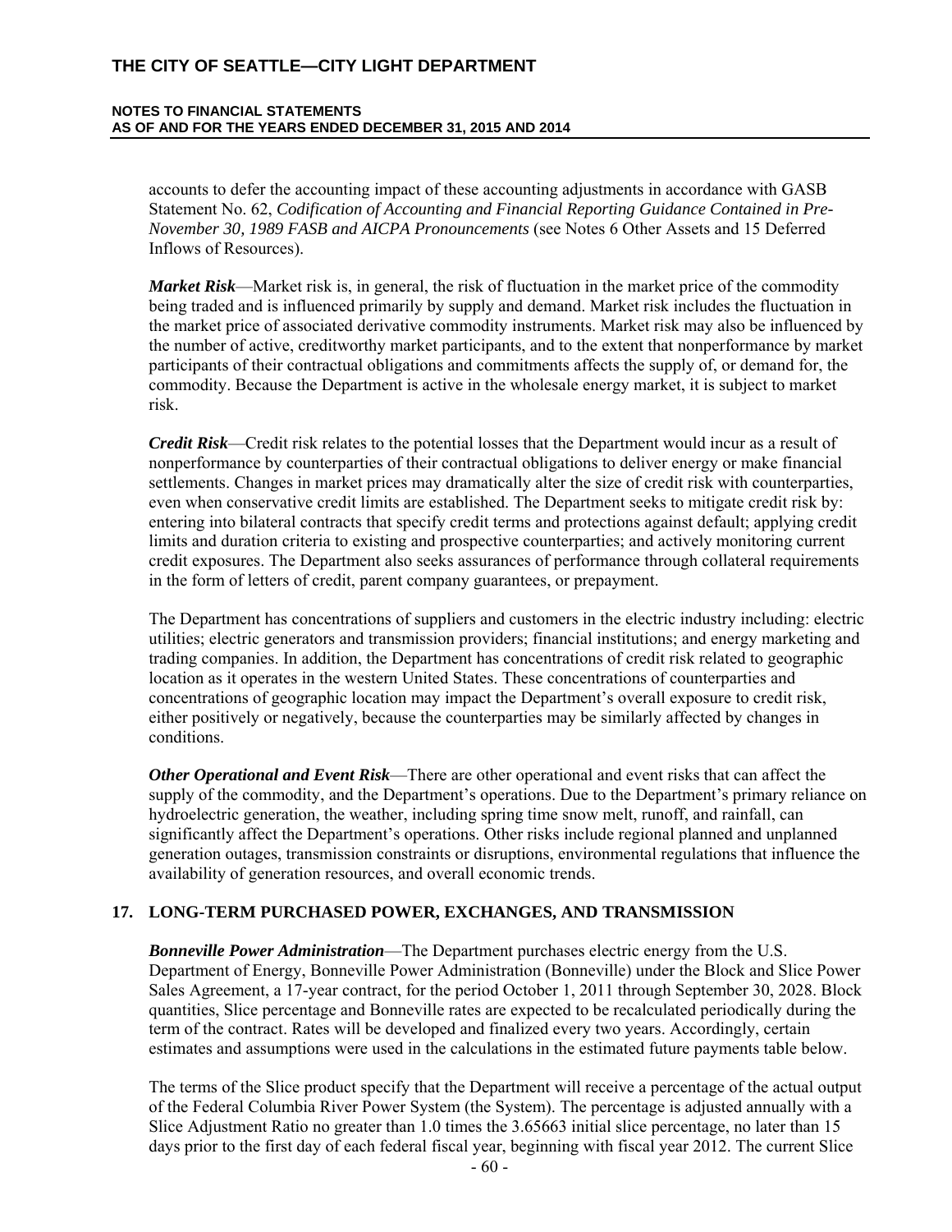accounts to defer the accounting impact of these accounting adjustments in accordance with GASB Statement No. 62, *Codification of Accounting and Financial Reporting Guidance Contained in Pre-November 30, 1989 FASB and AICPA Pronouncements* (see Notes 6 Other Assets and 15 Deferred Inflows of Resources).

***Market Risk***—Market risk is, in general, the risk of fluctuation in the market price of the commodity being traded and is influenced primarily by supply and demand. Market risk includes the fluctuation in the market price of associated derivative commodity instruments. Market risk may also be influenced by the number of active, creditworthy market participants, and to the extent that nonperformance by market participants of their contractual obligations and commitments affects the supply of, or demand for, the commodity. Because the Department is active in the wholesale energy market, it is subject to market risk.

***Credit Risk***—Credit risk relates to the potential losses that the Department would incur as a result of nonperformance by counterparties of their contractual obligations to deliver energy or make financial settlements. Changes in market prices may dramatically alter the size of credit risk with counterparties, even when conservative credit limits are established. The Department seeks to mitigate credit risk by: entering into bilateral contracts that specify credit terms and protections against default; applying credit limits and duration criteria to existing and prospective counterparties; and actively monitoring current credit exposures. The Department also seeks assurances of performance through collateral requirements in the form of letters of credit, parent company guarantees, or prepayment.

The Department has concentrations of suppliers and customers in the electric industry including: electric utilities; electric generators and transmission providers; financial institutions; and energy marketing and trading companies. In addition, the Department has concentrations of credit risk related to geographic location as it operates in the western United States. These concentrations of counterparties and concentrations of geographic location may impact the Department's overall exposure to credit risk, either positively or negatively, because the counterparties may be similarly affected by changes in conditions.

***Other Operational and Event Risk***—There are other operational and event risks that can affect the supply of the commodity, and the Department's operations. Due to the Department's primary reliance on hydroelectric generation, the weather, including spring time snow melt, runoff, and rainfall, can significantly affect the Department's operations. Other risks include regional planned and unplanned generation outages, transmission constraints or disruptions, environmental regulations that influence the availability of generation resources, and overall economic trends.

## 17. LONG-TERM PURCHASED POWER, EXCHANGES, AND TRANSMISSION

***Bonneville Power Administration***—The Department purchases electric energy from the U.S. Department of Energy, Bonneville Power Administration (Bonneville) under the Block and Slice Power Sales Agreement, a 17-year contract, for the period October 1, 2011 through September 30, 2028. Block quantities, Slice percentage and Bonneville rates are expected to be recalculated periodically during the term of the contract. Rates will be developed and finalized every two years. Accordingly, certain estimates and assumptions were used in the calculations in the estimated future payments table below.

The terms of the Slice product specify that the Department will receive a percentage of the actual output of the Federal Columbia River Power System (the System). The percentage is adjusted annually with a Slice Adjustment Ratio no greater than 1.0 times the 3.65663 initial slice percentage, no later than 15 days prior to the first day of each federal fiscal year, beginning with fiscal year 2012. The current Slice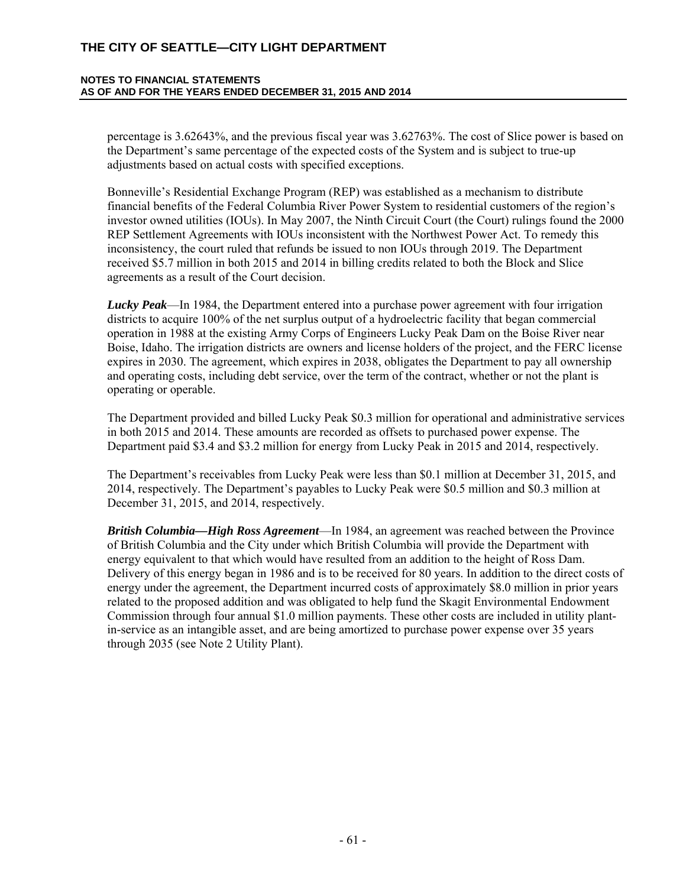percentage is 3.62643%, and the previous fiscal year was 3.62763%. The cost of Slice power is based on the Department's same percentage of the expected costs of the System and is subject to true-up adjustments based on actual costs with specified exceptions.

Bonneville's Residential Exchange Program (REP) was established as a mechanism to distribute financial benefits of the Federal Columbia River Power System to residential customers of the region's investor owned utilities (IOUs). In May 2007, the Ninth Circuit Court (the Court) rulings found the 2000 REP Settlement Agreements with IOUs inconsistent with the Northwest Power Act. To remedy this inconsistency, the court ruled that refunds be issued to non IOUs through 2019. The Department received \$5.7 million in both 2015 and 2014 in billing credits related to both the Block and Slice agreements as a result of the Court decision.

***Lucky Peak***—In 1984, the Department entered into a purchase power agreement with four irrigation districts to acquire 100% of the net surplus output of a hydroelectric facility that began commercial operation in 1988 at the existing Army Corps of Engineers Lucky Peak Dam on the Boise River near Boise, Idaho. The irrigation districts are owners and license holders of the project, and the FERC license expires in 2030. The agreement, which expires in 2038, obligates the Department to pay all ownership and operating costs, including debt service, over the term of the contract, whether or not the plant is operating or operable.

The Department provided and billed Lucky Peak \$0.3 million for operational and administrative services in both 2015 and 2014. These amounts are recorded as offsets to purchased power expense. The Department paid \$3.4 and \$3.2 million for energy from Lucky Peak in 2015 and 2014, respectively.

The Department's receivables from Lucky Peak were less than \$0.1 million at December 31, 2015, and 2014, respectively. The Department's payables to Lucky Peak were \$0.5 million and \$0.3 million at December 31, 2015, and 2014, respectively.

***British Columbia—High Ross Agreement***—In 1984, an agreement was reached between the Province of British Columbia and the City under which British Columbia will provide the Department with energy equivalent to that which would have resulted from an addition to the height of Ross Dam. Delivery of this energy began in 1986 and is to be received for 80 years. In addition to the direct costs of energy under the agreement, the Department incurred costs of approximately \$8.0 million in prior years related to the proposed addition and was obligated to help fund the Skagit Environmental Endowment Commission through four annual \$1.0 million payments. These other costs are included in utility plant-in-service as an intangible asset, and are being amortized to purchase power expense over 35 years through 2035 (see Note 2 Utility Plant).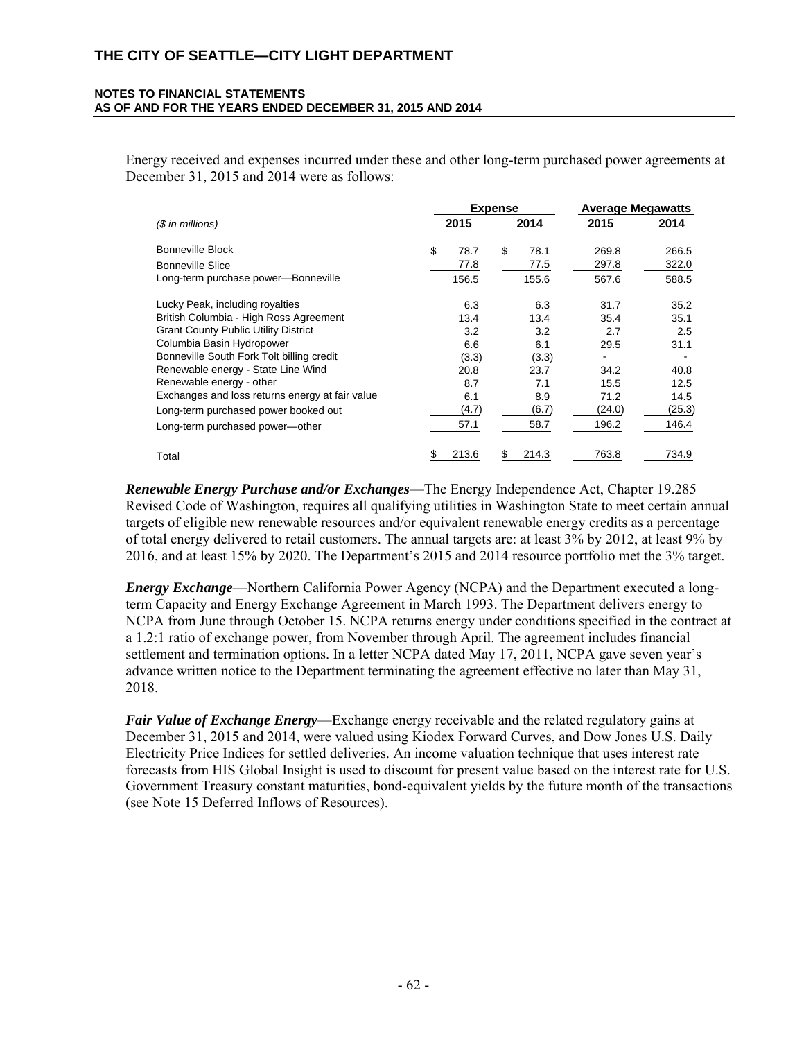Energy received and expenses incurred under these and other long-term purchased power agreements at December 31, 2015 and 2014 were as follows:

| ($ in millions) | Expense | | Average Megawatts | |
|---|---|---|---|---|
| | 2015 | 2014 | 2015 | 2014 |
| Bonneville Block | $ 78.7 | $ 78.1 | 269.8 | 266.5 |
| Bonneville Slice | 77.8 | 77.5 | 297.8 | 322.0 |
| Long-term purchase power—Bonneville | 156.5 | 155.6 | 567.6 | 588.5 |
| Lucky Peak, including royalties | 6.3 | 6.3 | 31.7 | 35.2 |
| British Columbia - High Ross Agreement | 13.4 | 13.4 | 35.4 | 35.1 |
| Grant County Public Utility District | 3.2 | 3.2 | 2.7 | 2.5 |
| Columbia Basin Hydropower | 6.6 | 6.1 | 29.5 | 31.1 |
| Bonneville South Fork Tolt billing credit | (3.3) | (3.3) | - | - |
| Renewable energy - State Line Wind | 20.8 | 23.7 | 34.2 | 40.8 |
| Renewable energy - other | 8.7 | 7.1 | 15.5 | 12.5 |
| Exchanges and loss returns energy at fair value | 6.1 | 8.9 | 71.2 | 14.5 |
| Long-term purchased power booked out | (4.7) | (6.7) | (24.0) | (25.3) |
| Long-term purchased power—other | 57.1 | 58.7 | 196.2 | 146.4 |
| Total | $ 213.6 | $ 214.3 | 763.8 | 734.9 |

***Renewable Energy Purchase and/or Exchanges***—The Energy Independence Act, Chapter 19.285 Revised Code of Washington, requires all qualifying utilities in Washington State to meet certain annual targets of eligible new renewable resources and/or equivalent renewable energy credits as a percentage of total energy delivered to retail customers. The annual targets are: at least 3% by 2012, at least 9% by 2016, and at least 15% by 2020. The Department's 2015 and 2014 resource portfolio met the 3% target.

***Energy Exchange***—Northern California Power Agency (NCPA) and the Department executed a long-term Capacity and Energy Exchange Agreement in March 1993. The Department delivers energy to NCPA from June through October 15. NCPA returns energy under conditions specified in the contract at a 1.2:1 ratio of exchange power, from November through April. The agreement includes financial settlement and termination options. In a letter NCPA dated May 17, 2011, NCPA gave seven year's advance written notice to the Department terminating the agreement effective no later than May 31, 2018.

***Fair Value of Exchange Energy***—Exchange energy receivable and the related regulatory gains at December 31, 2015 and 2014, were valued using Kiodex Forward Curves, and Dow Jones U.S. Daily Electricity Price Indices for settled deliveries. An income valuation technique that uses interest rate forecasts from HIS Global Insight is used to discount for present value based on the interest rate for U.S. Government Treasury constant maturities, bond-equivalent yields by the future month of the transactions (see Note 15 Deferred Inflows of Resources).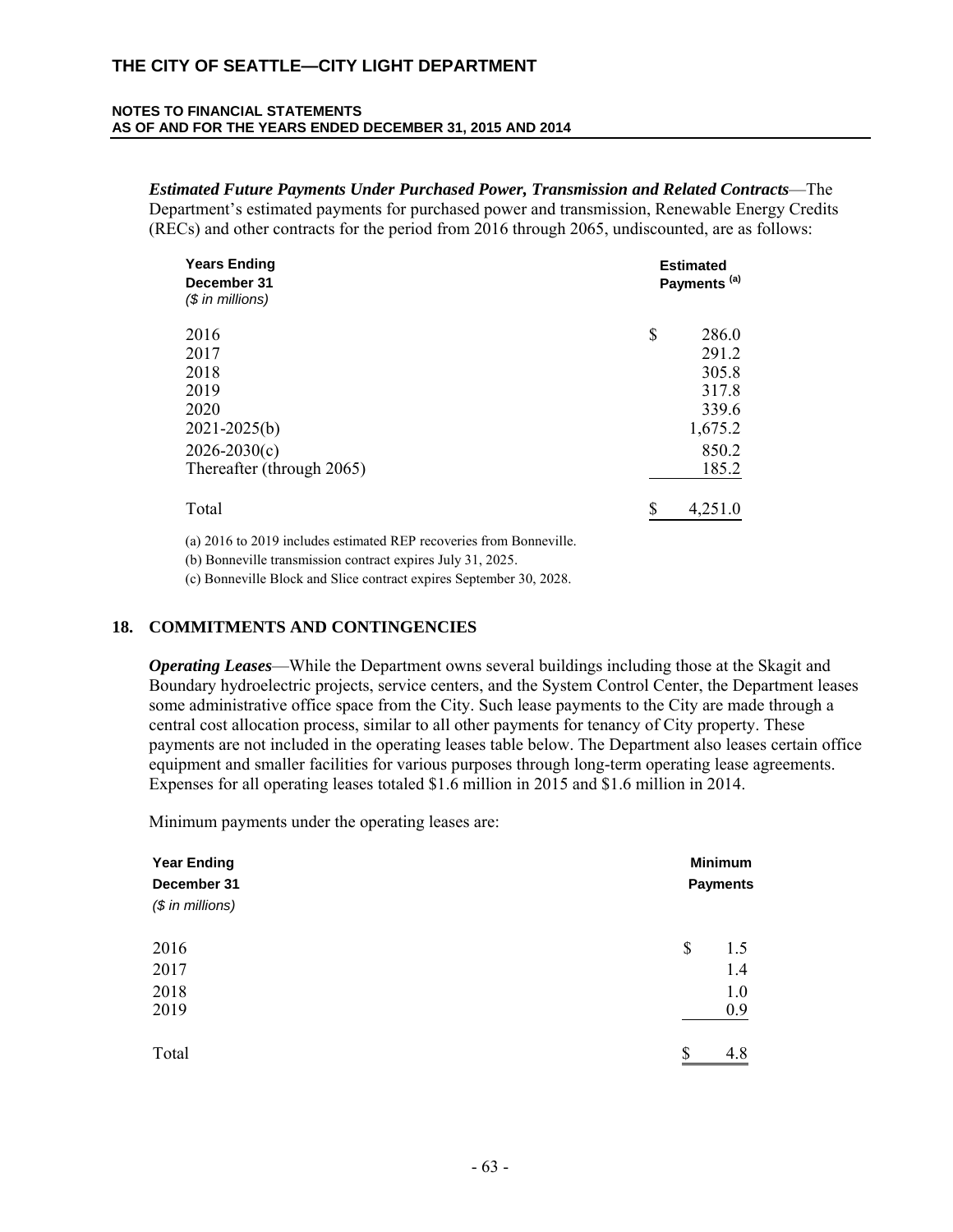***Estimated Future Payments Under Purchased Power, Transmission and Related Contracts***—The Department's estimated payments for purchased power and transmission, Renewable Energy Credits (RECs) and other contracts for the period from 2016 through 2065, undiscounted, are as follows:

| **Years Ending December 31** *($ in millions)* | **Estimated Payments [(a)]** |
|---|---|
| 2016 | $ 286.0 |
| 2017 | 291.2 |
| 2018 | 305.8 |
| 2019 | 317.8 |
| 2020 | 339.6 |
| 2021-2025(b) | 1,675.2 |
| 2026-2030(c) | 850.2 |
| Thereafter (through 2065) | 185.2 |
| Total | $ 4,251.0 |

(a) 2016 to 2019 includes estimated REP recoveries from Bonneville.

(b) Bonneville transmission contract expires July 31, 2025.

(c) Bonneville Block and Slice contract expires September 30, 2028.

## 18. COMMITMENTS AND CONTINGENCIES

***Operating Leases***—While the Department owns several buildings including those at the Skagit and Boundary hydroelectric projects, service centers, and the System Control Center, the Department leases some administrative office space from the City. Such lease payments to the City are made through a central cost allocation process, similar to all other payments for tenancy of City property. These payments are not included in the operating leases table below. The Department also leases certain office equipment and smaller facilities for various purposes through long-term operating lease agreements. Expenses for all operating leases totaled $1.6 million in 2015 and $1.6 million in 2014.

Minimum payments under the operating leases are:

| **Year Ending December 31** *($ in millions)* | **Minimum Payments** |
|---|---|
| 2016 | $ 1.5 |
| 2017 | 1.4 |
| 2018 | 1.0 |
| 2019 | 0.9 |
| Total | $ 4.8 |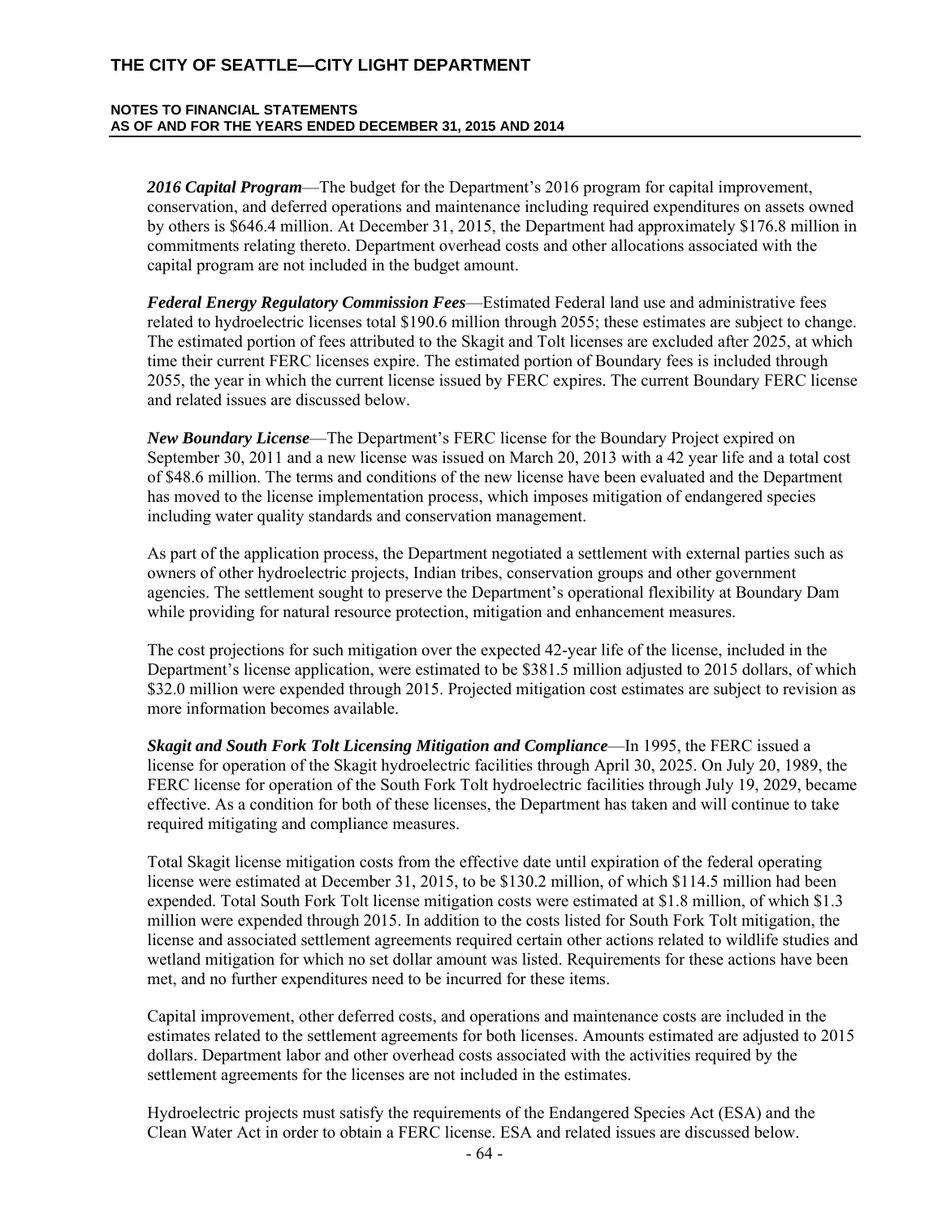***2016 Capital Program***—The budget for the Department's 2016 program for capital improvement, conservation, and deferred operations and maintenance including required expenditures on assets owned by others is $646.4 million. At December 31, 2015, the Department had approximately $176.8 million in commitments relating thereto. Department overhead costs and other allocations associated with the capital program are not included in the budget amount.

***Federal Energy Regulatory Commission Fees***—Estimated Federal land use and administrative fees related to hydroelectric licenses total $190.6 million through 2055; these estimates are subject to change. The estimated portion of fees attributed to the Skagit and Tolt licenses are excluded after 2025, at which time their current FERC licenses expire. The estimated portion of Boundary fees is included through 2055, the year in which the current license issued by FERC expires. The current Boundary FERC license and related issues are discussed below.

***New Boundary License***—The Department's FERC license for the Boundary Project expired on September 30, 2011 and a new license was issued on March 20, 2013 with a 42 year life and a total cost of $48.6 million. The terms and conditions of the new license have been evaluated and the Department has moved to the license implementation process, which imposes mitigation of endangered species including water quality standards and conservation management.

As part of the application process, the Department negotiated a settlement with external parties such as owners of other hydroelectric projects, Indian tribes, conservation groups and other government agencies. The settlement sought to preserve the Department's operational flexibility at Boundary Dam while providing for natural resource protection, mitigation and enhancement measures.

The cost projections for such mitigation over the expected 42-year life of the license, included in the Department's license application, were estimated to be $381.5 million adjusted to 2015 dollars, of which $32.0 million were expended through 2015. Projected mitigation cost estimates are subject to revision as more information becomes available.

***Skagit and South Fork Tolt Licensing Mitigation and Compliance***—In 1995, the FERC issued a license for operation of the Skagit hydroelectric facilities through April 30, 2025. On July 20, 1989, the FERC license for operation of the South Fork Tolt hydroelectric facilities through July 19, 2029, became effective. As a condition for both of these licenses, the Department has taken and will continue to take required mitigating and compliance measures.

Total Skagit license mitigation costs from the effective date until expiration of the federal operating license were estimated at December 31, 2015, to be $130.2 million, of which $114.5 million had been expended. Total South Fork Tolt license mitigation costs were estimated at $1.8 million, of which $1.3 million were expended through 2015. In addition to the costs listed for South Fork Tolt mitigation, the license and associated settlement agreements required certain other actions related to wildlife studies and wetland mitigation for which no set dollar amount was listed. Requirements for these actions have been met, and no further expenditures need to be incurred for these items.

Capital improvement, other deferred costs, and operations and maintenance costs are included in the estimates related to the settlement agreements for both licenses. Amounts estimated are adjusted to 2015 dollars. Department labor and other overhead costs associated with the activities required by the settlement agreements for the licenses are not included in the estimates.

Hydroelectric projects must satisfy the requirements of the Endangered Species Act (ESA) and the Clean Water Act in order to obtain a FERC license. ESA and related issues are discussed below.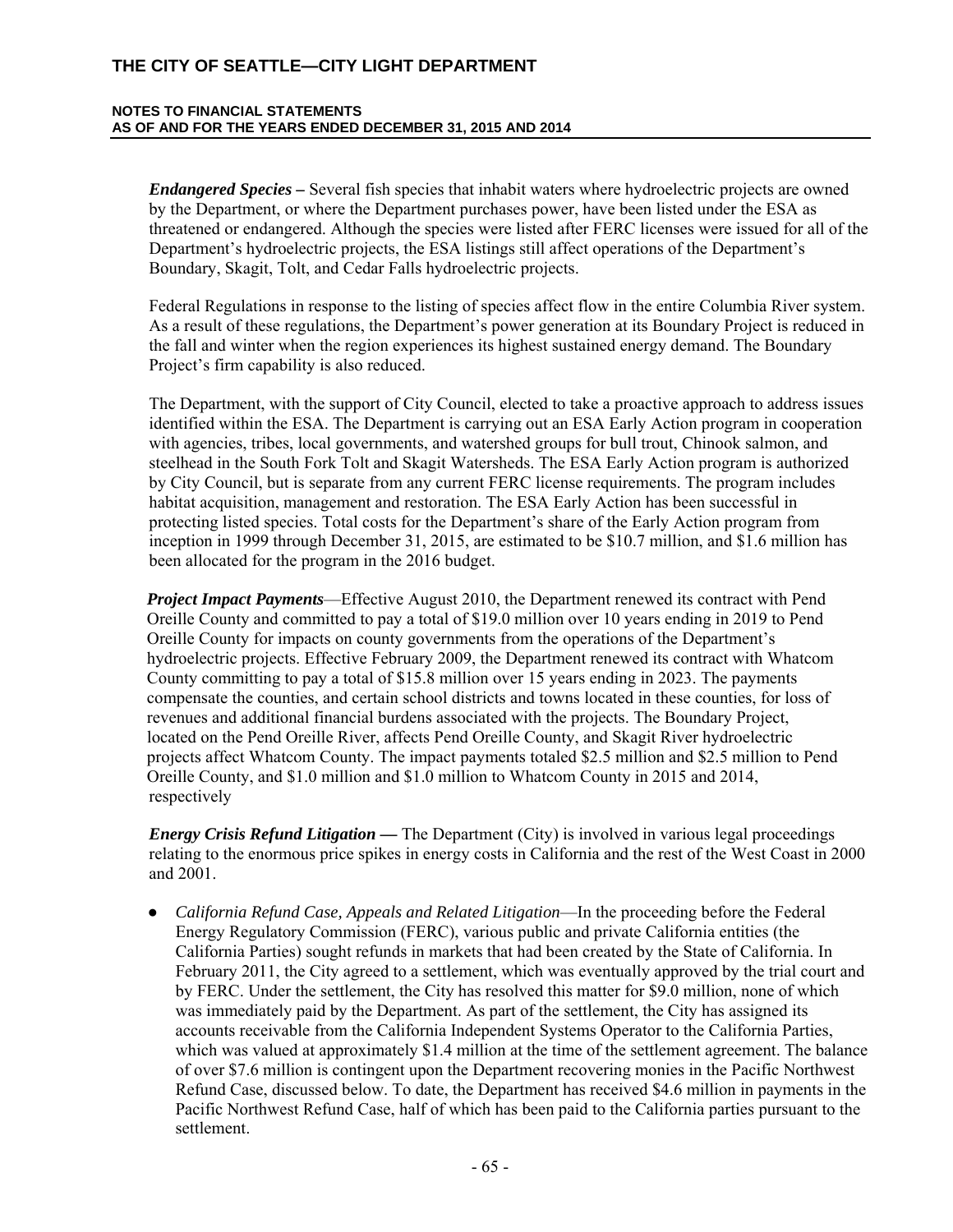***Endangered Species –*** Several fish species that inhabit waters where hydroelectric projects are owned by the Department, or where the Department purchases power, have been listed under the ESA as threatened or endangered. Although the species were listed after FERC licenses were issued for all of the Department's hydroelectric projects, the ESA listings still affect operations of the Department's Boundary, Skagit, Tolt, and Cedar Falls hydroelectric projects.

Federal Regulations in response to the listing of species affect flow in the entire Columbia River system. As a result of these regulations, the Department's power generation at its Boundary Project is reduced in the fall and winter when the region experiences its highest sustained energy demand. The Boundary Project's firm capability is also reduced.

The Department, with the support of City Council, elected to take a proactive approach to address issues identified within the ESA. The Department is carrying out an ESA Early Action program in cooperation with agencies, tribes, local governments, and watershed groups for bull trout, Chinook salmon, and steelhead in the South Fork Tolt and Skagit Watersheds. The ESA Early Action program is authorized by City Council, but is separate from any current FERC license requirements. The program includes habitat acquisition, management and restoration. The ESA Early Action has been successful in protecting listed species. Total costs for the Department's share of the Early Action program from inception in 1999 through December 31, 2015, are estimated to be $10.7 million, and $1.6 million has been allocated for the program in the 2016 budget.

***Project Impact Payments***—Effective August 2010, the Department renewed its contract with Pend Oreille County and committed to pay a total of $19.0 million over 10 years ending in 2019 to Pend Oreille County for impacts on county governments from the operations of the Department's hydroelectric projects. Effective February 2009, the Department renewed its contract with Whatcom County committing to pay a total of $15.8 million over 15 years ending in 2023. The payments compensate the counties, and certain school districts and towns located in these counties, for loss of revenues and additional financial burdens associated with the projects. The Boundary Project, located on the Pend Oreille River, affects Pend Oreille County, and Skagit River hydroelectric projects affect Whatcom County. The impact payments totaled $2.5 million and $2.5 million to Pend Oreille County, and $1.0 million and $1.0 million to Whatcom County in 2015 and 2014, respectively

***Energy Crisis Refund Litigation —*** The Department (City) is involved in various legal proceedings relating to the enormous price spikes in energy costs in California and the rest of the West Coast in 2000 and 2001.

- *California Refund Case, Appeals and Related Litigation*—In the proceeding before the Federal Energy Regulatory Commission (FERC), various public and private California entities (the California Parties) sought refunds in markets that had been created by the State of California. In February 2011, the City agreed to a settlement, which was eventually approved by the trial court and by FERC. Under the settlement, the City has resolved this matter for $9.0 million, none of which was immediately paid by the Department. As part of the settlement, the City has assigned its accounts receivable from the California Independent Systems Operator to the California Parties, which was valued at approximately $1.4 million at the time of the settlement agreement. The balance of over $7.6 million is contingent upon the Department recovering monies in the Pacific Northwest Refund Case, discussed below. To date, the Department has received $4.6 million in payments in the Pacific Northwest Refund Case, half of which has been paid to the California parties pursuant to the settlement.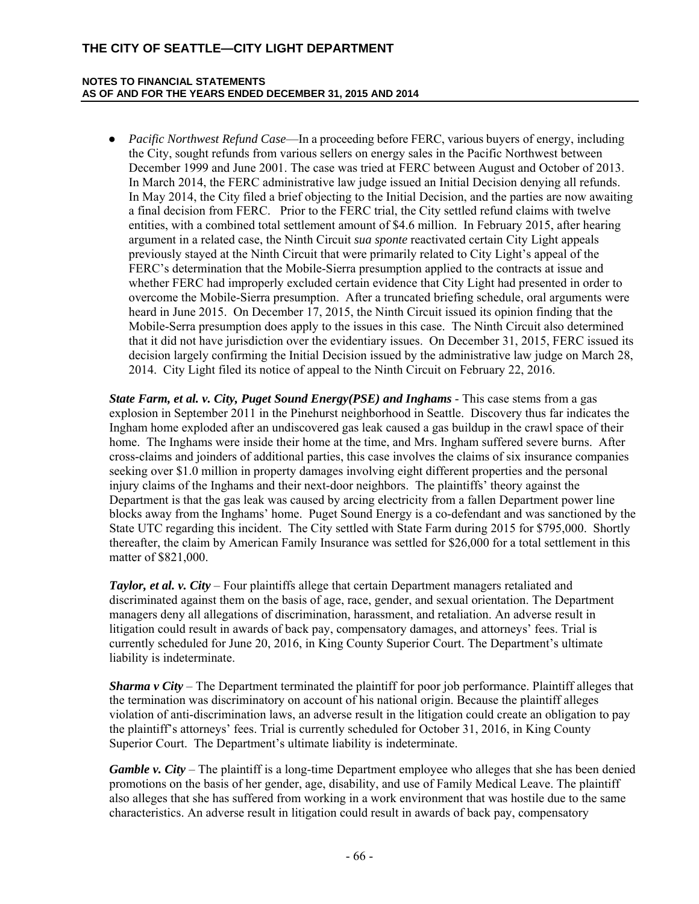- *Pacific Northwest Refund Case*—In a proceeding before FERC, various buyers of energy, including the City, sought refunds from various sellers on energy sales in the Pacific Northwest between December 1999 and June 2001. The case was tried at FERC between August and October of 2013. In March 2014, the FERC administrative law judge issued an Initial Decision denying all refunds. In May 2014, the City filed a brief objecting to the Initial Decision, and the parties are now awaiting a final decision from FERC. Prior to the FERC trial, the City settled refund claims with twelve entities, with a combined total settlement amount of $4.6 million. In February 2015, after hearing argument in a related case, the Ninth Circuit *sua sponte* reactivated certain City Light appeals previously stayed at the Ninth Circuit that were primarily related to City Light's appeal of the FERC's determination that the Mobile-Sierra presumption applied to the contracts at issue and whether FERC had improperly excluded certain evidence that City Light had presented in order to overcome the Mobile-Sierra presumption. After a truncated briefing schedule, oral arguments were heard in June 2015. On December 17, 2015, the Ninth Circuit issued its opinion finding that the Mobile-Serra presumption does apply to the issues in this case. The Ninth Circuit also determined that it did not have jurisdiction over the evidentiary issues. On December 31, 2015, FERC issued its decision largely confirming the Initial Decision issued by the administrative law judge on March 28, 2014. City Light filed its notice of appeal to the Ninth Circuit on February 22, 2016.

***State Farm, et al. v. City, Puget Sound Energy(PSE) and Inghams*** - This case stems from a gas explosion in September 2011 in the Pinehurst neighborhood in Seattle. Discovery thus far indicates the Ingham home exploded after an undiscovered gas leak caused a gas buildup in the crawl space of their home. The Inghams were inside their home at the time, and Mrs. Ingham suffered severe burns. After cross-claims and joinders of additional parties, this case involves the claims of six insurance companies seeking over $1.0 million in property damages involving eight different properties and the personal injury claims of the Inghams and their next-door neighbors. The plaintiffs' theory against the Department is that the gas leak was caused by arcing electricity from a fallen Department power line blocks away from the Inghams' home. Puget Sound Energy is a co-defendant and was sanctioned by the State UTC regarding this incident. The City settled with State Farm during 2015 for $795,000. Shortly thereafter, the claim by American Family Insurance was settled for $26,000 for a total settlement in this matter of $821,000.

***Taylor, et al. v. City*** – Four plaintiffs allege that certain Department managers retaliated and discriminated against them on the basis of age, race, gender, and sexual orientation. The Department managers deny all allegations of discrimination, harassment, and retaliation. An adverse result in litigation could result in awards of back pay, compensatory damages, and attorneys' fees. Trial is currently scheduled for June 20, 2016, in King County Superior Court. The Department's ultimate liability is indeterminate.

***Sharma v City*** – The Department terminated the plaintiff for poor job performance. Plaintiff alleges that the termination was discriminatory on account of his national origin. Because the plaintiff alleges violation of anti-discrimination laws, an adverse result in the litigation could create an obligation to pay the plaintiff's attorneys' fees. Trial is currently scheduled for October 31, 2016, in King County Superior Court. The Department's ultimate liability is indeterminate.

***Gamble v. City*** – The plaintiff is a long-time Department employee who alleges that she has been denied promotions on the basis of her gender, age, disability, and use of Family Medical Leave. The plaintiff also alleges that she has suffered from working in a work environment that was hostile due to the same characteristics. An adverse result in litigation could result in awards of back pay, compensatory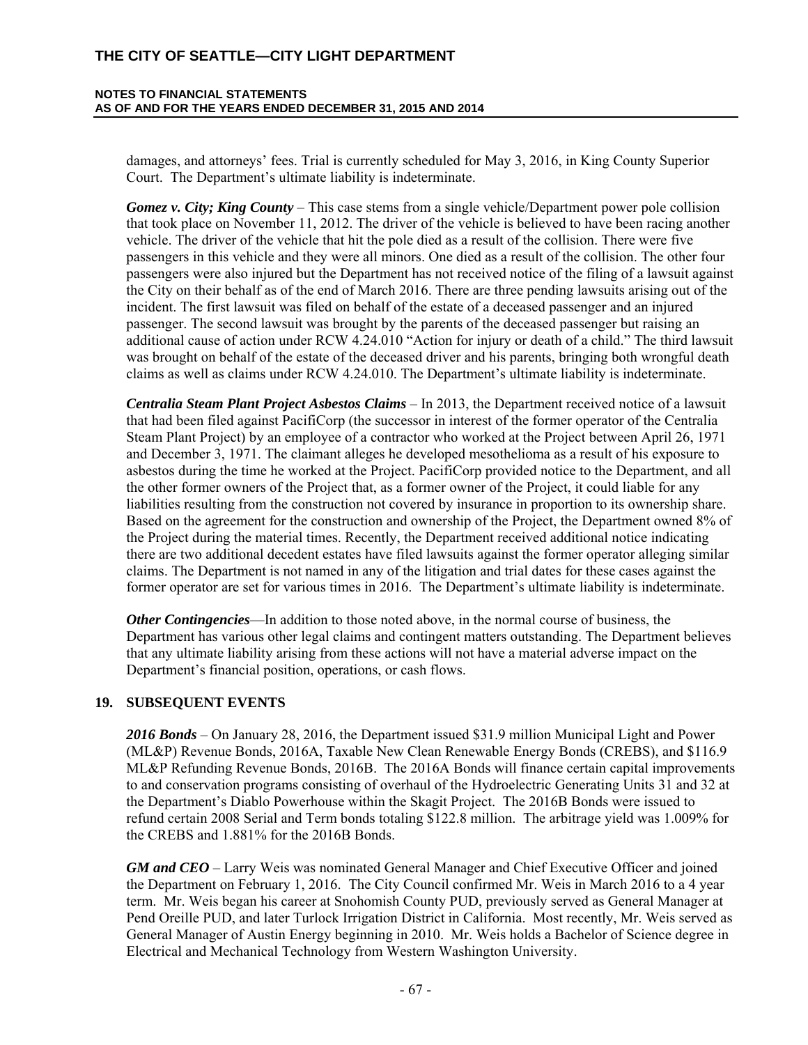damages, and attorneys' fees. Trial is currently scheduled for May 3, 2016, in King County Superior Court. The Department's ultimate liability is indeterminate.

***Gomez v. City; King County*** – This case stems from a single vehicle/Department power pole collision that took place on November 11, 2012. The driver of the vehicle is believed to have been racing another vehicle. The driver of the vehicle that hit the pole died as a result of the collision. There were five passengers in this vehicle and they were all minors. One died as a result of the collision. The other four passengers were also injured but the Department has not received notice of the filing of a lawsuit against the City on their behalf as of the end of March 2016. There are three pending lawsuits arising out of the incident. The first lawsuit was filed on behalf of the estate of a deceased passenger and an injured passenger. The second lawsuit was brought by the parents of the deceased passenger but raising an additional cause of action under RCW 4.24.010 "Action for injury or death of a child." The third lawsuit was brought on behalf of the estate of the deceased driver and his parents, bringing both wrongful death claims as well as claims under RCW 4.24.010. The Department's ultimate liability is indeterminate.

***Centralia Steam Plant Project Asbestos Claims*** – In 2013, the Department received notice of a lawsuit that had been filed against PacifiCorp (the successor in interest of the former operator of the Centralia Steam Plant Project) by an employee of a contractor who worked at the Project between April 26, 1971 and December 3, 1971. The claimant alleges he developed mesothelioma as a result of his exposure to asbestos during the time he worked at the Project. PacifiCorp provided notice to the Department, and all the other former owners of the Project that, as a former owner of the Project, it could liable for any liabilities resulting from the construction not covered by insurance in proportion to its ownership share. Based on the agreement for the construction and ownership of the Project, the Department owned 8% of the Project during the material times. Recently, the Department received additional notice indicating there are two additional decedent estates have filed lawsuits against the former operator alleging similar claims. The Department is not named in any of the litigation and trial dates for these cases against the former operator are set for various times in 2016. The Department's ultimate liability is indeterminate.

***Other Contingencies***—In addition to those noted above, in the normal course of business, the Department has various other legal claims and contingent matters outstanding. The Department believes that any ultimate liability arising from these actions will not have a material adverse impact on the Department's financial position, operations, or cash flows.

## 19. SUBSEQUENT EVENTS

***2016 Bonds*** – On January 28, 2016, the Department issued $31.9 million Municipal Light and Power (ML&P) Revenue Bonds, 2016A, Taxable New Clean Renewable Energy Bonds (CREBS), and $116.9 ML&P Refunding Revenue Bonds, 2016B. The 2016A Bonds will finance certain capital improvements to and conservation programs consisting of overhaul of the Hydroelectric Generating Units 31 and 32 at the Department's Diablo Powerhouse within the Skagit Project. The 2016B Bonds were issued to refund certain 2008 Serial and Term bonds totaling $122.8 million. The arbitrage yield was 1.009% for the CREBS and 1.881% for the 2016B Bonds.

***GM and CEO*** – Larry Weis was nominated General Manager and Chief Executive Officer and joined the Department on February 1, 2016. The City Council confirmed Mr. Weis in March 2016 to a 4 year term. Mr. Weis began his career at Snohomish County PUD, previously served as General Manager at Pend Oreille PUD, and later Turlock Irrigation District in California. Most recently, Mr. Weis served as General Manager of Austin Energy beginning in 2010. Mr. Weis holds a Bachelor of Science degree in Electrical and Mechanical Technology from Western Washington University.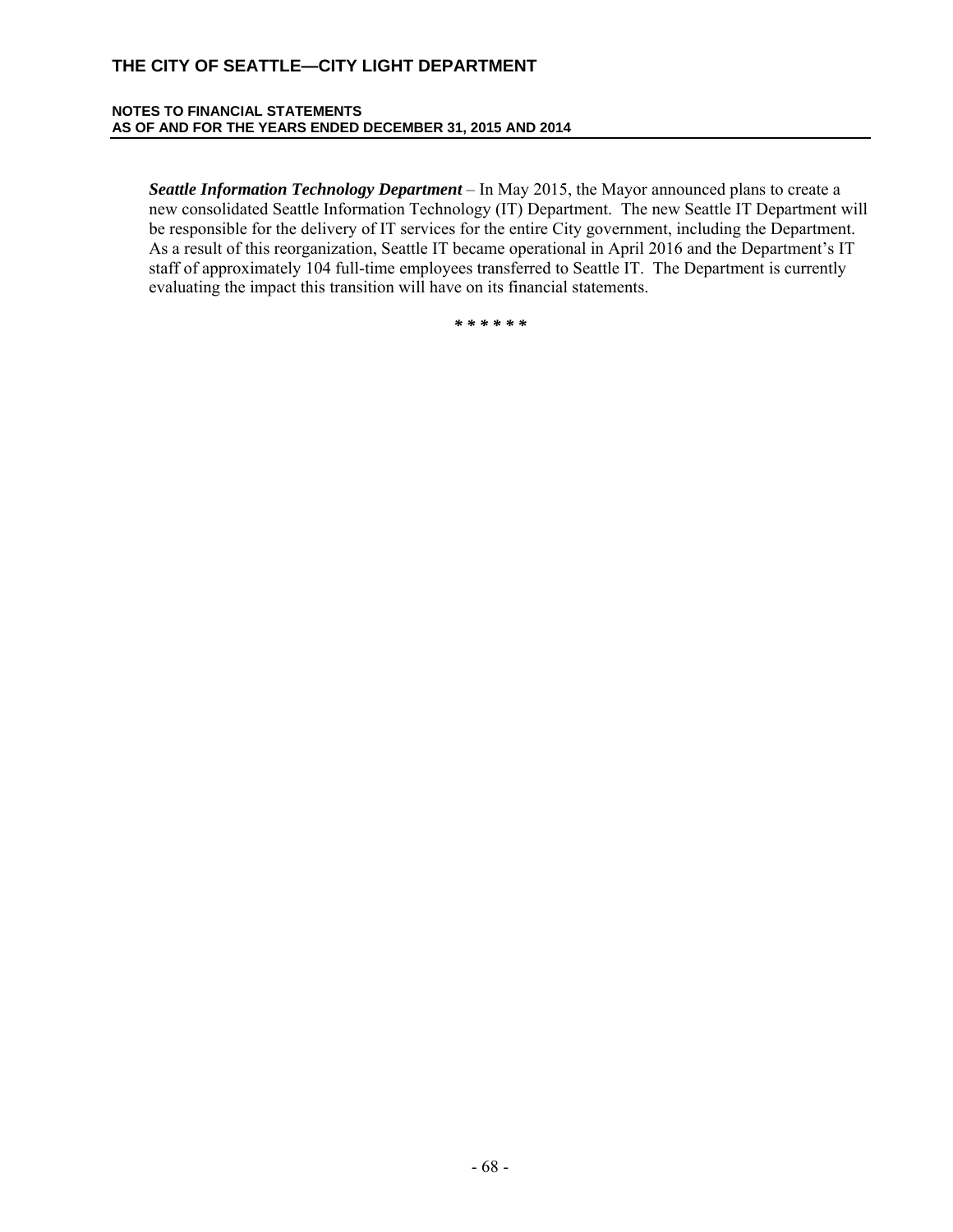***Seattle Information Technology Department*** – In May 2015, the Mayor announced plans to create a new consolidated Seattle Information Technology (IT) Department. The new Seattle IT Department will be responsible for the delivery of IT services for the entire City government, including the Department. As a result of this reorganization, Seattle IT became operational in April 2016 and the Department's IT staff of approximately 104 full-time employees transferred to Seattle IT. The Department is currently evaluating the impact this transition will have on its financial statements.

**\* \* \* \* \* \***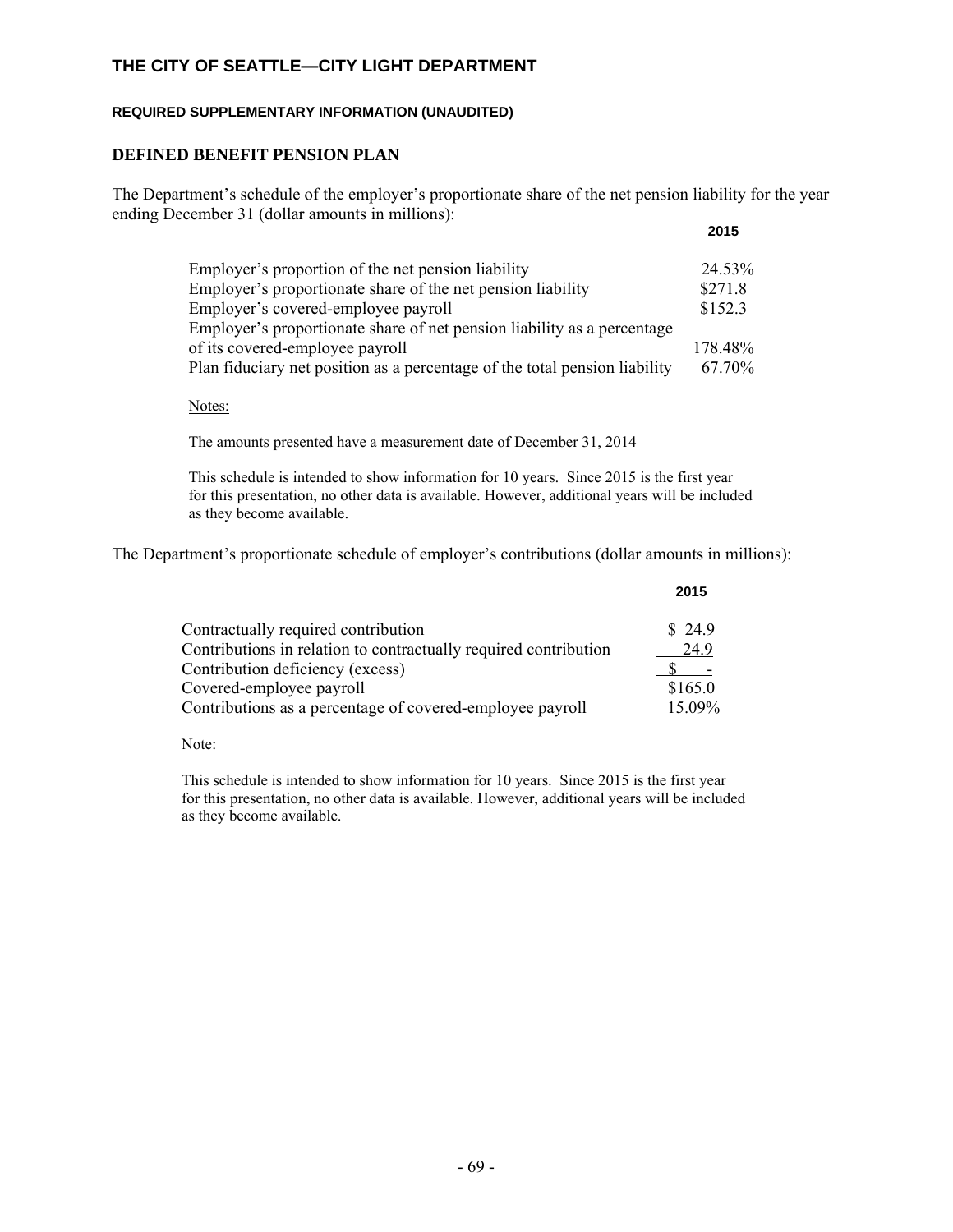# THE CITY OF SEATTLE—CITY LIGHT DEPARTMENT

**REQUIRED SUPPLEMENTARY INFORMATION (UNAUDITED)**

## DEFINED BENEFIT PENSION PLAN

The Department's schedule of the employer's proportionate share of the net pension liability for the year ending December 31 (dollar amounts in millions):

| | 2015 |
|---|---|
| Employer's proportion of the net pension liability | 24.53% |
| Employer's proportionate share of the net pension liability | $271.8 |
| Employer's covered-employee payroll | $152.3 |
| Employer's proportionate share of net pension liability as a percentage of its covered-employee payroll | 178.48% |
| Plan fiduciary net position as a percentage of the total pension liability | 67.70% |

Notes:

The amounts presented have a measurement date of December 31, 2014

This schedule is intended to show information for 10 years. Since 2015 is the first year for this presentation, no other data is available. However, additional years will be included as they become available.

The Department's proportionate schedule of employer's contributions (dollar amounts in millions):

| | 2015 |
|---|---|
| Contractually required contribution | $ 24.9 |
| Contributions in relation to contractually required contribution | 24.9 |
| Contribution deficiency (excess) | $ - |
| Covered-employee payroll | $165.0 |
| Contributions as a percentage of covered-employee payroll | 15.09% |

Note:

This schedule is intended to show information for 10 years. Since 2015 is the first year for this presentation, no other data is available. However, additional years will be included as they become available.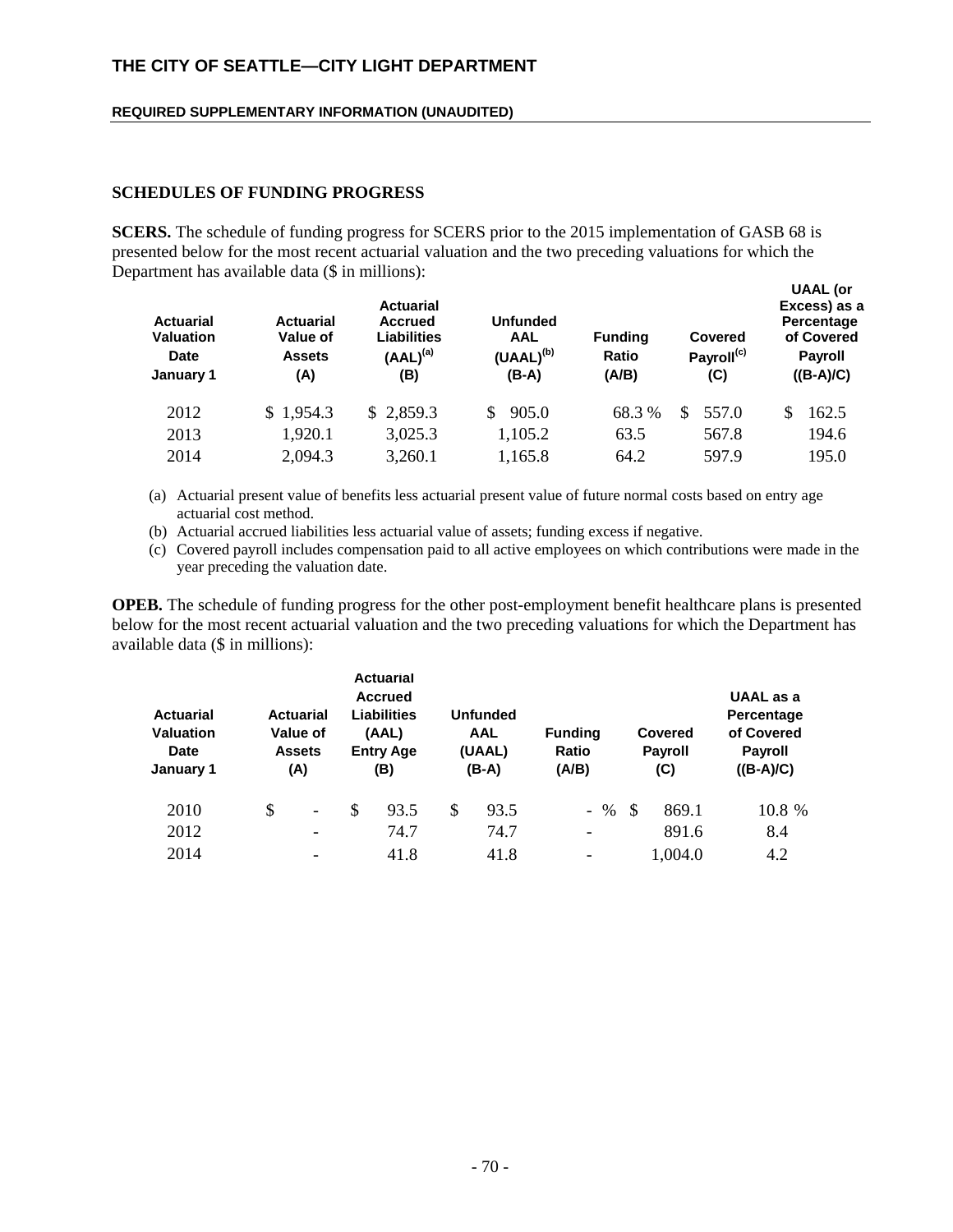## SCHEDULES OF FUNDING PROGRESS

**SCERS.** The schedule of funding progress for SCERS prior to the 2015 implementation of GASB 68 is presented below for the most recent actuarial valuation and the two preceding valuations for which the Department has available data ($ in millions):

| Actuarial Valuation Date January 1 | Actuarial Value of Assets (A) | Actuarial Accrued Liabilities (AAL)[(a)] (B) | Unfunded AAL (UAAL)[(b)] (B-A) | Funding Ratio (A/B) | Covered Payroll[(c)] (C) | UAAL (or Excess) as a Percentage of Covered Payroll ((B-A)/C) |
|---|---|---|---|---|---|---|
| 2012 | $ 1,954.3 | $ 2,859.3 | $ 905.0 | 68.3 % | $ 557.0 | $ 162.5 |
| 2013 | 1,920.1 | 3,025.3 | 1,105.2 | 63.5 | 567.8 | 194.6 |
| 2014 | 2,094.3 | 3,260.1 | 1,165.8 | 64.2 | 597.9 | 195.0 |

(a) Actuarial present value of benefits less actuarial present value of future normal costs based on entry age actuarial cost method.

(b) Actuarial accrued liabilities less actuarial value of assets; funding excess if negative.

(c) Covered payroll includes compensation paid to all active employees on which contributions were made in the year preceding the valuation date.

**OPEB.** The schedule of funding progress for the other post-employment benefit healthcare plans is presented below for the most recent actuarial valuation and the two preceding valuations for which the Department has available data ($ in millions):

| Actuarial Valuation Date January 1 | Actuarial Value of Assets (A) | Actuarial Accrued Liabilities (AAL) Entry Age (B) | Unfunded AAL (UAAL) (B-A) | Funding Ratio (A/B) | Covered Payroll (C) | UAAL as a Percentage of Covered Payroll ((B-A)/C) |
|---|---|---|---|---|---|---|
| 2010 | $ - | $ 93.5 | $ 93.5 | - % | $ 869.1 | 10.8 % |
| 2012 | - | 74.7 | 74.7 | - | 891.6 | 8.4 |
| 2014 | - | 41.8 | 41.8 | - | 1,004.0 | 4.2 |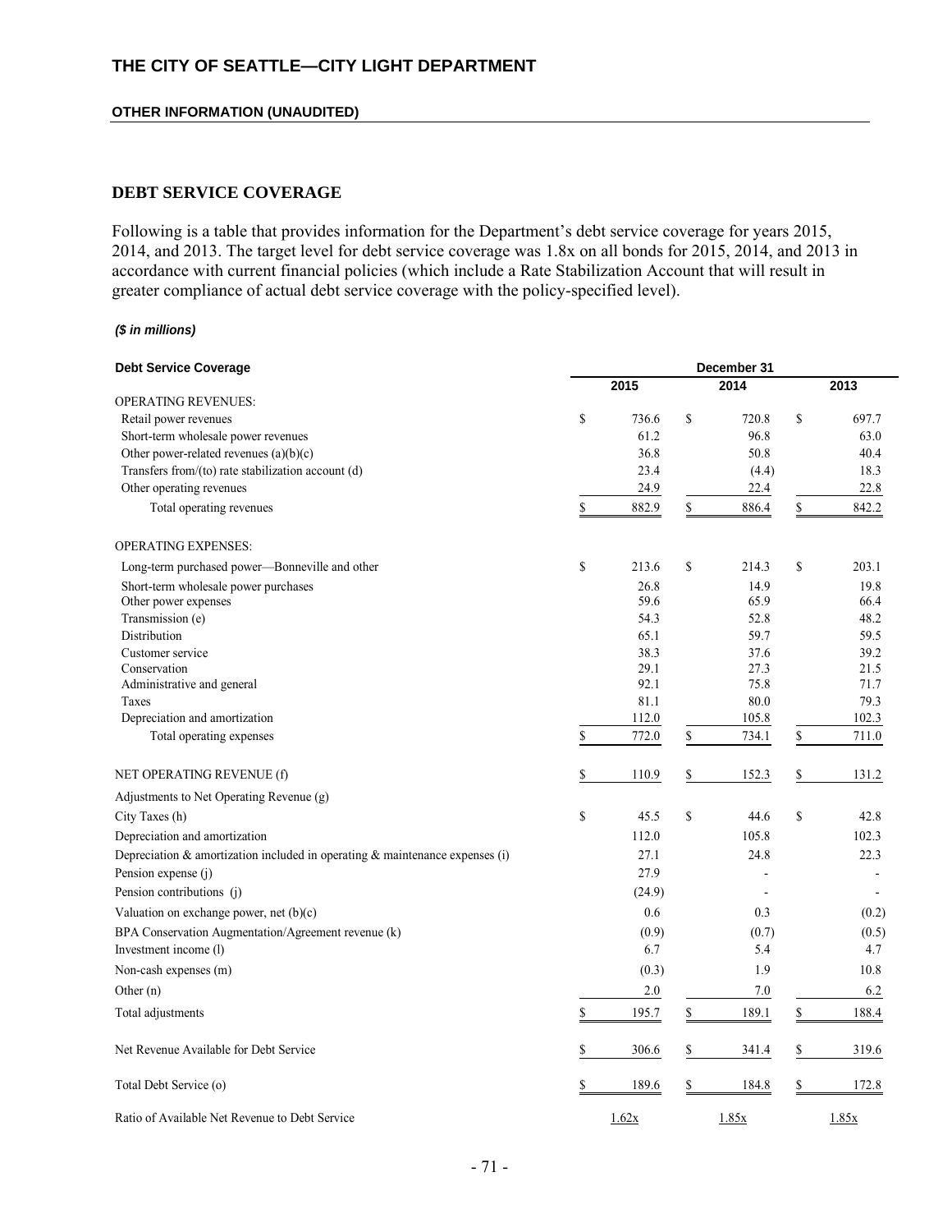# THE CITY OF SEATTLE—CITY LIGHT DEPARTMENT

**OTHER INFORMATION (UNAUDITED)**

## DEBT SERVICE COVERAGE

Following is a table that provides information for the Department's debt service coverage for years 2015, 2014, and 2013. The target level for debt service coverage was 1.8x on all bonds for 2015, 2014, and 2013 in accordance with current financial policies (which include a Rate Stabilization Account that will result in greater compliance of actual debt service coverage with the policy-specified level).

***($ in millions)***

| Debt Service Coverage | December 31 | | |
|---|---|---|---|
| | 2015 | 2014 | 2013 |
| OPERATING REVENUES: | | | |
| Retail power revenues | $ 736.6 | $ 720.8 | $ 697.7 |
| Short-term wholesale power revenues | 61.2 | 96.8 | 63.0 |
| Other power-related revenues (a)(b)(c) | 36.8 | 50.8 | 40.4 |
| Transfers from/(to) rate stabilization account (d) | 23.4 | (4.4) | 18.3 |
| Other operating revenues | 24.9 | 22.4 | 22.8 |
| Total operating revenues | $ 882.9 | $ 886.4 | $ 842.2 |
| OPERATING EXPENSES: | | | |
| Long-term purchased power—Bonneville and other | $ 213.6 | $ 214.3 | $ 203.1 |
| Short-term wholesale power purchases | 26.8 | 14.9 | 19.8 |
| Other power expenses | 59.6 | 65.9 | 66.4 |
| Transmission (e) | 54.3 | 52.8 | 48.2 |
| Distribution | 65.1 | 59.7 | 59.5 |
| Customer service | 38.3 | 37.6 | 39.2 |
| Conservation | 29.1 | 27.3 | 21.5 |
| Administrative and general | 92.1 | 75.8 | 71.7 |
| Taxes | 81.1 | 80.0 | 79.3 |
| Depreciation and amortization | 112.0 | 105.8 | 102.3 |
| Total operating expenses | $ 772.0 | $ 734.1 | $ 711.0 |
| NET OPERATING REVENUE (f) | $ 110.9 | $ 152.3 | $ 131.2 |
| Adjustments to Net Operating Revenue (g) | | | |
| City Taxes (h) | $ 45.5 | $ 44.6 | $ 42.8 |
| Depreciation and amortization | 112.0 | 105.8 | 102.3 |
| Depreciation & amortization included in operating & maintenance expenses (i) | 27.1 | 24.8 | 22.3 |
| Pension expense (j) | 27.9 | - | - |
| Pension contributions (j) | (24.9) | - | - |
| Valuation on exchange power, net (b)(c) | 0.6 | 0.3 | (0.2) |
| BPA Conservation Augmentation/Agreement revenue (k) | (0.9) | (0.7) | (0.5) |
| Investment income (l) | 6.7 | 5.4 | 4.7 |
| Non-cash expenses (m) | (0.3) | 1.9 | 10.8 |
| Other (n) | 2.0 | 7.0 | 6.2 |
| Total adjustments | $ 195.7 | $ 189.1 | $ 188.4 |
| Net Revenue Available for Debt Service | $ 306.6 | $ 341.4 | $ 319.6 |
| Total Debt Service (o) | $ 189.6 | $ 184.8 | $ 172.8 |
| Ratio of Available Net Revenue to Debt Service | 1.62x | 1.85x | 1.85x |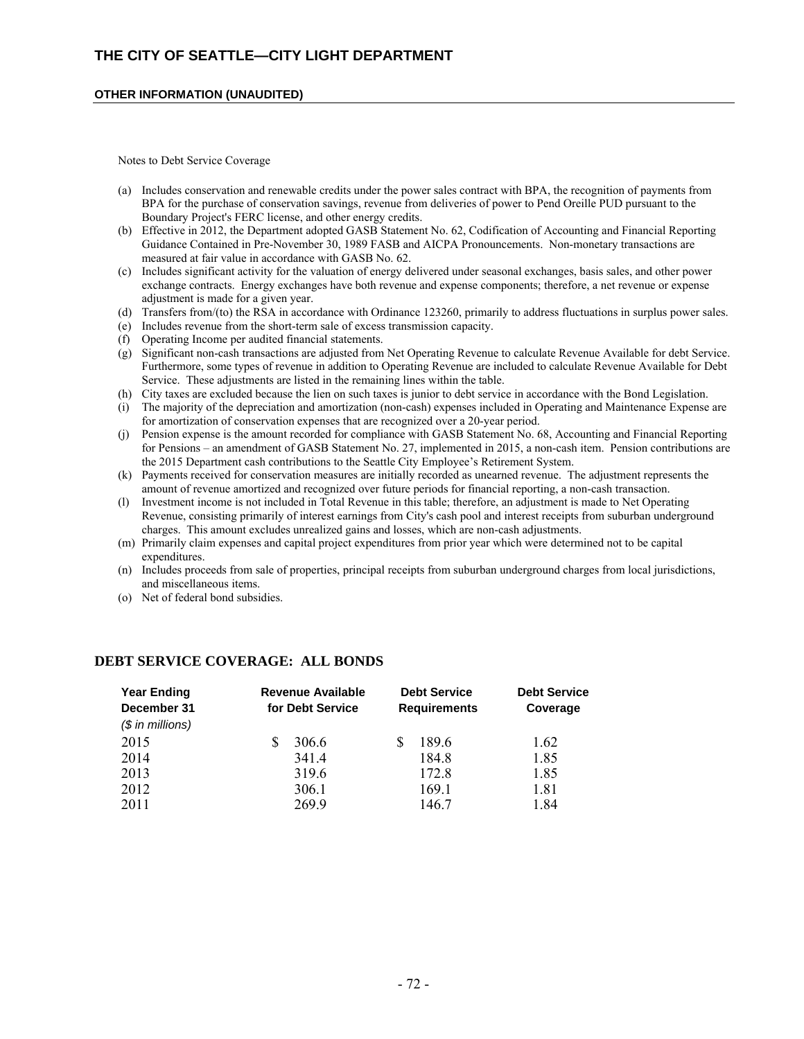# THE CITY OF SEATTLE—CITY LIGHT DEPARTMENT

**OTHER INFORMATION (UNAUDITED)**

Notes to Debt Service Coverage

(a) Includes conservation and renewable credits under the power sales contract with BPA, the recognition of payments from BPA for the purchase of conservation savings, revenue from deliveries of power to Pend Oreille PUD pursuant to the Boundary Project's FERC license, and other energy credits.

(b) Effective in 2012, the Department adopted GASB Statement No. 62, Codification of Accounting and Financial Reporting Guidance Contained in Pre-November 30, 1989 FASB and AICPA Pronouncements. Non-monetary transactions are measured at fair value in accordance with GASB No. 62.

(c) Includes significant activity for the valuation of energy delivered under seasonal exchanges, basis sales, and other power exchange contracts. Energy exchanges have both revenue and expense components; therefore, a net revenue or expense adjustment is made for a given year.

(d) Transfers from/(to) the RSA in accordance with Ordinance 123260, primarily to address fluctuations in surplus power sales.

(e) Includes revenue from the short-term sale of excess transmission capacity.

(f) Operating Income per audited financial statements.

(g) Significant non-cash transactions are adjusted from Net Operating Revenue to calculate Revenue Available for debt Service. Furthermore, some types of revenue in addition to Operating Revenue are included to calculate Revenue Available for Debt Service. These adjustments are listed in the remaining lines within the table.

(h) City taxes are excluded because the lien on such taxes is junior to debt service in accordance with the Bond Legislation.

(i) The majority of the depreciation and amortization (non-cash) expenses included in Operating and Maintenance Expense are for amortization of conservation expenses that are recognized over a 20-year period.

(j) Pension expense is the amount recorded for compliance with GASB Statement No. 68, Accounting and Financial Reporting for Pensions – an amendment of GASB Statement No. 27, implemented in 2015, a non-cash item. Pension contributions are the 2015 Department cash contributions to the Seattle City Employee's Retirement System.

(k) Payments received for conservation measures are initially recorded as unearned revenue. The adjustment represents the amount of revenue amortized and recognized over future periods for financial reporting, a non-cash transaction.

(l) Investment income is not included in Total Revenue in this table; therefore, an adjustment is made to Net Operating Revenue, consisting primarily of interest earnings from City's cash pool and interest receipts from suburban underground charges. This amount excludes unrealized gains and losses, which are non-cash adjustments.

(m) Primarily claim expenses and capital project expenditures from prior year which were determined not to be capital expenditures.

(n) Includes proceeds from sale of properties, principal receipts from suburban underground charges from local jurisdictions, and miscellaneous items.

(o) Net of federal bond subsidies.

## DEBT SERVICE COVERAGE: ALL BONDS

| Year Ending December 31 *($ in millions)* | Revenue Available for Debt Service | Debt Service Requirements | Debt Service Coverage |
|---|---|---|---|
| 2015 | $ 306.6 | $ 189.6 | 1.62 |
| 2014 | 341.4 | 184.8 | 1.85 |
| 2013 | 319.6 | 172.8 | 1.85 |
| 2012 | 306.1 | 169.1 | 1.81 |
| 2011 | 269.9 | 146.7 | 1.84 |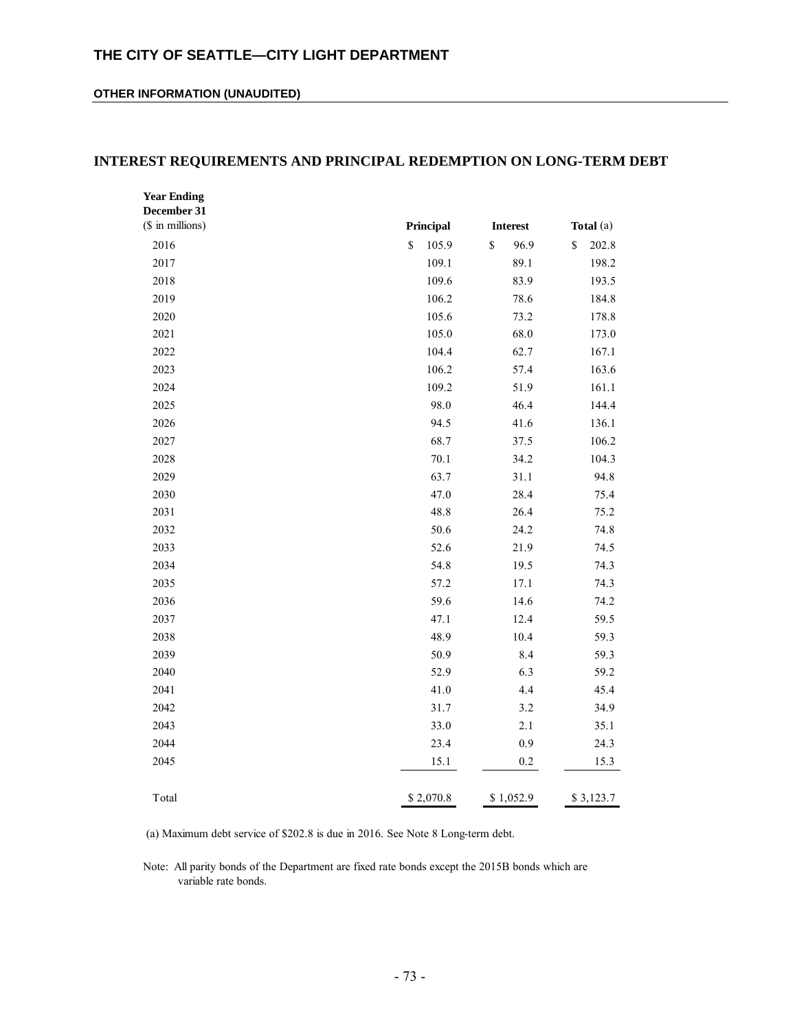# THE CITY OF SEATTLE—CITY LIGHT DEPARTMENT

**OTHER INFORMATION (UNAUDITED)**

## INTEREST REQUIREMENTS AND PRINCIPAL REDEMPTION ON LONG-TERM DEBT

| **Year Ending December 31** ($ in millions) | **Principal** | **Interest** | **Total** (a) |
|---|---|---|---|
| 2016 | $ 105.9 | $ 96.9 | $ 202.8 |
| 2017 | 109.1 | 89.1 | 198.2 |
| 2018 | 109.6 | 83.9 | 193.5 |
| 2019 | 106.2 | 78.6 | 184.8 |
| 2020 | 105.6 | 73.2 | 178.8 |
| 2021 | 105.0 | 68.0 | 173.0 |
| 2022 | 104.4 | 62.7 | 167.1 |
| 2023 | 106.2 | 57.4 | 163.6 |
| 2024 | 109.2 | 51.9 | 161.1 |
| 2025 | 98.0 | 46.4 | 144.4 |
| 2026 | 94.5 | 41.6 | 136.1 |
| 2027 | 68.7 | 37.5 | 106.2 |
| 2028 | 70.1 | 34.2 | 104.3 |
| 2029 | 63.7 | 31.1 | 94.8 |
| 2030 | 47.0 | 28.4 | 75.4 |
| 2031 | 48.8 | 26.4 | 75.2 |
| 2032 | 50.6 | 24.2 | 74.8 |
| 2033 | 52.6 | 21.9 | 74.5 |
| 2034 | 54.8 | 19.5 | 74.3 |
| 2035 | 57.2 | 17.1 | 74.3 |
| 2036 | 59.6 | 14.6 | 74.2 |
| 2037 | 47.1 | 12.4 | 59.5 |
| 2038 | 48.9 | 10.4 | 59.3 |
| 2039 | 50.9 | 8.4 | 59.3 |
| 2040 | 52.9 | 6.3 | 59.2 |
| 2041 | 41.0 | 4.4 | 45.4 |
| 2042 | 31.7 | 3.2 | 34.9 |
| 2043 | 33.0 | 2.1 | 35.1 |
| 2044 | 23.4 | 0.9 | 24.3 |
| 2045 | 15.1 | 0.2 | 15.3 |
| Total | $ 2,070.8 | $ 1,052.9 | $ 3,123.7 |

(a) Maximum debt service of $202.8 is due in 2016. See Note 8 Long-term debt.

Note: All parity bonds of the Department are fixed rate bonds except the 2015B bonds which are variable rate bonds.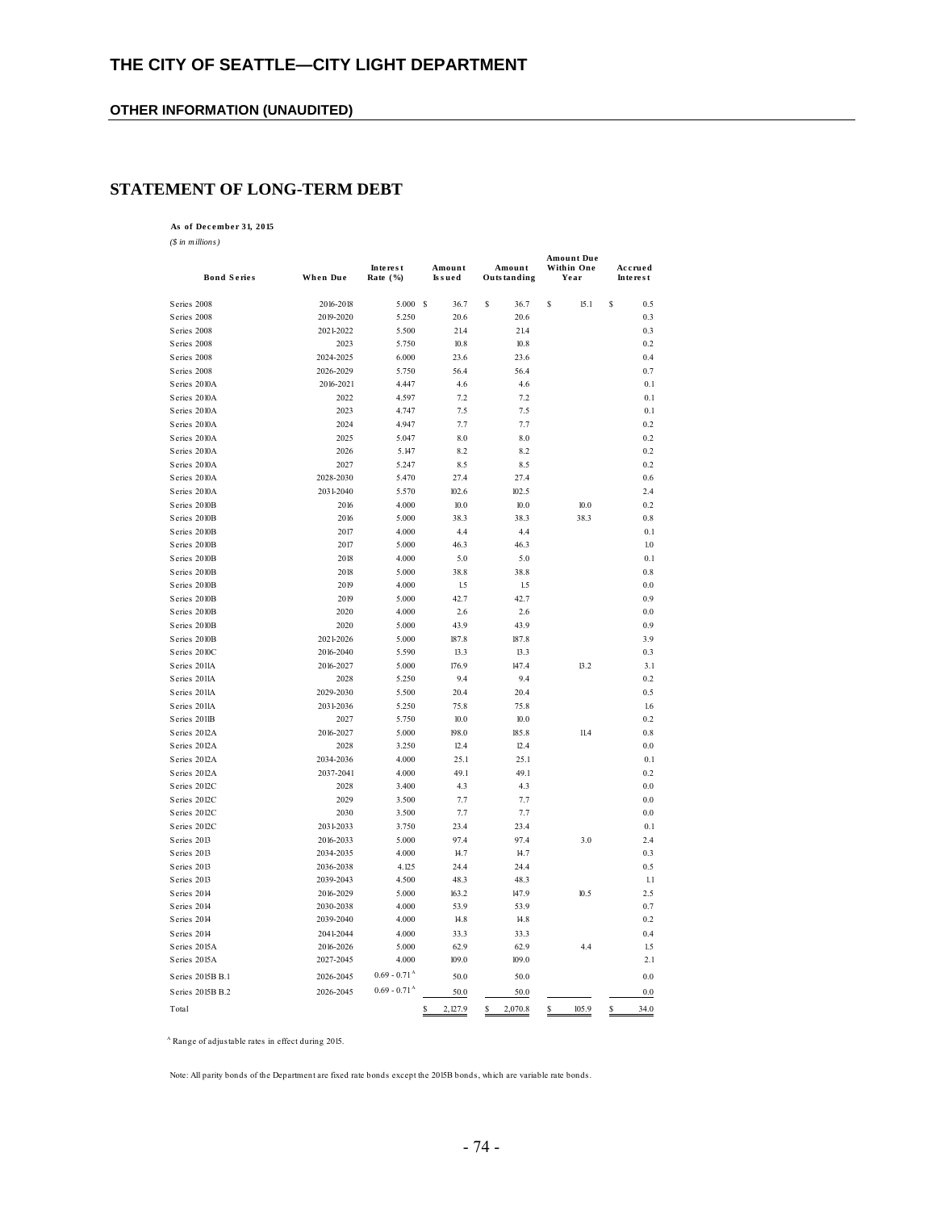# THE CITY OF SEATTLE—CITY LIGHT DEPARTMENT

## OTHER INFORMATION (UNAUDITED)

## STATEMENT OF LONG-TERM DEBT

**As of December 31, 2015**

*($ in millions)*

| Bond Series | When Due | Interest Rate (%) | Amount Issued | Amount Outstanding | Amount Due Within One Year | Accrued Interest |
|---|---|---|---|---|---|---|
| Series 2008 | 2016-2018 | 5.000 | $ 36.7 | $ 36.7 | $ 15.1 | $ 0.5 |
| Series 2008 | 2019-2020 | 5.250 | 20.6 | 20.6 | | 0.3 |
| Series 2008 | 2021-2022 | 5.500 | 21.4 | 21.4 | | 0.3 |
| Series 2008 | 2023 | 5.750 | 10.8 | 10.8 | | 0.2 |
| Series 2008 | 2024-2025 | 6.000 | 23.6 | 23.6 | | 0.4 |
| Series 2008 | 2026-2029 | 5.750 | 56.4 | 56.4 | | 0.7 |
| Series 2010A | 2016-2021 | 4.447 | 4.6 | 4.6 | | 0.1 |
| Series 2010A | 2022 | 4.597 | 7.2 | 7.2 | | 0.1 |
| Series 2010A | 2023 | 4.747 | 7.5 | 7.5 | | 0.1 |
| Series 2010A | 2024 | 4.947 | 7.7 | 7.7 | | 0.2 |
| Series 2010A | 2025 | 5.047 | 8.0 | 8.0 | | 0.2 |
| Series 2010A | 2026 | 5.147 | 8.2 | 8.2 | | 0.2 |
| Series 2010A | 2027 | 5.247 | 8.5 | 8.5 | | 0.2 |
| Series 2010A | 2028-2030 | 5.470 | 27.4 | 27.4 | | 0.6 |
| Series 2010A | 2031-2040 | 5.570 | 102.6 | 102.5 | | 2.4 |
| Series 2010B | 2016 | 4.000 | 10.0 | 10.0 | 10.0 | 0.2 |
| Series 2010B | 2016 | 5.000 | 38.3 | 38.3 | 38.3 | 0.8 |
| Series 2010B | 2017 | 4.000 | 4.4 | 4.4 | | 0.1 |
| Series 2010B | 2017 | 5.000 | 46.3 | 46.3 | | 1.0 |
| Series 2010B | 2018 | 4.000 | 5.0 | 5.0 | | 0.1 |
| Series 2010B | 2018 | 5.000 | 38.8 | 38.8 | | 0.8 |
| Series 2010B | 2019 | 4.000 | 1.5 | 1.5 | | 0.0 |
| Series 2010B | 2019 | 5.000 | 42.7 | 42.7 | | 0.9 |
| Series 2010B | 2020 | 4.000 | 2.6 | 2.6 | | 0.0 |
| Series 2010B | 2020 | 5.000 | 43.9 | 43.9 | | 0.9 |
| Series 2010B | 2021-2026 | 5.000 | 187.8 | 187.8 | | 3.9 |
| Series 2010C | 2016-2040 | 5.590 | 13.3 | 13.3 | | 0.3 |
| Series 2011A | 2016-2027 | 5.000 | 176.9 | 147.4 | 13.2 | 3.1 |
| Series 2011A | 2028 | 5.250 | 9.4 | 9.4 | | 0.2 |
| Series 2011A | 2029-2030 | 5.500 | 20.4 | 20.4 | | 0.5 |
| Series 2011A | 2031-2036 | 5.250 | 75.8 | 75.8 | | 1.6 |
| Series 2011B | 2027 | 5.750 | 10.0 | 10.0 | | 0.2 |
| Series 2012A | 2016-2027 | 5.000 | 198.0 | 185.8 | 11.4 | 0.8 |
| Series 2012A | 2028 | 3.250 | 12.4 | 12.4 | | 0.0 |
| Series 2012A | 2034-2036 | 4.000 | 25.1 | 25.1 | | 0.1 |
| Series 2012A | 2037-2041 | 4.000 | 49.1 | 49.1 | | 0.2 |
| Series 2012C | 2028 | 3.400 | 4.3 | 4.3 | | 0.0 |
| Series 2012C | 2029 | 3.500 | 7.7 | 7.7 | | 0.0 |
| Series 2012C | 2030 | 3.500 | 7.7 | 7.7 | | 0.0 |
| Series 2012C | 2031-2033 | 3.750 | 23.4 | 23.4 | | 0.1 |
| Series 2013 | 2016-2033 | 5.000 | 97.4 | 97.4 | 3.0 | 2.4 |
| Series 2013 | 2034-2035 | 4.000 | 14.7 | 14.7 | | 0.3 |
| Series 2013 | 2036-2038 | 4.125 | 24.4 | 24.4 | | 0.5 |
| Series 2013 | 2039-2043 | 4.500 | 48.3 | 48.3 | | 1.1 |
| Series 2014 | 2016-2029 | 5.000 | 163.2 | 147.9 | 10.5 | 2.5 |
| Series 2014 | 2030-2038 | 4.000 | 53.9 | 53.9 | | 0.7 |
| Series 2014 | 2039-2040 | 4.000 | 14.8 | 14.8 | | 0.2 |
| Series 2014 | 2041-2044 | 4.000 | 33.3 | 33.3 | | 0.4 |
| Series 2015A | 2016-2026 | 5.000 | 62.9 | 62.9 | 4.4 | 1.5 |
| Series 2015A | 2027-2045 | 4.000 | 109.0 | 109.0 | | 2.1 |
| Series 2015B B.1 | 2026-2045 | 0.69 - 0.71 [A] | 50.0 | 50.0 | | 0.0 |
| Series 2015B B.2 | 2026-2045 | 0.69 - 0.71 [A] | 50.0 | 50.0 | | 0.0 |
| Total | | | $ 2,127.9 | $ 2,070.8 | $ 105.9 | $ 34.0 |

[A] Range of adjustable rates in effect during 2015.

Note: All parity bonds of the Department are fixed rate bonds except the 2015B bonds, which are variable rate bonds.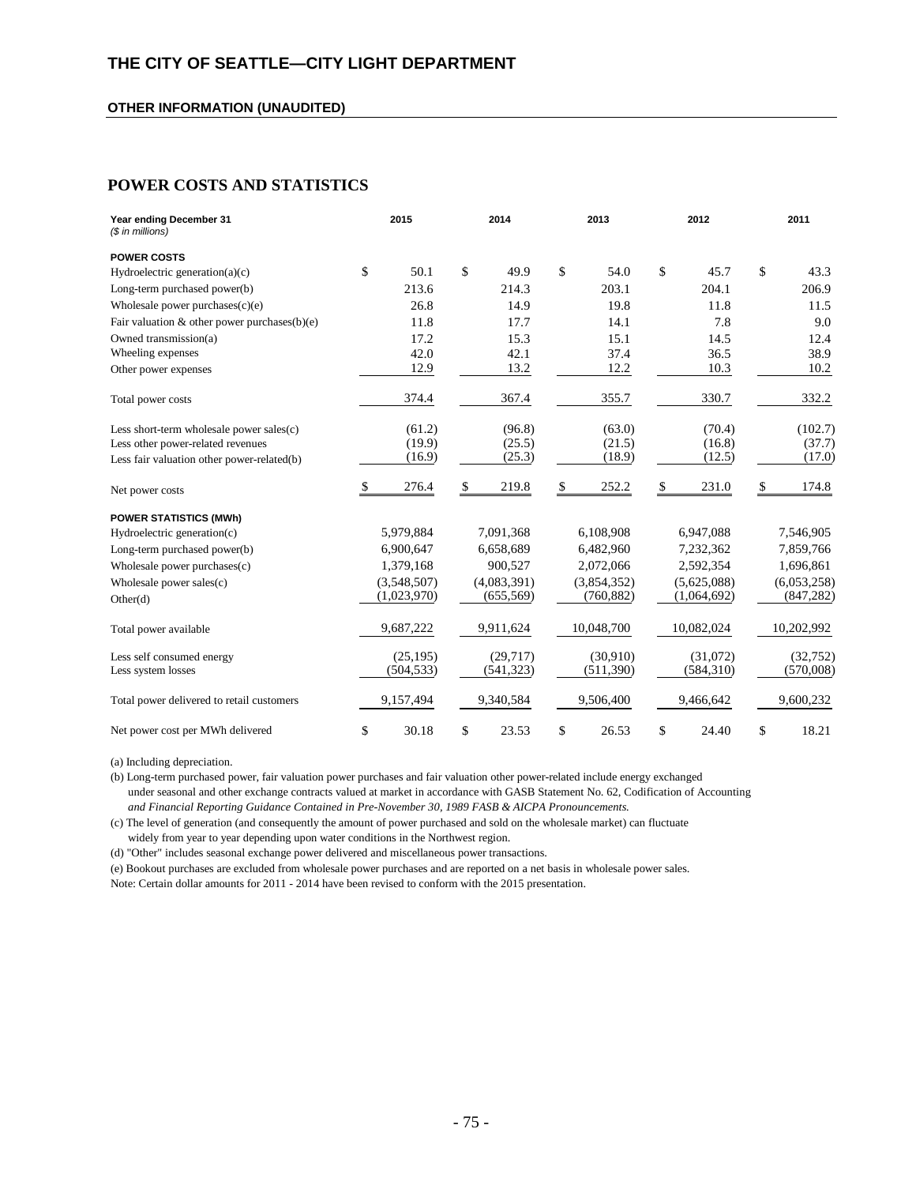# THE CITY OF SEATTLE—CITY LIGHT DEPARTMENT

**OTHER INFORMATION (UNAUDITED)**

## POWER COSTS AND STATISTICS

| Year ending December 31 *($ in millions)* | 2015 | 2014 | 2013 | 2012 | 2011 |
|---|---|---|---|---|---|
| **POWER COSTS** | | | | | |
| Hydroelectric generation(a)(c) | $ 50.1 | $ 49.9 | $ 54.0 | $ 45.7 | $ 43.3 |
| Long-term purchased power(b) | 213.6 | 214.3 | 203.1 | 204.1 | 206.9 |
| Wholesale power purchases(c)(e) | 26.8 | 14.9 | 19.8 | 11.8 | 11.5 |
| Fair valuation & other power purchases(b)(e) | 11.8 | 17.7 | 14.1 | 7.8 | 9.0 |
| Owned transmission(a) | 17.2 | 15.3 | 15.1 | 14.5 | 12.4 |
| Wheeling expenses | 42.0 | 42.1 | 37.4 | 36.5 | 38.9 |
| Other power expenses | 12.9 | 13.2 | 12.2 | 10.3 | 10.2 |
| Total power costs | 374.4 | 367.4 | 355.7 | 330.7 | 332.2 |
| Less short-term wholesale power sales(c) | (61.2) | (96.8) | (63.0) | (70.4) | (102.7) |
| Less other power-related revenues | (19.9) | (25.5) | (21.5) | (16.8) | (37.7) |
| Less fair valuation other power-related(b) | (16.9) | (25.3) | (18.9) | (12.5) | (17.0) |
| Net power costs | $ 276.4 | $ 219.8 | $ 252.2 | $ 231.0 | $ 174.8 |
| **POWER STATISTICS (MWh)** | | | | | |
| Hydroelectric generation(c) | 5,979,884 | 7,091,368 | 6,108,908 | 6,947,088 | 7,546,905 |
| Long-term purchased power(b) | 6,900,647 | 6,658,689 | 6,482,960 | 7,232,362 | 7,859,766 |
| Wholesale power purchases(c) | 1,379,168 | 900,527 | 2,072,066 | 2,592,354 | 1,696,861 |
| Wholesale power sales(c) | (3,548,507) | (4,083,391) | (3,854,352) | (5,625,088) | (6,053,258) |
| Other(d) | (1,023,970) | (655,569) | (760,882) | (1,064,692) | (847,282) |
| Total power available | 9,687,222 | 9,911,624 | 10,048,700 | 10,082,024 | 10,202,992 |
| Less self consumed energy | (25,195) | (29,717) | (30,910) | (31,072) | (32,752) |
| Less system losses | (504,533) | (541,323) | (511,390) | (584,310) | (570,008) |
| Total power delivered to retail customers | 9,157,494 | 9,340,584 | 9,506,400 | 9,466,642 | 9,600,232 |
| Net power cost per MWh delivered | $ 30.18 | $ 23.53 | $ 26.53 | $ 24.40 | $ 18.21 |

(a) Including depreciation.

(b) Long-term purchased power, fair valuation power purchases and fair valuation other power-related include energy exchanged under seasonal and other exchange contracts valued at market in accordance with GASB Statement No. 62, Codification of Accounting *and Financial Reporting Guidance Contained in Pre-November 30, 1989 FASB & AICPA Pronouncements.*

(c) The level of generation (and consequently the amount of power purchased and sold on the wholesale market) can fluctuate widely from year to year depending upon water conditions in the Northwest region.

(d) "Other" includes seasonal exchange power delivered and miscellaneous power transactions.

(e) Bookout purchases are excluded from wholesale power purchases and are reported on a net basis in wholesale power sales.

Note: Certain dollar amounts for 2011 - 2014 have been revised to conform with the 2015 presentation.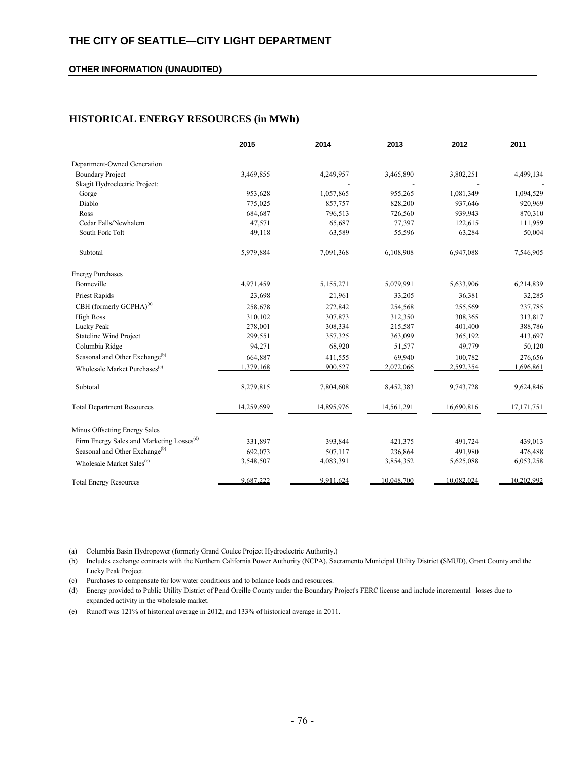# THE CITY OF SEATTLE—CITY LIGHT DEPARTMENT

**OTHER INFORMATION (UNAUDITED)**

## HISTORICAL ENERGY RESOURCES (in MWh)

| | 2015 | 2014 | 2013 | 2012 | 2011 |
|---|---|---|---|---|---|
| Department-Owned Generation | | | | | |
| Boundary Project | 3,469,855 | 4,249,957 | 3,465,890 | 3,802,251 | 4,499,134 |
| Skagit Hydroelectric Project: | - | - | - | - | - |
| Gorge | 953,628 | 1,057,865 | 955,265 | 1,081,349 | 1,094,529 |
| Diablo | 775,025 | 857,757 | 828,200 | 937,646 | 920,969 |
| Ross | 684,687 | 796,513 | 726,560 | 939,943 | 870,310 |
| Cedar Falls/Newhalem | 47,571 | 65,687 | 77,397 | 122,615 | 111,959 |
| South Fork Tolt | 49,118 | 63,589 | 55,596 | 63,284 | 50,004 |
| Subtotal | 5,979,884 | 7,091,368 | 6,108,908 | 6,947,088 | 7,546,905 |
| Energy Purchases | | | | | |
| Bonneville | 4,971,459 | 5,155,271 | 5,079,991 | 5,633,906 | 6,214,839 |
| Priest Rapids | 23,698 | 21,961 | 33,205 | 36,381 | 32,285 |
| CBH (formerly GCPHA)[(a)] | 258,678 | 272,842 | 254,568 | 255,569 | 237,785 |
| High Ross | 310,102 | 307,873 | 312,350 | 308,365 | 313,817 |
| Lucky Peak | 278,001 | 308,334 | 215,587 | 401,400 | 388,786 |
| Stateline Wind Project | 299,551 | 357,325 | 363,099 | 365,192 | 413,697 |
| Columbia Ridge | 94,271 | 68,920 | 51,577 | 49,779 | 50,120 |
| Seasonal and Other Exchange[(b)] | 664,887 | 411,555 | 69,940 | 100,782 | 276,656 |
| Wholesale Market Purchases[(c)] | 1,379,168 | 900,527 | 2,072,066 | 2,592,354 | 1,696,861 |
| Subtotal | 8,279,815 | 7,804,608 | 8,452,383 | 9,743,728 | 9,624,846 |
| Total Department Resources | 14,259,699 | 14,895,976 | 14,561,291 | 16,690,816 | 17,171,751 |
| Minus Offsetting Energy Sales | | | | | |
| Firm Energy Sales and Marketing Losses[(d)] | 331,897 | 393,844 | 421,375 | 491,724 | 439,013 |
| Seasonal and Other Exchange[(b)] | 692,073 | 507,117 | 236,864 | 491,980 | 476,488 |
| Wholesale Market Sales[(e)] | 3,548,507 | 4,083,391 | 3,854,352 | 5,625,088 | 6,053,258 |
| Total Energy Resources | 9,687,222 | 9,911,624 | 10,048,700 | 10,082,024 | 10,202,992 |

(a) Columbia Basin Hydropower (formerly Grand Coulee Project Hydroelectric Authority.)

(b) Includes exchange contracts with the Northern California Power Authority (NCPA), Sacramento Municipal Utility District (SMUD), Grant County and the Lucky Peak Project.

(c) Purchases to compensate for low water conditions and to balance loads and resources.

(d) Energy provided to Public Utility District of Pend Oreille County under the Boundary Project's FERC license and include incremental losses due to expanded activity in the wholesale market.

(e) Runoff was 121% of historical average in 2012, and 133% of historical average in 2011.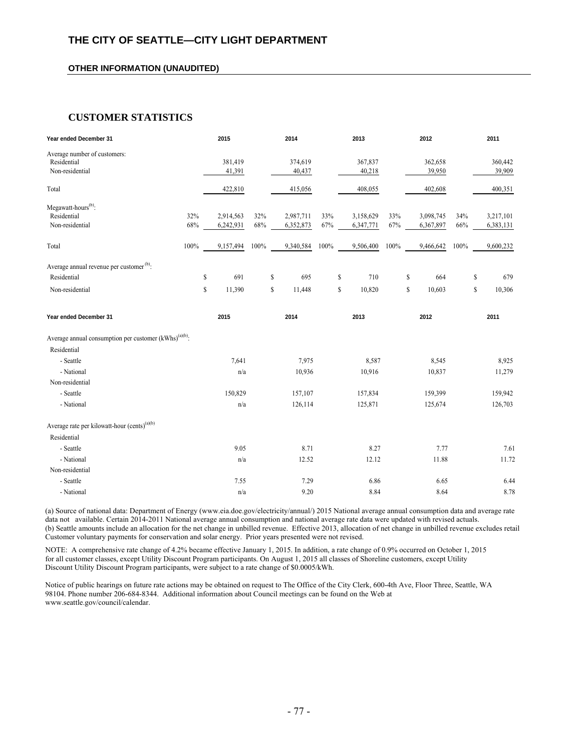# THE CITY OF SEATTLE—CITY LIGHT DEPARTMENT

### OTHER INFORMATION (UNAUDITED)

## CUSTOMER STATISTICS

| Year ended December 31 | | 2015 | | 2014 | | 2013 | | 2012 | | 2011 |
|---|---|---|---|---|---|---|---|---|---|---|
| Average number of customers: | | | | | | | | | | |
| Residential | | 381,419 | | 374,619 | | 367,837 | | 362,658 | | 360,442 |
| Non-residential | | 41,391 | | 40,437 | | 40,218 | | 39,950 | | 39,909 |
| Total | | 422,810 | | 415,056 | | 408,055 | | 402,608 | | 400,351 |
| Megawatt-hours(b): | | | | | | | | | | |
| Residential | 32% | 2,914,563 | 32% | 2,987,711 | 33% | 3,158,629 | 33% | 3,098,745 | 34% | 3,217,101 |
| Non-residential | 68% | 6,242,931 | 68% | 6,352,873 | 67% | 6,347,771 | 67% | 6,367,897 | 66% | 6,383,131 |
| Total | 100% | 9,157,494 | 100% | 9,340,584 | 100% | 9,506,400 | 100% | 9,466,642 | 100% | 9,600,232 |
| Average annual revenue per customer (b): | | | | | | | | | | |
| Residential | | $ 691 | | $ 695 | | $ 710 | | $ 664 | | $ 679 |
| Non-residential | | $ 11,390 | | $ 11,448 | | $ 10,820 | | $ 10,603 | | $ 10,306 |

| Year ended December 31 | 2015 | 2014 | 2013 | 2012 | 2011 |
|---|---|---|---|---|---|
| Average annual consumption per customer (kWhs)(a)(b): | | | | | |
| Residential | | | | | |
| - Seattle | 7,641 | 7,975 | 8,587 | 8,545 | 8,925 |
| - National | n/a | 10,936 | 10,916 | 10,837 | 11,279 |
| Non-residential | | | | | |
| - Seattle | 150,829 | 157,107 | 157,834 | 159,399 | 159,942 |
| - National | n/a | 126,114 | 125,871 | 125,674 | 126,703 |
| Average rate per kilowatt-hour (cents)(a)(b) | | | | | |
| Residential | | | | | |
| - Seattle | 9.05 | 8.71 | 8.27 | 7.77 | 7.61 |
| - National | n/a | 12.52 | 12.12 | 11.88 | 11.72 |
| Non-residential | | | | | |
| - Seattle | 7.55 | 7.29 | 6.86 | 6.65 | 6.44 |
| - National | n/a | 9.20 | 8.84 | 8.64 | 8.78 |

(a) Source of national data: Department of Energy (www.eia.doe.gov/electricity/annual/) 2015 National average annual consumption data and average rate data not available. Certain 2014-2011 National average annual consumption and national average rate data were updated with revised actuals.
(b) Seattle amounts include an allocation for the net change in unbilled revenue. Effective 2013, allocation of net change in unbilled revenue excludes retail Customer voluntary payments for conservation and solar energy. Prior years presented were not revised.

NOTE: A comprehensive rate change of 4.2% became effective January 1, 2015. In addition, a rate change of 0.9% occurred on October 1, 2015 for all customer classes, except Utility Discount Program participants. On August 1, 2015 all classes of Shoreline customers, except Utility Discount Utility Discount Program participants, were subject to a rate change of $0.0005/kWh.

Notice of public hearings on future rate actions may be obtained on request to The Office of the City Clerk, 600-4th Ave, Floor Three, Seattle, WA 98104. Phone number 206-684-8344. Additional information about Council meetings can be found on the Web at www.seattle.gov/council/calendar.